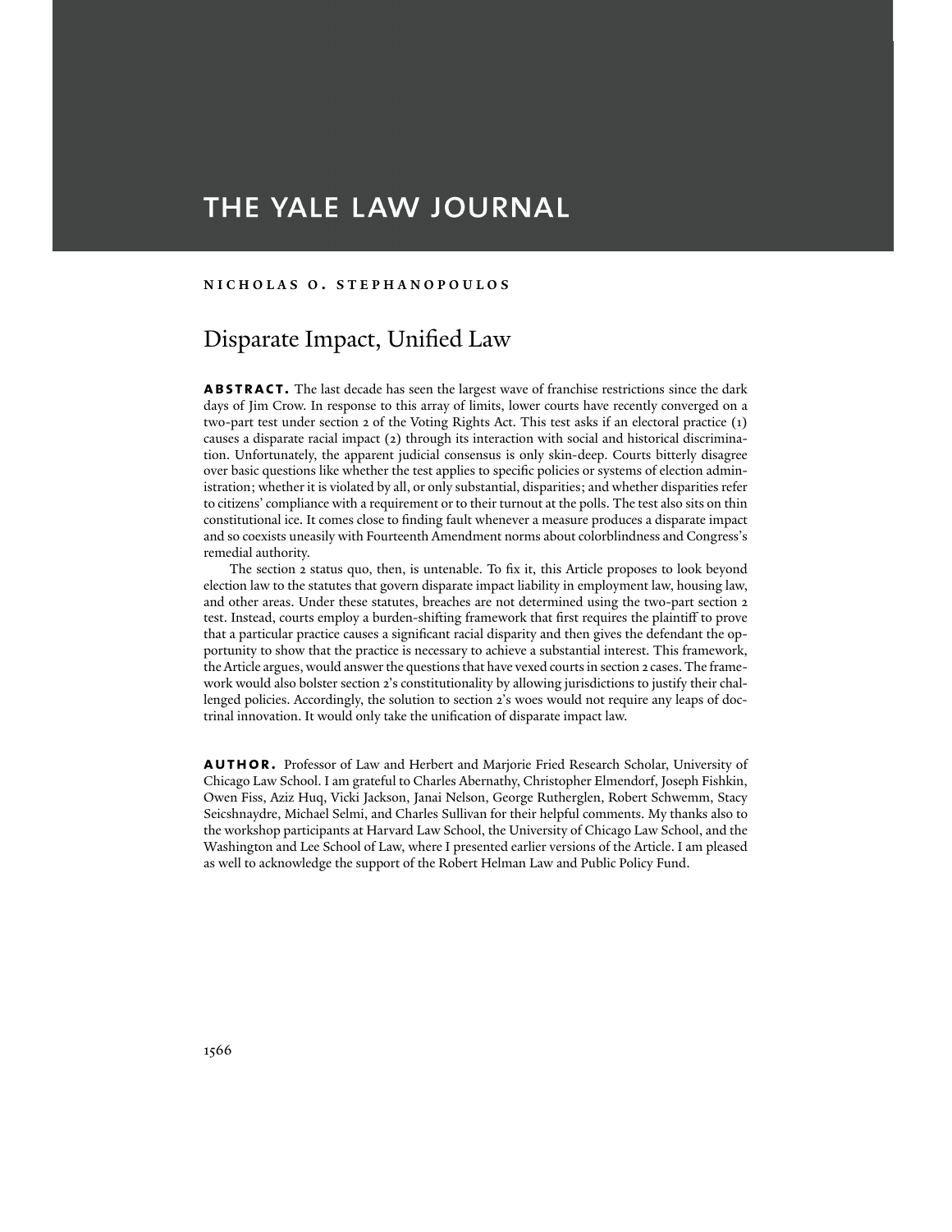# THE YALE LAW JOURNAL

**NICHOLAS O. STEPHANOPOULOS**

## Disparate Impact, Unified Law

**ABSTRACT.** The last decade has seen the largest wave of franchise restrictions since the dark days of Jim Crow. In response to this array of limits, lower courts have recently converged on a two-part test under section 2 of the Voting Rights Act. This test asks if an electoral practice (1) causes a disparate racial impact (2) through its interaction with social and historical discrimination. Unfortunately, the apparent judicial consensus is only skin-deep. Courts bitterly disagree over basic questions like whether the test applies to specific policies or systems of election administration; whether it is violated by all, or only substantial, disparities; and whether disparities refer to citizens' compliance with a requirement or to their turnout at the polls. The test also sits on thin constitutional ice. It comes close to finding fault whenever a measure produces a disparate impact and so coexists uneasily with Fourteenth Amendment norms about colorblindness and Congress's remedial authority.

The section 2 status quo, then, is untenable. To fix it, this Article proposes to look beyond election law to the statutes that govern disparate impact liability in employment law, housing law, and other areas. Under these statutes, breaches are not determined using the two-part section 2 test. Instead, courts employ a burden-shifting framework that first requires the plaintiff to prove that a particular practice causes a significant racial disparity and then gives the defendant the opportunity to show that the practice is necessary to achieve a substantial interest. This framework, the Article argues, would answer the questions that have vexed courts in section 2 cases. The framework would also bolster section 2's constitutionality by allowing jurisdictions to justify their challenged policies. Accordingly, the solution to section 2's woes would not require any leaps of doctrinal innovation. It would only take the unification of disparate impact law.

**AUTHOR.** Professor of Law and Herbert and Marjorie Fried Research Scholar, University of Chicago Law School. I am grateful to Charles Abernathy, Christopher Elmendorf, Joseph Fishkin, Owen Fiss, Aziz Huq, Vicki Jackson, Janai Nelson, George Rutherglen, Robert Schwemm, Stacy Seicshnaydre, Michael Selmi, and Charles Sullivan for their helpful comments. My thanks also to the workshop participants at Harvard Law School, the University of Chicago Law School, and the Washington and Lee School of Law, where I presented earlier versions of the Article. I am pleased as well to acknowledge the support of the Robert Helman Law and Public Policy Fund.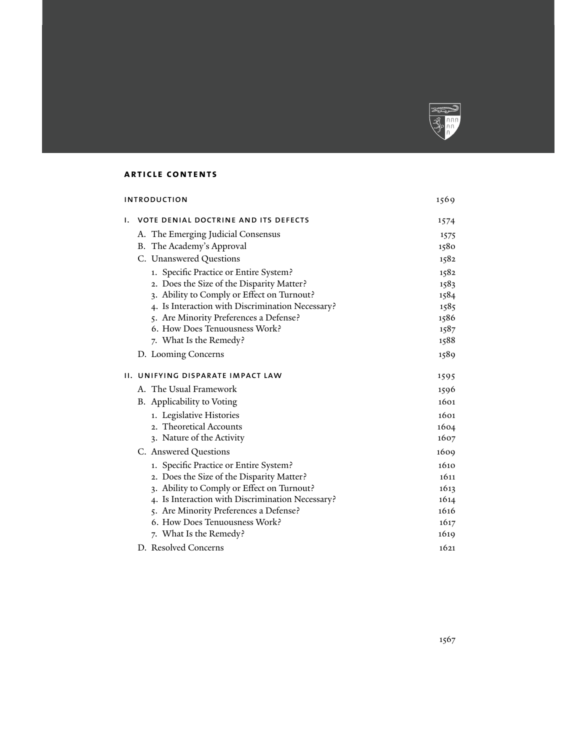## ARTICLE CONTENTS

INTRODUCTION 1569

I. VOTE DENIAL DOCTRINE AND ITS DEFECTS 1574

- A. The Emerging Judicial Consensus 1575
- B. The Academy's Approval 1580
- C. Unanswered Questions 1582
  1. Specific Practice or Entire System? 1582
  2. Does the Size of the Disparity Matter? 1583
  3. Ability to Comply or Effect on Turnout? 1584
  4. Is Interaction with Discrimination Necessary? 1585
  5. Are Minority Preferences a Defense? 1586
  6. How Does Tenuousness Work? 1587
  7. What Is the Remedy? 1588
- D. Looming Concerns 1589

II. UNIFYING DISPARATE IMPACT LAW 1595

- A. The Usual Framework 1596
- B. Applicability to Voting 1601
  1. Legislative Histories 1601
  2. Theoretical Accounts 1604
  3. Nature of the Activity 1607
- C. Answered Questions 1609
  1. Specific Practice or Entire System? 1610
  2. Does the Size of the Disparity Matter? 1611
  3. Ability to Comply or Effect on Turnout? 1613
  4. Is Interaction with Discrimination Necessary? 1614
  5. Are Minority Preferences a Defense? 1616
  6. How Does Tenuousness Work? 1617
  7. What Is the Remedy? 1619
- D. Resolved Concerns 1621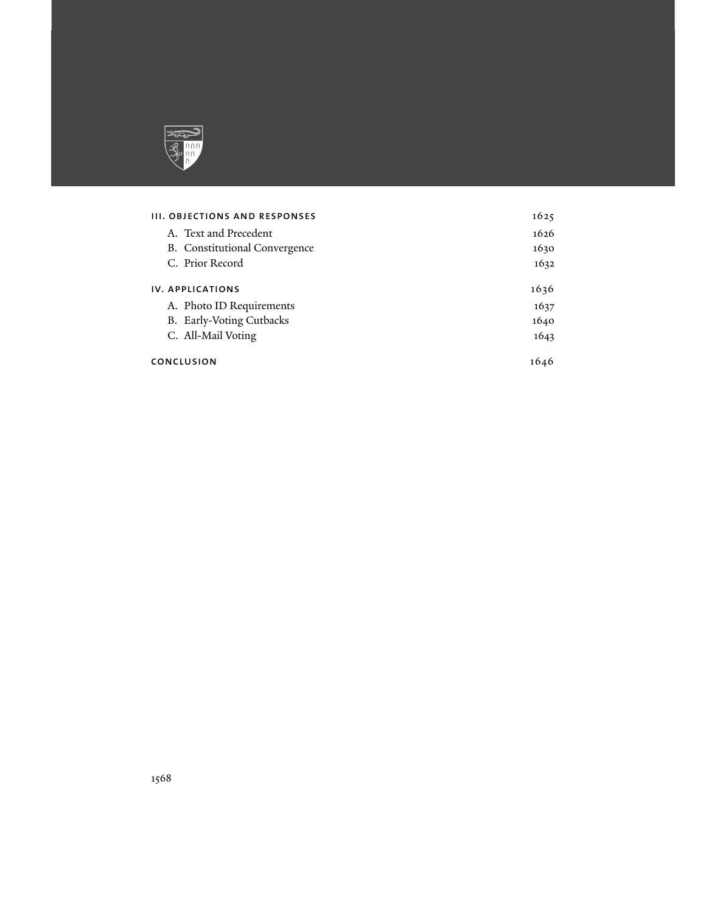| | |
|---|---|
| **III. OBJECTIONS AND RESPONSES** | 1625 |
| A. Text and Precedent | 1626 |
| B. Constitutional Convergence | 1630 |
| C. Prior Record | 1632 |
| **IV. APPLICATIONS** | 1636 |
| A. Photo ID Requirements | 1637 |
| B. Early-Voting Cutbacks | 1640 |
| C. All-Mail Voting | 1643 |
| **CONCLUSION** | 1646 |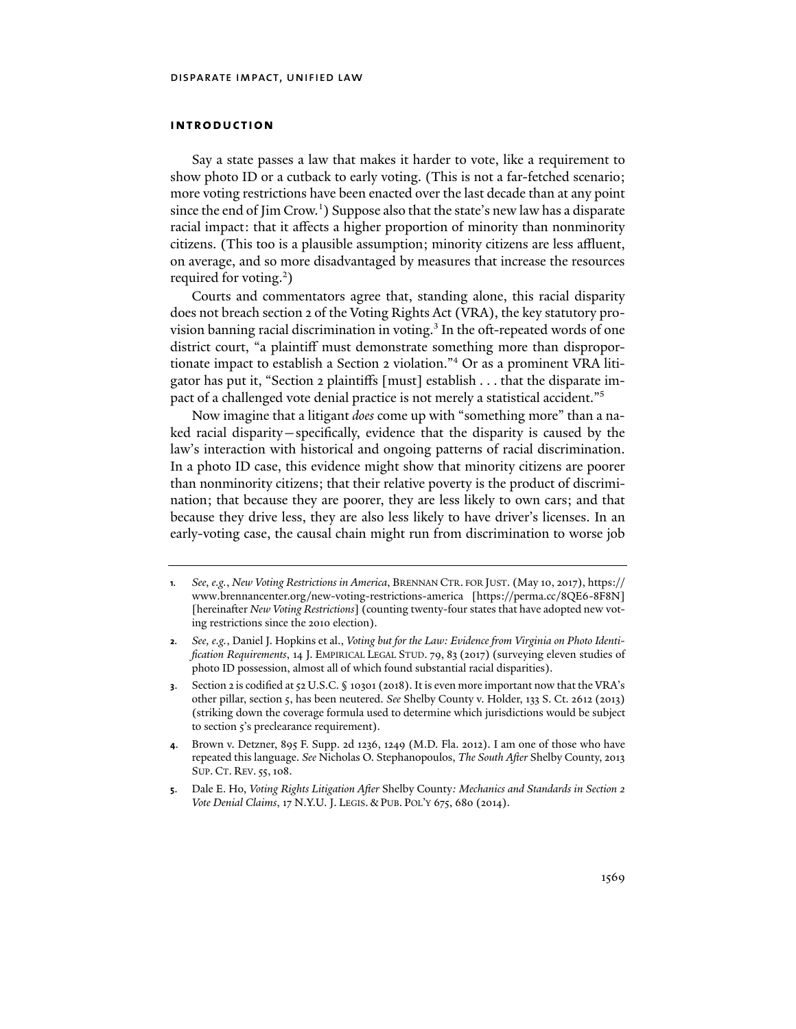## introduction

Say a state passes a law that makes it harder to vote, like a requirement to show photo ID or a cutback to early voting. (This is not a far-fetched scenario; more voting restrictions have been enacted over the last decade than at any point since the end of Jim Crow.[1]) Suppose also that the state's new law has a disparate racial impact: that it affects a higher proportion of minority than nonminority citizens. (This too is a plausible assumption; minority citizens are less affluent, on average, and so more disadvantaged by measures that increase the resources required for voting.[2])

Courts and commentators agree that, standing alone, this racial disparity does not breach section 2 of the Voting Rights Act (VRA), the key statutory provision banning racial discrimination in voting.[3] In the oft-repeated words of one district court, "a plaintiff must demonstrate something more than disproportionate impact to establish a Section 2 violation."[4] Or as a prominent VRA litigator has put it, "Section 2 plaintiffs [must] establish . . . that the disparate impact of a challenged vote denial practice is not merely a statistical accident."[5]

Now imagine that a litigant *does* come up with "something more" than a naked racial disparity—specifically, evidence that the disparity is caused by the law's interaction with historical and ongoing patterns of racial discrimination. In a photo ID case, this evidence might show that minority citizens are poorer than nonminority citizens; that their relative poverty is the product of discrimination; that because they are poorer, they are less likely to own cars; and that because they drive less, they are also less likely to have driver's licenses. In an early-voting case, the causal chain might run from discrimination to worse job

---

1. *See, e.g.*, *New Voting Restrictions in America*, Brennan Ctr. for Just. (May 10, 2017), https://www.brennancenter.org/new-voting-restrictions-america [https://perma.cc/8QE6-8F8N] [hereinafter *New Voting Restrictions*] (counting twenty-four states that have adopted new voting restrictions since the 2010 election).

2. *See, e.g.*, Daniel J. Hopkins et al., *Voting but for the Law: Evidence from Virginia on Photo Identification Requirements*, 14 J. Empirical Legal Stud. 79, 83 (2017) (surveying eleven studies of photo ID possession, almost all of which found substantial racial disparities).

3. Section 2 is codified at 52 U.S.C. § 10301 (2018). It is even more important now that the VRA's other pillar, section 5, has been neutered. *See* Shelby County v. Holder, 133 S. Ct. 2612 (2013) (striking down the coverage formula used to determine which jurisdictions would be subject to section 5's preclearance requirement).

4. Brown v. Detzner, 895 F. Supp. 2d 1236, 1249 (M.D. Fla. 2012). I am one of those who have repeated this language. *See* Nicholas O. Stephanopoulos, *The South After* Shelby County, 2013 Sup. Ct. Rev. 55, 108.

5. Dale E. Ho, *Voting Rights Litigation After* Shelby County*: Mechanics and Standards in Section 2 Vote Denial Claims*, 17 N.Y.U. J. Legis. & Pub. Pol'y 675, 680 (2014).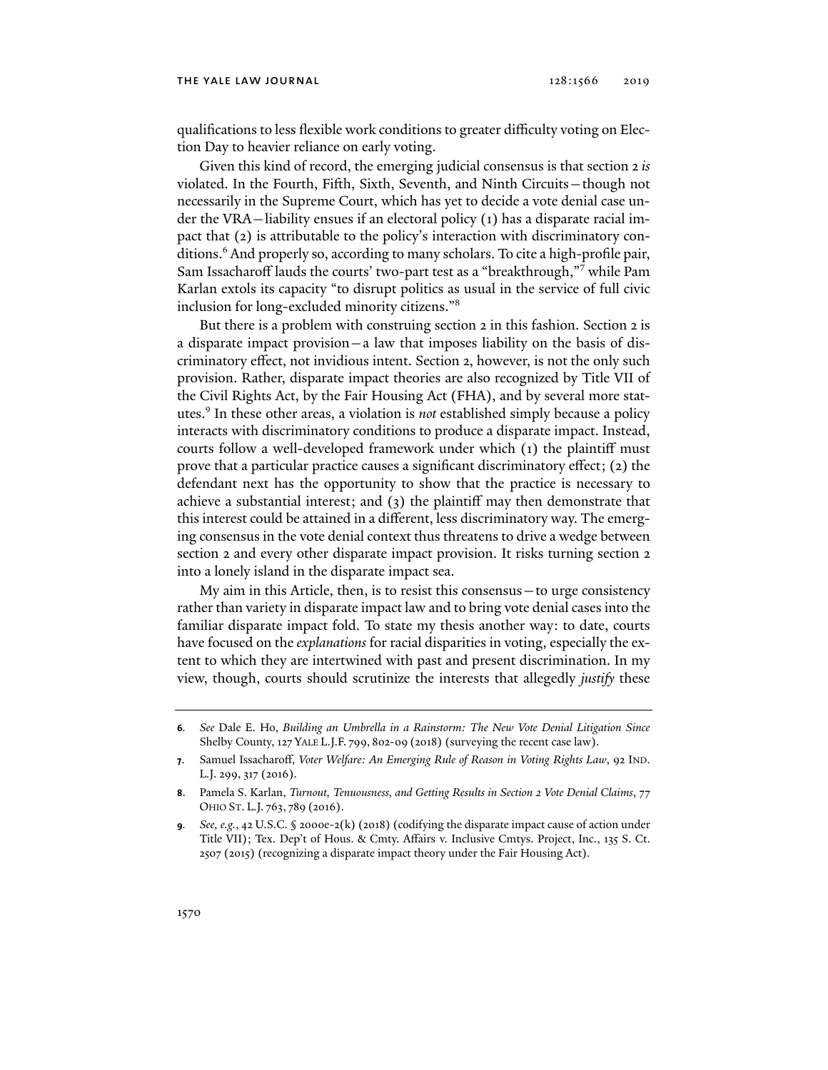qualifications to less flexible work conditions to greater difficulty voting on Election Day to heavier reliance on early voting.

Given this kind of record, the emerging judicial consensus is that section 2 *is* violated. In the Fourth, Fifth, Sixth, Seventh, and Ninth Circuits—though not necessarily in the Supreme Court, which has yet to decide a vote denial case under the VRA—liability ensues if an electoral policy (1) has a disparate racial impact that (2) is attributable to the policy's interaction with discriminatory conditions.[6] And properly so, according to many scholars. To cite a high-profile pair, Sam Issacharoff lauds the courts' two-part test as a "breakthrough,"[7] while Pam Karlan extols its capacity "to disrupt politics as usual in the service of full civic inclusion for long-excluded minority citizens."[8]

But there is a problem with construing section 2 in this fashion. Section 2 is a disparate impact provision—a law that imposes liability on the basis of discriminatory effect, not invidious intent. Section 2, however, is not the only such provision. Rather, disparate impact theories are also recognized by Title VII of the Civil Rights Act, by the Fair Housing Act (FHA), and by several more statutes.[9] In these other areas, a violation is *not* established simply because a policy interacts with discriminatory conditions to produce a disparate impact. Instead, courts follow a well-developed framework under which (1) the plaintiff must prove that a particular practice causes a significant discriminatory effect; (2) the defendant next has the opportunity to show that the practice is necessary to achieve a substantial interest; and (3) the plaintiff may then demonstrate that this interest could be attained in a different, less discriminatory way. The emerging consensus in the vote denial context thus threatens to drive a wedge between section 2 and every other disparate impact provision. It risks turning section 2 into a lonely island in the disparate impact sea.

My aim in this Article, then, is to resist this consensus—to urge consistency rather than variety in disparate impact law and to bring vote denial cases into the familiar disparate impact fold. To state my thesis another way: to date, courts have focused on the *explanations* for racial disparities in voting, especially the extent to which they are intertwined with past and present discrimination. In my view, though, courts should scrutinize the interests that allegedly *justify* these

---

6. *See* Dale E. Ho, *Building an Umbrella in a Rainstorm: The New Vote Denial Litigation Since* Shelby County, 127 YALE L.J.F. 799, 802-09 (2018) (surveying the recent case law).

7. Samuel Issacharoff, *Voter Welfare: An Emerging Rule of Reason in Voting Rights Law*, 92 IND. L.J. 299, 317 (2016).

8. Pamela S. Karlan, *Turnout, Tenuousness, and Getting Results in Section 2 Vote Denial Claims*, 77 OHIO ST. L.J. 763, 789 (2016).

9. *See, e.g.*, 42 U.S.C. § 2000e-2(k) (2018) (codifying the disparate impact cause of action under Title VII); Tex. Dep't of Hous. & Cmty. Affairs v. Inclusive Cmtys. Project, Inc., 135 S. Ct. 2507 (2015) (recognizing a disparate impact theory under the Fair Housing Act).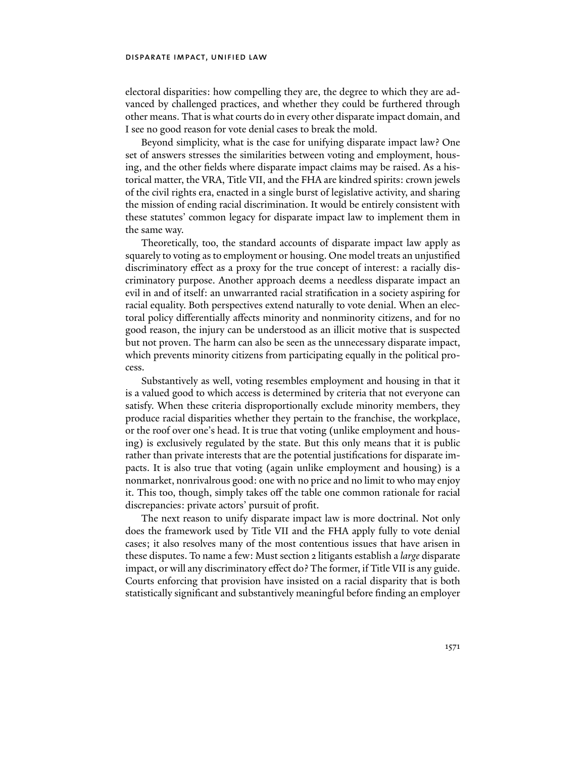electoral disparities: how compelling they are, the degree to which they are advanced by challenged practices, and whether they could be furthered through other means. That is what courts do in every other disparate impact domain, and I see no good reason for vote denial cases to break the mold.

Beyond simplicity, what is the case for unifying disparate impact law? One set of answers stresses the similarities between voting and employment, housing, and the other fields where disparate impact claims may be raised. As a historical matter, the VRA, Title VII, and the FHA are kindred spirits: crown jewels of the civil rights era, enacted in a single burst of legislative activity, and sharing the mission of ending racial discrimination. It would be entirely consistent with these statutes' common legacy for disparate impact law to implement them in the same way.

Theoretically, too, the standard accounts of disparate impact law apply as squarely to voting as to employment or housing. One model treats an unjustified discriminatory effect as a proxy for the true concept of interest: a racially discriminatory purpose. Another approach deems a needless disparate impact an evil in and of itself: an unwarranted racial stratification in a society aspiring for racial equality. Both perspectives extend naturally to vote denial. When an electoral policy differentially affects minority and nonminority citizens, and for no good reason, the injury can be understood as an illicit motive that is suspected but not proven. The harm can also be seen as the unnecessary disparate impact, which prevents minority citizens from participating equally in the political process.

Substantively as well, voting resembles employment and housing in that it is a valued good to which access is determined by criteria that not everyone can satisfy. When these criteria disproportionally exclude minority members, they produce racial disparities whether they pertain to the franchise, the workplace, or the roof over one's head. It is true that voting (unlike employment and housing) is exclusively regulated by the state. But this only means that it is public rather than private interests that are the potential justifications for disparate impacts. It is also true that voting (again unlike employment and housing) is a nonmarket, nonrivalrous good: one with no price and no limit to who may enjoy it. This too, though, simply takes off the table one common rationale for racial discrepancies: private actors' pursuit of profit.

The next reason to unify disparate impact law is more doctrinal. Not only does the framework used by Title VII and the FHA apply fully to vote denial cases; it also resolves many of the most contentious issues that have arisen in these disputes. To name a few: Must section 2 litigants establish a *large* disparate impact, or will any discriminatory effect do? The former, if Title VII is any guide. Courts enforcing that provision have insisted on a racial disparity that is both statistically significant and substantively meaningful before finding an employer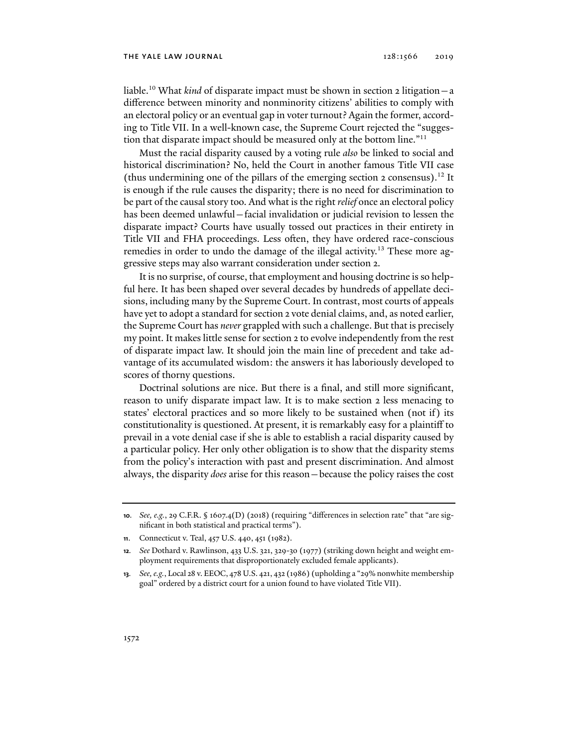liable.[10] What *kind* of disparate impact must be shown in section 2 litigation—a difference between minority and nonminority citizens' abilities to comply with an electoral policy or an eventual gap in voter turnout? Again the former, according to Title VII. In a well-known case, the Supreme Court rejected the "suggestion that disparate impact should be measured only at the bottom line."[11]

Must the racial disparity caused by a voting rule *also* be linked to social and historical discrimination? No, held the Court in another famous Title VII case (thus undermining one of the pillars of the emerging section 2 consensus).[12] It is enough if the rule causes the disparity; there is no need for discrimination to be part of the causal story too. And what is the right *relief* once an electoral policy has been deemed unlawful—facial invalidation or judicial revision to lessen the disparate impact? Courts have usually tossed out practices in their entirety in Title VII and FHA proceedings. Less often, they have ordered race-conscious remedies in order to undo the damage of the illegal activity.[13] These more aggressive steps may also warrant consideration under section 2.

It is no surprise, of course, that employment and housing doctrine is so helpful here. It has been shaped over several decades by hundreds of appellate decisions, including many by the Supreme Court. In contrast, most courts of appeals have yet to adopt a standard for section 2 vote denial claims, and, as noted earlier, the Supreme Court has *never* grappled with such a challenge. But that is precisely my point. It makes little sense for section 2 to evolve independently from the rest of disparate impact law. It should join the main line of precedent and take advantage of its accumulated wisdom: the answers it has laboriously developed to scores of thorny questions.

Doctrinal solutions are nice. But there is a final, and still more significant, reason to unify disparate impact law. It is to make section 2 less menacing to states' electoral practices and so more likely to be sustained when (not if) its constitutionality is questioned. At present, it is remarkably easy for a plaintiff to prevail in a vote denial case if she is able to establish a racial disparity caused by a particular policy. Her only other obligation is to show that the disparity stems from the policy's interaction with past and present discrimination. And almost always, the disparity *does* arise for this reason—because the policy raises the cost

---

**10**. *See, e.g.*, 29 C.F.R. § 1607.4(D) (2018) (requiring "differences in selection rate" that "are significant in both statistical and practical terms").

**11**. Connecticut v. Teal, 457 U.S. 440, 451 (1982).

**12**. *See* Dothard v. Rawlinson, 433 U.S. 321, 329-30 (1977) (striking down height and weight employment requirements that disproportionately excluded female applicants).

**13**. *See, e.g.*, Local 28 v. EEOC, 478 U.S. 421, 432 (1986) (upholding a "29% nonwhite membership goal" ordered by a district court for a union found to have violated Title VII).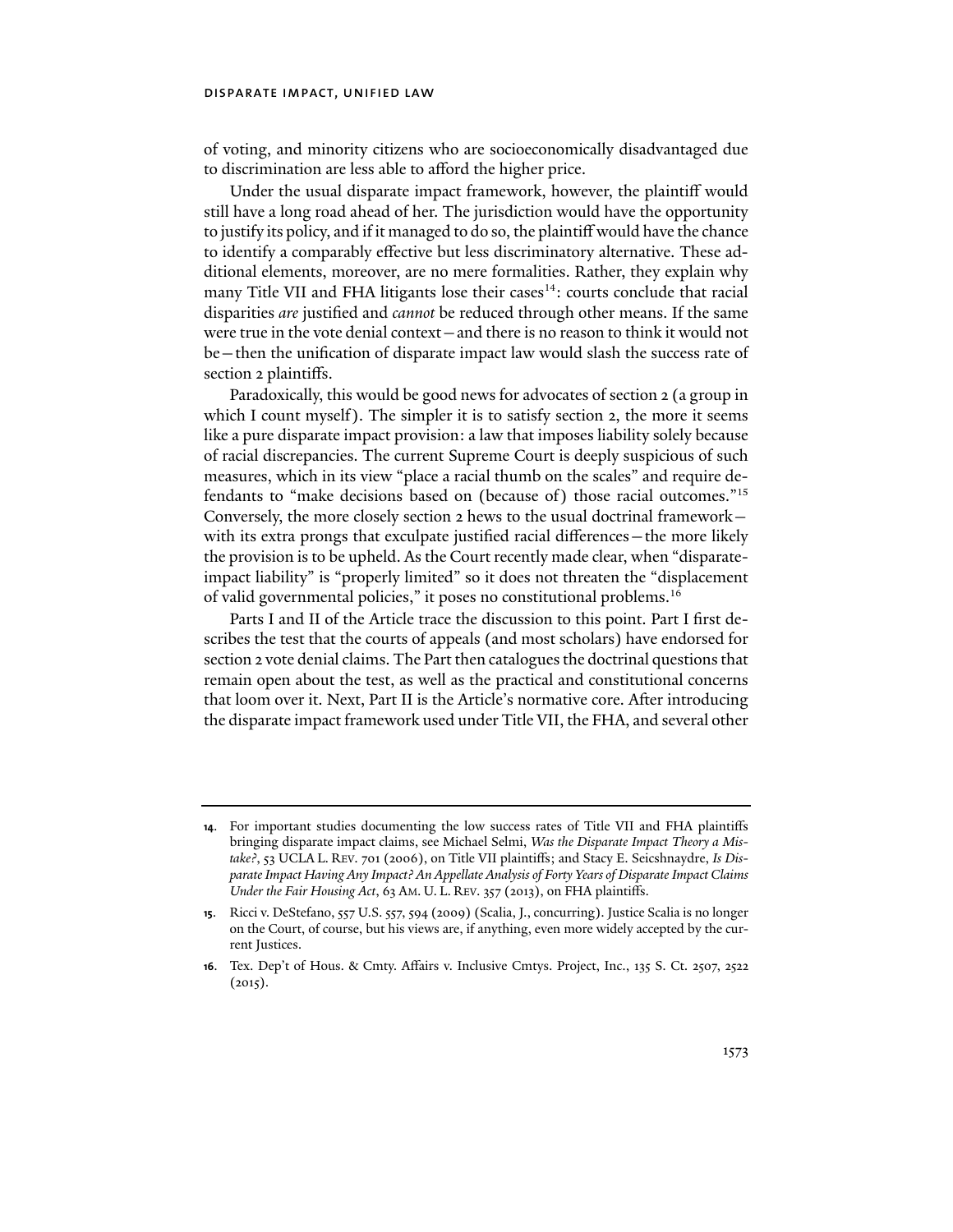of voting, and minority citizens who are socioeconomically disadvantaged due to discrimination are less able to afford the higher price.

Under the usual disparate impact framework, however, the plaintiff would still have a long road ahead of her. The jurisdiction would have the opportunity to justify its policy, and if it managed to do so, the plaintiff would have the chance to identify a comparably effective but less discriminatory alternative. These additional elements, moreover, are no mere formalities. Rather, they explain why many Title VII and FHA litigants lose their cases[14]: courts conclude that racial disparities *are* justified and *cannot* be reduced through other means. If the same were true in the vote denial context—and there is no reason to think it would not be—then the unification of disparate impact law would slash the success rate of section 2 plaintiffs.

Paradoxically, this would be good news for advocates of section 2 (a group in which I count myself). The simpler it is to satisfy section 2, the more it seems like a pure disparate impact provision: a law that imposes liability solely because of racial discrepancies. The current Supreme Court is deeply suspicious of such measures, which in its view "place a racial thumb on the scales" and require defendants to "make decisions based on (because of) those racial outcomes."[15] Conversely, the more closely section 2 hews to the usual doctrinal framework—with its extra prongs that exculpate justified racial differences—the more likely the provision is to be upheld. As the Court recently made clear, when "disparate-impact liability" is "properly limited" so it does not threaten the "displacement of valid governmental policies," it poses no constitutional problems.[16]

Parts I and II of the Article trace the discussion to this point. Part I first describes the test that the courts of appeals (and most scholars) have endorsed for section 2 vote denial claims. The Part then catalogues the doctrinal questions that remain open about the test, as well as the practical and constitutional concerns that loom over it. Next, Part II is the Article's normative core. After introducing the disparate impact framework used under Title VII, the FHA, and several other

---

**14.** For important studies documenting the low success rates of Title VII and FHA plaintiffs bringing disparate impact claims, see Michael Selmi, *Was the Disparate Impact Theory a Mistake?*, 53 UCLA L. Rev. 701 (2006), on Title VII plaintiffs; and Stacy E. Seicshnaydre, *Is Disparate Impact Having Any Impact? An Appellate Analysis of Forty Years of Disparate Impact Claims Under the Fair Housing Act*, 63 Am. U. L. Rev. 357 (2013), on FHA plaintiffs.

**15.** Ricci v. DeStefano, 557 U.S. 557, 594 (2009) (Scalia, J., concurring). Justice Scalia is no longer on the Court, of course, but his views are, if anything, even more widely accepted by the current Justices.

**16.** Tex. Dep't of Hous. & Cmty. Affairs v. Inclusive Cmtys. Project, Inc., 135 S. Ct. 2507, 2522 (2015).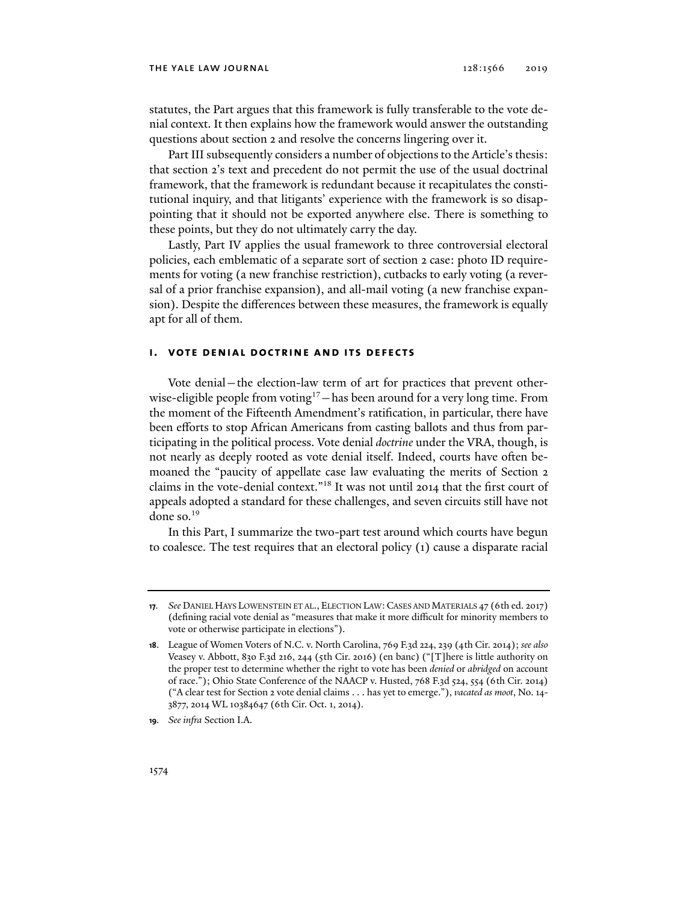statutes, the Part argues that this framework is fully transferable to the vote denial context. It then explains how the framework would answer the outstanding questions about section 2 and resolve the concerns lingering over it.

Part III subsequently considers a number of objections to the Article's thesis: that section 2's text and precedent do not permit the use of the usual doctrinal framework, that the framework is redundant because it recapitulates the constitutional inquiry, and that litigants' experience with the framework is so disappointing that it should not be exported anywhere else. There is something to these points, but they do not ultimately carry the day.

Lastly, Part IV applies the usual framework to three controversial electoral policies, each emblematic of a separate sort of section 2 case: photo ID requirements for voting (a new franchise restriction), cutbacks to early voting (a reversal of a prior franchise expansion), and all-mail voting (a new franchise expansion). Despite the differences between these measures, the framework is equally apt for all of them.

## I. VOTE DENIAL DOCTRINE AND ITS DEFECTS

Vote denial—the election-law term of art for practices that prevent otherwise-eligible people from voting[17]—has been around for a very long time. From the moment of the Fifteenth Amendment's ratification, in particular, there have been efforts to stop African Americans from casting ballots and thus from participating in the political process. Vote denial *doctrine* under the VRA, though, is not nearly as deeply rooted as vote denial itself. Indeed, courts have often bemoaned the "paucity of appellate case law evaluating the merits of Section 2 claims in the vote-denial context."[18] It was not until 2014 that the first court of appeals adopted a standard for these challenges, and seven circuits still have not done so.[19]

In this Part, I summarize the two-part test around which courts have begun to coalesce. The test requires that an electoral policy (1) cause a disparate racial

---

**17**. *See* DANIEL HAYS LOWENSTEIN ET AL., ELECTION LAW: CASES AND MATERIALS 47 (6th ed. 2017) (defining racial vote denial as "measures that make it more difficult for minority members to vote or otherwise participate in elections").

**18**. League of Women Voters of N.C. v. North Carolina, 769 F.3d 224, 239 (4th Cir. 2014); *see also* Veasey v. Abbott, 830 F.3d 216, 244 (5th Cir. 2016) (en banc) ("[T]here is little authority on the proper test to determine whether the right to vote has been *denied* or *abridged* on account of race."); Ohio State Conference of the NAACP v. Husted, 768 F.3d 524, 554 (6th Cir. 2014) ("A clear test for Section 2 vote denial claims . . . has yet to emerge."), *vacated as moot*, No. 14-3877, 2014 WL 10384647 (6th Cir. Oct. 1, 2014).

**19**. *See infra* Section I.A.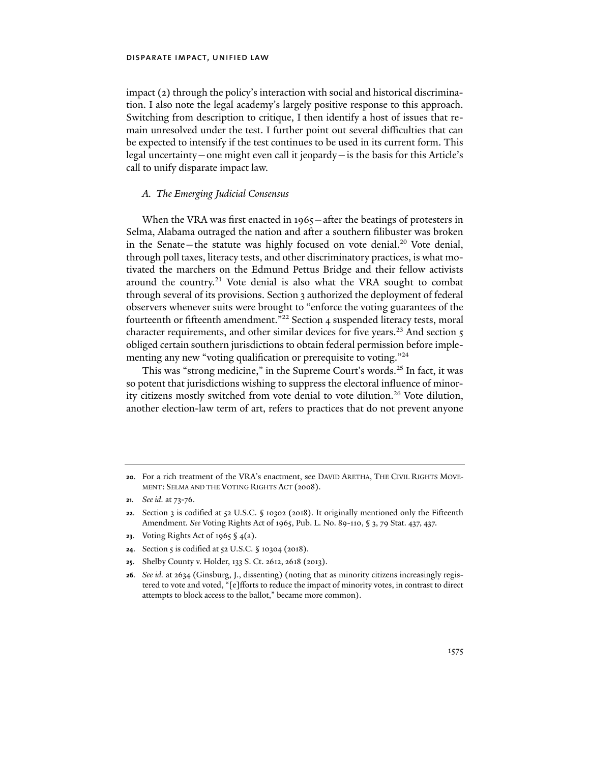impact (2) through the policy's interaction with social and historical discrimination. I also note the legal academy's largely positive response to this approach. Switching from description to critique, I then identify a host of issues that remain unresolved under the test. I further point out several difficulties that can be expected to intensify if the test continues to be used in its current form. This legal uncertainty—one might even call it jeopardy—is the basis for this Article's call to unify disparate impact law.

### *A. The Emerging Judicial Consensus*

When the VRA was first enacted in 1965—after the beatings of protesters in Selma, Alabama outraged the nation and after a southern filibuster was broken in the Senate—the statute was highly focused on vote denial.[20] Vote denial, through poll taxes, literacy tests, and other discriminatory practices, is what motivated the marchers on the Edmund Pettus Bridge and their fellow activists around the country.[21] Vote denial is also what the VRA sought to combat through several of its provisions. Section 3 authorized the deployment of federal observers whenever suits were brought to "enforce the voting guarantees of the fourteenth or fifteenth amendment."[22] Section 4 suspended literacy tests, moral character requirements, and other similar devices for five years.[23] And section 5 obliged certain southern jurisdictions to obtain federal permission before implementing any new "voting qualification or prerequisite to voting."[24]

This was "strong medicine," in the Supreme Court's words.[25] In fact, it was so potent that jurisdictions wishing to suppress the electoral influence of minority citizens mostly switched from vote denial to vote dilution.[26] Vote dilution, another election-law term of art, refers to practices that do not prevent anyone

---

**20.** For a rich treatment of the VRA's enactment, see DAVID ARETHA, THE CIVIL RIGHTS MOVEMENT: SELMA AND THE VOTING RIGHTS ACT (2008).

**21.** *See id.* at 73-76.

**22.** Section 3 is codified at 52 U.S.C. § 10302 (2018). It originally mentioned only the Fifteenth Amendment. *See* Voting Rights Act of 1965, Pub. L. No. 89-110, § 3, 79 Stat. 437, 437.

**23.** Voting Rights Act of 1965 § 4(a).

**24.** Section 5 is codified at 52 U.S.C. § 10304 (2018).

**25.** Shelby County v. Holder, 133 S. Ct. 2612, 2618 (2013).

**26.** *See id.* at 2634 (Ginsburg, J., dissenting) (noting that as minority citizens increasingly registered to vote and voted, "[e]fforts to reduce the impact of minority votes, in contrast to direct attempts to block access to the ballot," became more common).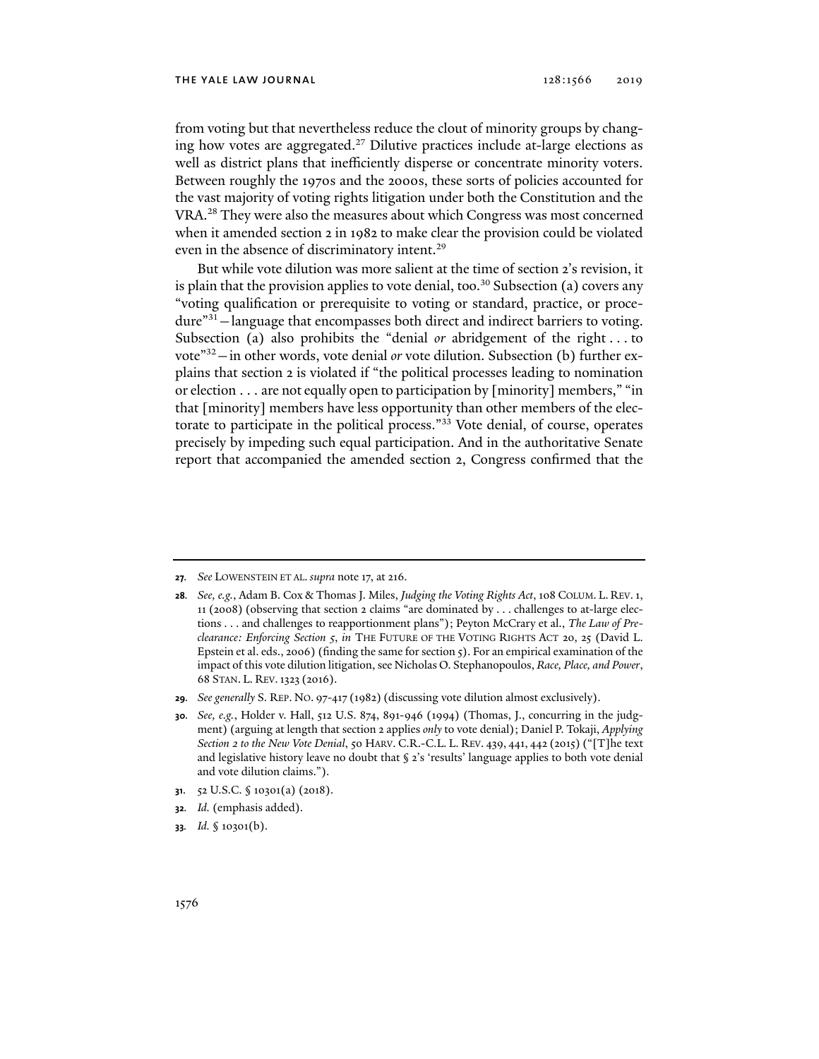from voting but that nevertheless reduce the clout of minority groups by changing how votes are aggregated.[27] Dilutive practices include at-large elections as well as district plans that inefficiently disperse or concentrate minority voters. Between roughly the 1970s and the 2000s, these sorts of policies accounted for the vast majority of voting rights litigation under both the Constitution and the VRA.[28] They were also the measures about which Congress was most concerned when it amended section 2 in 1982 to make clear the provision could be violated even in the absence of discriminatory intent.[29]

But while vote dilution was more salient at the time of section 2's revision, it is plain that the provision applies to vote denial, too.[30] Subsection (a) covers any "voting qualification or prerequisite to voting or standard, practice, or procedure"[31]—language that encompasses both direct and indirect barriers to voting. Subsection (a) also prohibits the "denial *or* abridgement of the right . . . to vote"[32]—in other words, vote denial *or* vote dilution. Subsection (b) further explains that section 2 is violated if "the political processes leading to nomination or election . . . are not equally open to participation by [minority] members," "in that [minority] members have less opportunity than other members of the electorate to participate in the political process."[33] Vote denial, of course, operates precisely by impeding such equal participation. And in the authoritative Senate report that accompanied the amended section 2, Congress confirmed that the

---

**27.** *See* LOWENSTEIN ET AL. *supra* note 17, at 216.

**28.** *See, e.g.*, Adam B. Cox & Thomas J. Miles, *Judging the Voting Rights Act*, 108 COLUM. L. REV. 1, 11 (2008) (observing that section 2 claims "are dominated by . . . challenges to at-large elections . . . and challenges to reapportionment plans"); Peyton McCrary et al., *The Law of Preclearance: Enforcing Section 5*, *in* THE FUTURE OF THE VOTING RIGHTS ACT 20, 25 (David L. Epstein et al. eds., 2006) (finding the same for section 5). For an empirical examination of the impact of this vote dilution litigation, see Nicholas O. Stephanopoulos, *Race, Place, and Power*, 68 STAN. L. REV. 1323 (2016).

**29.** *See generally* S. REP. NO. 97-417 (1982) (discussing vote dilution almost exclusively).

**30.** *See, e.g.*, Holder v. Hall, 512 U.S. 874, 891-946 (1994) (Thomas, J., concurring in the judgment) (arguing at length that section 2 applies *only* to vote denial); Daniel P. Tokaji, *Applying Section 2 to the New Vote Denial*, 50 HARV. C.R.-C.L. L. REV. 439, 441, 442 (2015) ("[T]he text and legislative history leave no doubt that § 2's 'results' language applies to both vote denial and vote dilution claims.").

**31.** 52 U.S.C. § 10301(a) (2018).

**32.** *Id.* (emphasis added).

**33.** *Id.* § 10301(b).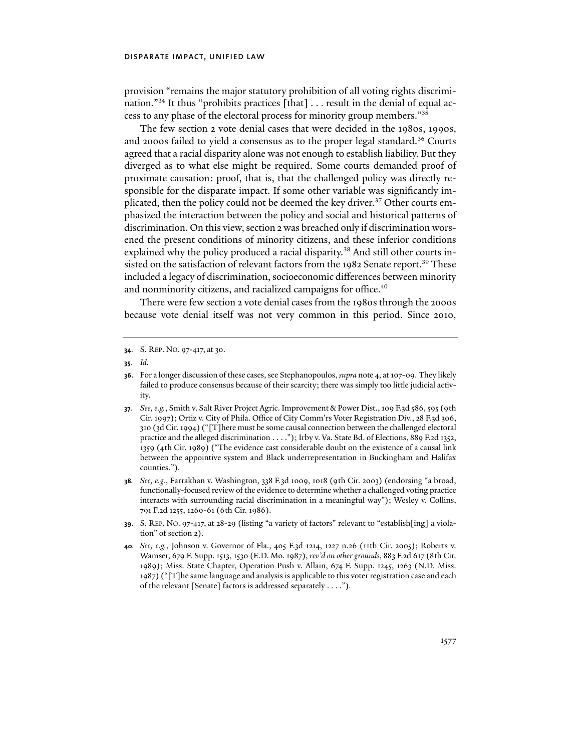provision "remains the major statutory prohibition of all voting rights discrimination."[34] It thus "prohibits practices [that] . . . result in the denial of equal access to any phase of the electoral process for minority group members."[35]

The few section 2 vote denial cases that were decided in the 1980s, 1990s, and 2000s failed to yield a consensus as to the proper legal standard.[36] Courts agreed that a racial disparity alone was not enough to establish liability. But they diverged as to what else might be required. Some courts demanded proof of proximate causation: proof, that is, that the challenged policy was directly responsible for the disparate impact. If some other variable was significantly implicated, then the policy could not be deemed the key driver.[37] Other courts emphasized the interaction between the policy and social and historical patterns of discrimination. On this view, section 2 was breached only if discrimination worsened the present conditions of minority citizens, and these inferior conditions explained why the policy produced a racial disparity.[38] And still other courts insisted on the satisfaction of relevant factors from the 1982 Senate report.[39] These included a legacy of discrimination, socioeconomic differences between minority and nonminority citizens, and racialized campaigns for office.[40]

There were few section 2 vote denial cases from the 1980s through the 2000s because vote denial itself was not very common in this period. Since 2010,

---

**34**. S. REP. NO. 97-417, at 30.

**35**. *Id.*

**36**. For a longer discussion of these cases, see Stephanopoulos, *supra* note 4, at 107-09. They likely failed to produce consensus because of their scarcity; there was simply too little judicial activity.

**37**. *See, e.g.*, Smith v. Salt River Project Agric. Improvement & Power Dist., 109 F.3d 586, 595 (9th Cir. 1997); Ortiz v. City of Phila. Office of City Comm'rs Voter Registration Div., 28 F.3d 306, 310 (3d Cir. 1994) ("[T]here must be some causal connection between the challenged electoral practice and the alleged discrimination . . . ."); Irby v. Va. State Bd. of Elections, 889 F.2d 1352, 1359 (4th Cir. 1989) ("The evidence cast considerable doubt on the existence of a causal link between the appointive system and Black underrepresentation in Buckingham and Halifax counties.").

**38**. *See, e.g.*, Farrakhan v. Washington, 338 F.3d 1009, 1018 (9th Cir. 2003) (endorsing "a broad, functionally-focused review of the evidence to determine whether a challenged voting practice interacts with surrounding racial discrimination in a meaningful way"); Wesley v. Collins, 791 F.2d 1255, 1260-61 (6th Cir. 1986).

**39**. S. REP. NO. 97-417, at 28-29 (listing "a variety of factors" relevant to "establish[ing] a violation" of section 2).

**40**. *See, e.g.*, Johnson v. Governor of Fla., 405 F.3d 1214, 1227 n.26 (11th Cir. 2005); Roberts v. Wamser, 679 F. Supp. 1513, 1530 (E.D. Mo. 1987), *rev'd on other grounds*, 883 F.2d 617 (8th Cir. 1989); Miss. State Chapter, Operation Push v. Allain, 674 F. Supp. 1245, 1263 (N.D. Miss. 1987) ("[T]he same language and analysis is applicable to this voter registration case and each of the relevant [Senate] factors is addressed separately . . . .").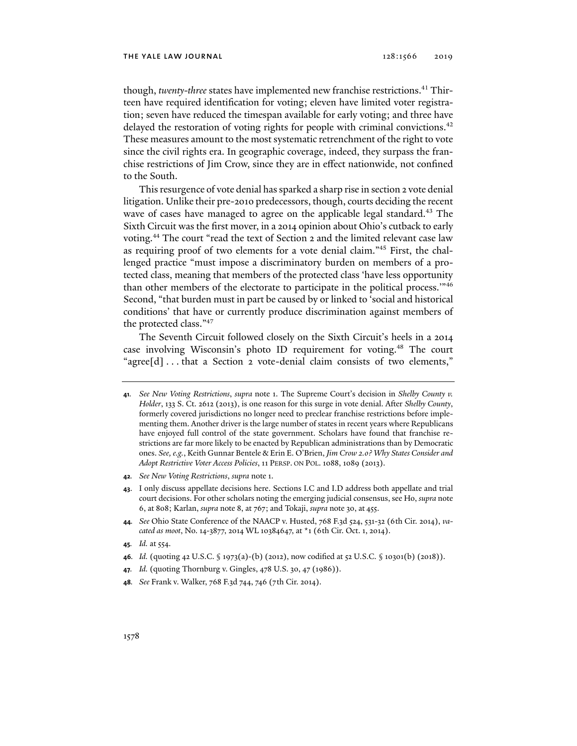though, *twenty-three* states have implemented new franchise restrictions.[41] Thirteen have required identification for voting; eleven have limited voter registration; seven have reduced the timespan available for early voting; and three have delayed the restoration of voting rights for people with criminal convictions.[42] These measures amount to the most systematic retrenchment of the right to vote since the civil rights era. In geographic coverage, indeed, they surpass the franchise restrictions of Jim Crow, since they are in effect nationwide, not confined to the South.

This resurgence of vote denial has sparked a sharp rise in section 2 vote denial litigation. Unlike their pre-2010 predecessors, though, courts deciding the recent wave of cases have managed to agree on the applicable legal standard.[43] The Sixth Circuit was the first mover, in a 2014 opinion about Ohio's cutback to early voting.[44] The court "read the text of Section 2 and the limited relevant case law as requiring proof of two elements for a vote denial claim."[45] First, the challenged practice "must impose a discriminatory burden on members of a protected class, meaning that members of the protected class 'have less opportunity than other members of the electorate to participate in the political process.'"[46] Second, "that burden must in part be caused by or linked to 'social and historical conditions' that have or currently produce discrimination against members of the protected class."[47]

The Seventh Circuit followed closely on the Sixth Circuit's heels in a 2014 case involving Wisconsin's photo ID requirement for voting.[48] The court "agree[d] . . . that a Section 2 vote-denial claim consists of two elements,"

---

41. *See New Voting Restrictions*, *supra* note 1. The Supreme Court's decision in *Shelby County v. Holder*, 133 S. Ct. 2612 (2013), is one reason for this surge in vote denial. After *Shelby County*, formerly covered jurisdictions no longer need to preclear franchise restrictions before implementing them. Another driver is the large number of states in recent years where Republicans have enjoyed full control of the state government. Scholars have found that franchise restrictions are far more likely to be enacted by Republican administrations than by Democratic ones. *See, e.g.*, Keith Gunnar Bentele & Erin E. O'Brien, *Jim Crow 2.0? Why States Consider and Adopt Restrictive Voter Access Policies*, 11 PERSP. ON POL. 1088, 1089 (2013).

42. *See New Voting Restrictions*, *supra* note 1.

43. I only discuss appellate decisions here. Sections I.C and I.D address both appellate and trial court decisions. For other scholars noting the emerging judicial consensus, see Ho, *supra* note 6, at 808; Karlan, *supra* note 8, at 767; and Tokaji, *supra* note 30, at 455.

44. *See* Ohio State Conference of the NAACP v. Husted, 768 F.3d 524, 531-32 (6th Cir. 2014), *vacated as moot*, No. 14-3877, 2014 WL 10384647, at *1 (6th Cir. Oct. 1, 2014).

45. *Id.* at 554.

46. *Id.* (quoting 42 U.S.C. § 1973(a)-(b) (2012), now codified at 52 U.S.C. § 10301(b) (2018)).

47. *Id.* (quoting Thornburg v. Gingles, 478 U.S. 30, 47 (1986)).

48. *See* Frank v. Walker, 768 F.3d 744, 746 (7th Cir. 2014).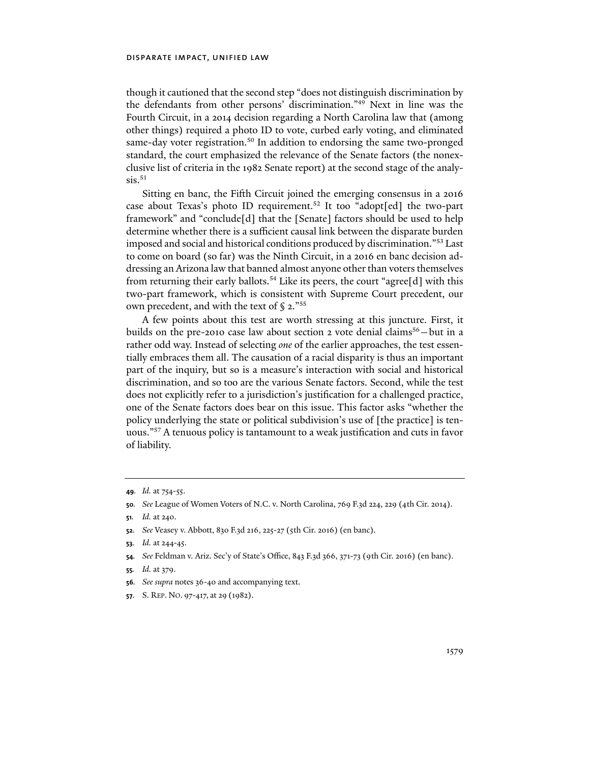though it cautioned that the second step "does not distinguish discrimination by the defendants from other persons' discrimination."[49] Next in line was the Fourth Circuit, in a 2014 decision regarding a North Carolina law that (among other things) required a photo ID to vote, curbed early voting, and eliminated same-day voter registration.[50] In addition to endorsing the same two-pronged standard, the court emphasized the relevance of the Senate factors (the nonexclusive list of criteria in the 1982 Senate report) at the second stage of the analysis.[51]

Sitting en banc, the Fifth Circuit joined the emerging consensus in a 2016 case about Texas's photo ID requirement.[52] It too "adopt[ed] the two-part framework" and "conclude[d] that the [Senate] factors should be used to help determine whether there is a sufficient causal link between the disparate burden imposed and social and historical conditions produced by discrimination."[53] Last to come on board (so far) was the Ninth Circuit, in a 2016 en banc decision addressing an Arizona law that banned almost anyone other than voters themselves from returning their early ballots.[54] Like its peers, the court "agree[d] with this two-part framework, which is consistent with Supreme Court precedent, our own precedent, and with the text of § 2."[55]

A few points about this test are worth stressing at this juncture. First, it builds on the pre-2010 case law about section 2 vote denial claims[56]—but in a rather odd way. Instead of selecting *one* of the earlier approaches, the test essentially embraces them all. The causation of a racial disparity is thus an important part of the inquiry, but so is a measure's interaction with social and historical discrimination, and so too are the various Senate factors. Second, while the test does not explicitly refer to a jurisdiction's justification for a challenged practice, one of the Senate factors does bear on this issue. This factor asks "whether the policy underlying the state or political subdivision's use of [the practice] is tenuous."[57] A tenuous policy is tantamount to a weak justification and cuts in favor of liability.

---

**49**. *Id.* at 754-55.

**50**. *See* League of Women Voters of N.C. v. North Carolina, 769 F.3d 224, 229 (4th Cir. 2014).

**51**. *Id.* at 240.

**52**. *See* Veasey v. Abbott, 830 F.3d 216, 225-27 (5th Cir. 2016) (en banc).

**53**. *Id.* at 244-45.

**54**. *See* Feldman v. Ariz. Sec'y of State's Office, 843 F.3d 366, 371-73 (9th Cir. 2016) (en banc).

**55**. *Id.* at 379.

**56**. *See supra* notes 36-40 and accompanying text.

**57**. S. REP. NO. 97-417, at 29 (1982).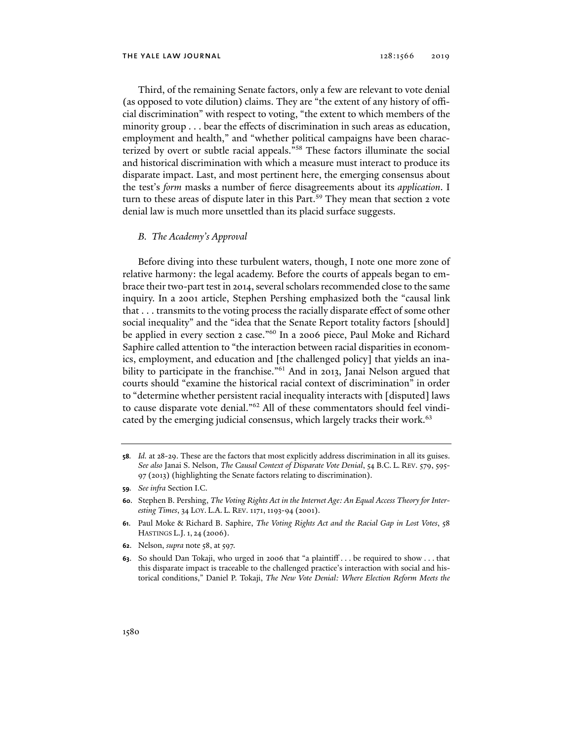Third, of the remaining Senate factors, only a few are relevant to vote denial (as opposed to vote dilution) claims. They are "the extent of any history of official discrimination" with respect to voting, "the extent to which members of the minority group . . . bear the effects of discrimination in such areas as education, employment and health," and "whether political campaigns have been characterized by overt or subtle racial appeals."[58] These factors illuminate the social and historical discrimination with which a measure must interact to produce its disparate impact. Last, and most pertinent here, the emerging consensus about the test's *form* masks a number of fierce disagreements about its *application*. I turn to these areas of dispute later in this Part.[59] They mean that section 2 vote denial law is much more unsettled than its placid surface suggests.

### *B. The Academy's Approval*

Before diving into these turbulent waters, though, I note one more zone of relative harmony: the legal academy. Before the courts of appeals began to embrace their two-part test in 2014, several scholars recommended close to the same inquiry. In a 2001 article, Stephen Pershing emphasized both the "causal link that . . . transmits to the voting process the racially disparate effect of some other social inequality" and the "idea that the Senate Report totality factors [should] be applied in every section 2 case."[60] In a 2006 piece, Paul Moke and Richard Saphire called attention to "the interaction between racial disparities in economics, employment, and education and [the challenged policy] that yields an inability to participate in the franchise."[61] And in 2013, Janai Nelson argued that courts should "examine the historical racial context of discrimination" in order to "determine whether persistent racial inequality interacts with [disputed] laws to cause disparate vote denial."[62] All of these commentators should feel vindicated by the emerging judicial consensus, which largely tracks their work.[63]

---

**58**. *Id.* at 28-29. These are the factors that most explicitly address discrimination in all its guises. *See also* Janai S. Nelson, *The Causal Context of Disparate Vote Denial*, 54 B.C. L. REV. 579, 595-97 (2013) (highlighting the Senate factors relating to discrimination).

**59**. *See infra* Section I.C.

**60**. Stephen B. Pershing, *The Voting Rights Act in the Internet Age: An Equal Access Theory for Interesting Times*, 34 LOY. L.A. L. REV. 1171, 1193-94 (2001).

**61**. Paul Moke & Richard B. Saphire, *The Voting Rights Act and the Racial Gap in Lost Votes*, 58 HASTINGS L.J. 1, 24 (2006).

**62**. Nelson, *supra* note 58, at 597.

**63**. So should Dan Tokaji, who urged in 2006 that "a plaintiff . . . be required to show . . . that this disparate impact is traceable to the challenged practice's interaction with social and historical conditions," Daniel P. Tokaji, *The New Vote Denial: Where Election Reform Meets the*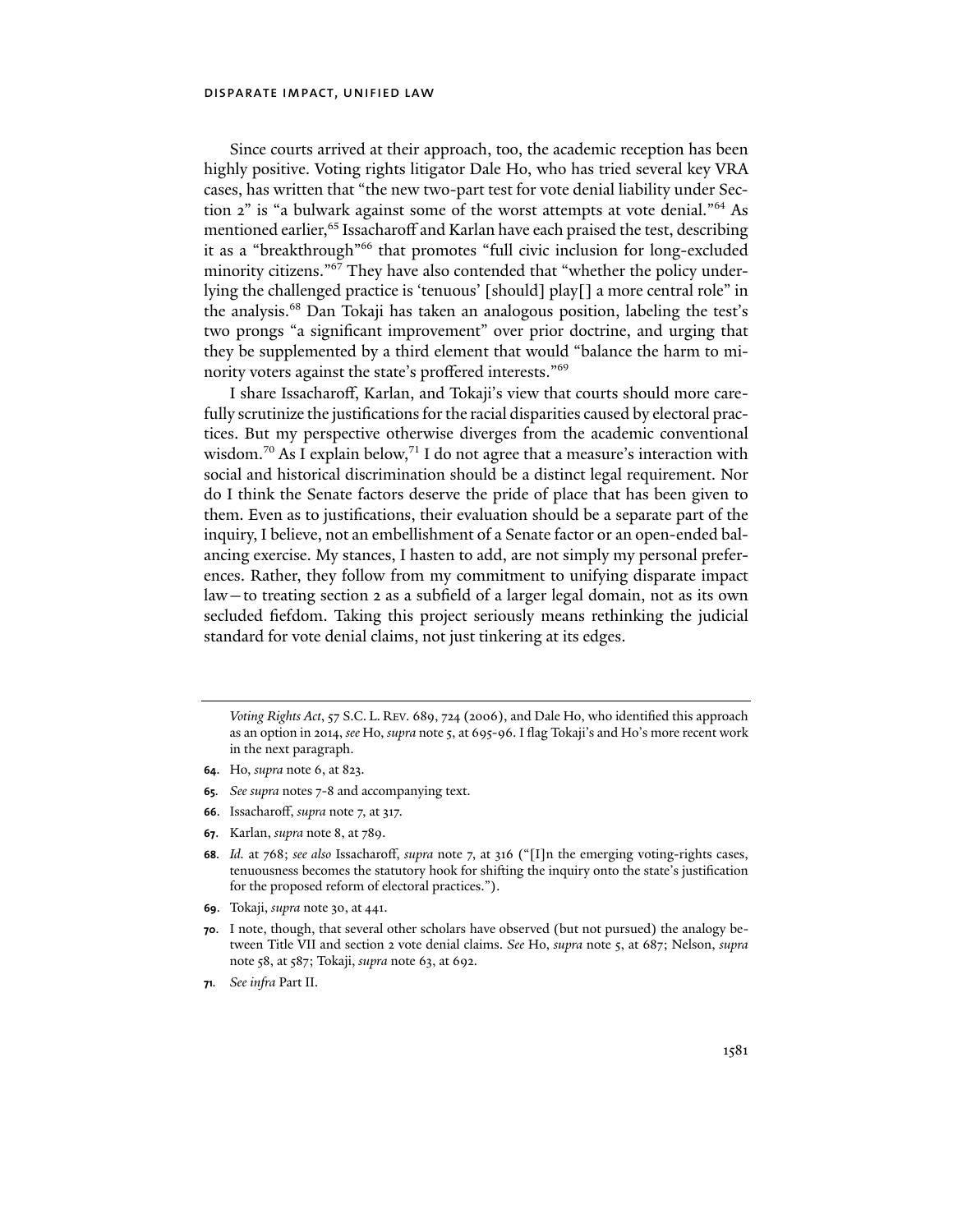Since courts arrived at their approach, too, the academic reception has been highly positive. Voting rights litigator Dale Ho, who has tried several key VRA cases, has written that "the new two-part test for vote denial liability under Section 2" is "a bulwark against some of the worst attempts at vote denial."[64] As mentioned earlier,[65] Issacharoff and Karlan have each praised the test, describing it as a "breakthrough"[66] that promotes "full civic inclusion for long-excluded minority citizens."[67] They have also contended that "whether the policy underlying the challenged practice is 'tenuous' [should] play[] a more central role" in the analysis.[68] Dan Tokaji has taken an analogous position, labeling the test's two prongs "a significant improvement" over prior doctrine, and urging that they be supplemented by a third element that would "balance the harm to minority voters against the state's proffered interests."[69]

I share Issacharoff, Karlan, and Tokaji's view that courts should more carefully scrutinize the justifications for the racial disparities caused by electoral practices. But my perspective otherwise diverges from the academic conventional wisdom.[70] As I explain below,[71] I do not agree that a measure's interaction with social and historical discrimination should be a distinct legal requirement. Nor do I think the Senate factors deserve the pride of place that has been given to them. Even as to justifications, their evaluation should be a separate part of the inquiry, I believe, not an embellishment of a Senate factor or an open-ended balancing exercise. My stances, I hasten to add, are not simply my personal preferences. Rather, they follow from my commitment to unifying disparate impact law—to treating section 2 as a subfield of a larger legal domain, not as its own secluded fiefdom. Taking this project seriously means rethinking the judicial standard for vote denial claims, not just tinkering at its edges.

---

*Voting Rights Act*, 57 S.C. L. REV. 689, 724 (2006), and Dale Ho, who identified this approach as an option in 2014, *see* Ho, *supra* note 5, at 695-96. I flag Tokaji's and Ho's more recent work in the next paragraph.

64. Ho, *supra* note 6, at 823.

65. *See supra* notes 7-8 and accompanying text.

66. Issacharoff, *supra* note 7, at 317.

67. Karlan, *supra* note 8, at 789.

68. *Id.* at 768; *see also* Issacharoff, *supra* note 7, at 316 ("[I]n the emerging voting-rights cases, tenuousness becomes the statutory hook for shifting the inquiry onto the state's justification for the proposed reform of electoral practices.").

69. Tokaji, *supra* note 30, at 441.

70. I note, though, that several other scholars have observed (but not pursued) the analogy between Title VII and section 2 vote denial claims. *See* Ho, *supra* note 5, at 687; Nelson, *supra* note 58, at 587; Tokaji, *supra* note 63, at 692.

71. *See infra* Part II.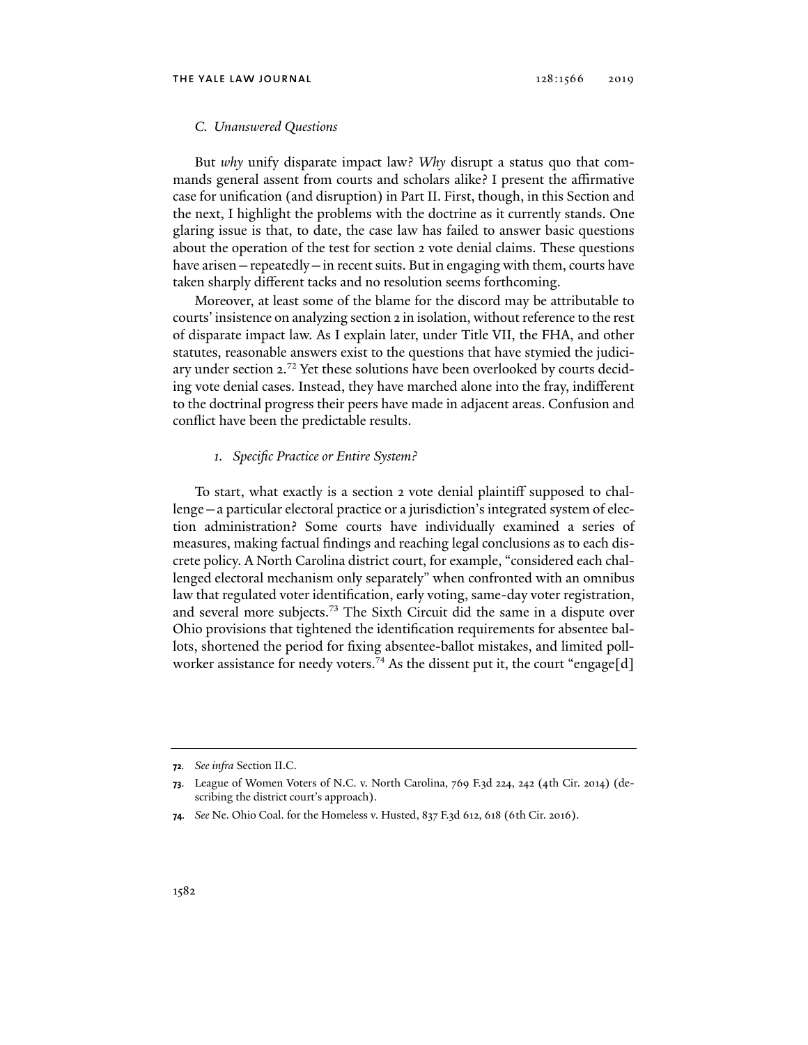### C. Unanswered Questions

But *why* unify disparate impact law? *Why* disrupt a status quo that commands general assent from courts and scholars alike? I present the affirmative case for unification (and disruption) in Part II. First, though, in this Section and the next, I highlight the problems with the doctrine as it currently stands. One glaring issue is that, to date, the case law has failed to answer basic questions about the operation of the test for section 2 vote denial claims. These questions have arisen—repeatedly—in recent suits. But in engaging with them, courts have taken sharply different tacks and no resolution seems forthcoming.

Moreover, at least some of the blame for the discord may be attributable to courts' insistence on analyzing section 2 in isolation, without reference to the rest of disparate impact law. As I explain later, under Title VII, the FHA, and other statutes, reasonable answers exist to the questions that have stymied the judiciary under section 2.[72] Yet these solutions have been overlooked by courts deciding vote denial cases. Instead, they have marched alone into the fray, indifferent to the doctrinal progress their peers have made in adjacent areas. Confusion and conflict have been the predictable results.

#### 1. Specific Practice or Entire System?

To start, what exactly is a section 2 vote denial plaintiff supposed to challenge—a particular electoral practice or a jurisdiction's integrated system of election administration? Some courts have individually examined a series of measures, making factual findings and reaching legal conclusions as to each discrete policy. A North Carolina district court, for example, "considered each challenged electoral mechanism only separately" when confronted with an omnibus law that regulated voter identification, early voting, same-day voter registration, and several more subjects.[73] The Sixth Circuit did the same in a dispute over Ohio provisions that tightened the identification requirements for absentee ballots, shortened the period for fixing absentee-ballot mistakes, and limited poll-worker assistance for needy voters.[74] As the dissent put it, the court "engage[d]

---

**72.** *See infra* Section II.C.

**73.** League of Women Voters of N.C. v. North Carolina, 769 F.3d 224, 242 (4th Cir. 2014) (describing the district court's approach).

**74.** *See* Ne. Ohio Coal. for the Homeless v. Husted, 837 F.3d 612, 618 (6th Cir. 2016).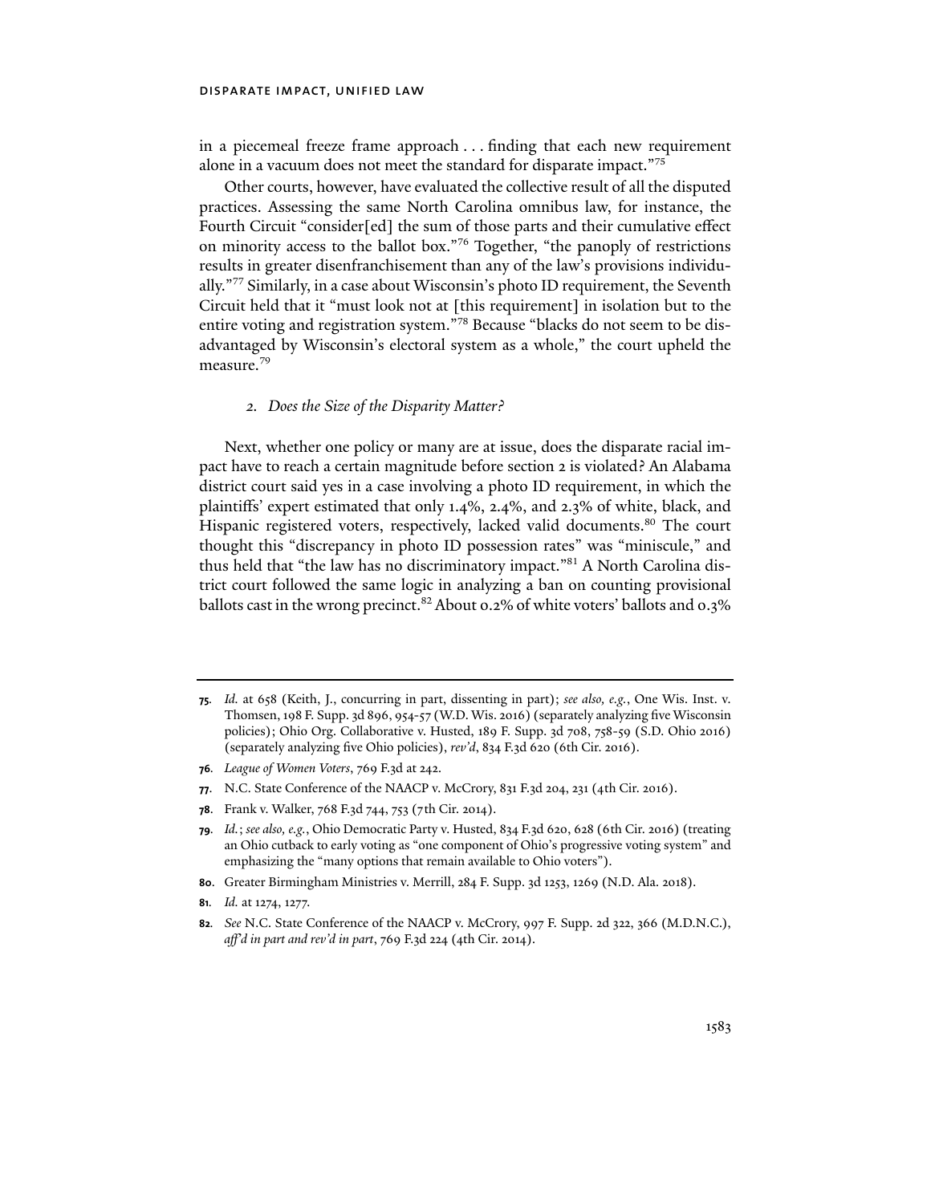in a piecemeal freeze frame approach . . . finding that each new requirement alone in a vacuum does not meet the standard for disparate impact."[75]

Other courts, however, have evaluated the collective result of all the disputed practices. Assessing the same North Carolina omnibus law, for instance, the Fourth Circuit "consider[ed] the sum of those parts and their cumulative effect on minority access to the ballot box."[76] Together, "the panoply of restrictions results in greater disenfranchisement than any of the law's provisions individually."[77] Similarly, in a case about Wisconsin's photo ID requirement, the Seventh Circuit held that it "must look not at [this requirement] in isolation but to the entire voting and registration system."[78] Because "blacks do not seem to be disadvantaged by Wisconsin's electoral system as a whole," the court upheld the measure.[79]

### *2. Does the Size of the Disparity Matter?*

Next, whether one policy or many are at issue, does the disparate racial impact have to reach a certain magnitude before section 2 is violated? An Alabama district court said yes in a case involving a photo ID requirement, in which the plaintiffs' expert estimated that only 1.4%, 2.4%, and 2.3% of white, black, and Hispanic registered voters, respectively, lacked valid documents.[80] The court thought this "discrepancy in photo ID possession rates" was "miniscule," and thus held that "the law has no discriminatory impact."[81] A North Carolina district court followed the same logic in analyzing a ban on counting provisional ballots cast in the wrong precinct.[82] About 0.2% of white voters' ballots and 0.3%

---

**75.** *Id.* at 658 (Keith, J., concurring in part, dissenting in part); *see also, e.g.*, One Wis. Inst. v. Thomsen, 198 F. Supp. 3d 896, 954-57 (W.D. Wis. 2016) (separately analyzing five Wisconsin policies); Ohio Org. Collaborative v. Husted, 189 F. Supp. 3d 708, 758-59 (S.D. Ohio 2016) (separately analyzing five Ohio policies), *rev'd*, 834 F.3d 620 (6th Cir. 2016).

**76.** *League of Women Voters*, 769 F.3d at 242.

**77.** N.C. State Conference of the NAACP v. McCrory, 831 F.3d 204, 231 (4th Cir. 2016).

**78.** Frank v. Walker, 768 F.3d 744, 753 (7th Cir. 2014).

**79.** *Id.*; *see also, e.g.*, Ohio Democratic Party v. Husted, 834 F.3d 620, 628 (6th Cir. 2016) (treating an Ohio cutback to early voting as "one component of Ohio's progressive voting system" and emphasizing the "many options that remain available to Ohio voters").

**80.** Greater Birmingham Ministries v. Merrill, 284 F. Supp. 3d 1253, 1269 (N.D. Ala. 2018).

**81.** *Id.* at 1274, 1277.

**82.** *See* N.C. State Conference of the NAACP v. McCrory, 997 F. Supp. 2d 322, 366 (M.D.N.C.), *aff'd in part and rev'd in part*, 769 F.3d 224 (4th Cir. 2014).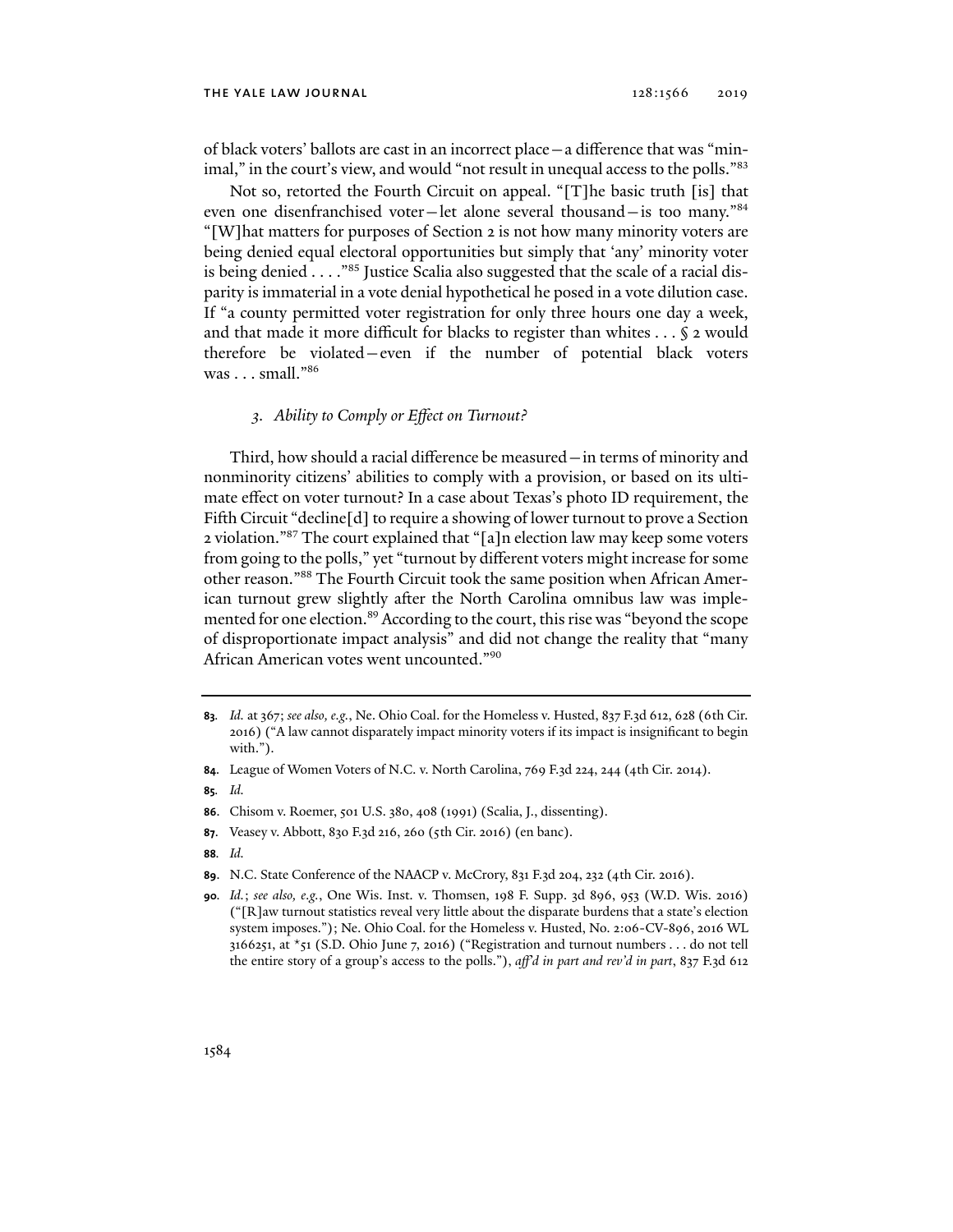of black voters' ballots are cast in an incorrect place—a difference that was "minimal," in the court's view, and would "not result in unequal access to the polls."[83]

Not so, retorted the Fourth Circuit on appeal. "[T]he basic truth [is] that even one disenfranchised voter—let alone several thousand—is too many."[84] "[W]hat matters for purposes of Section 2 is not how many minority voters are being denied equal electoral opportunities but simply that 'any' minority voter is being denied . . . ."[85] Justice Scalia also suggested that the scale of a racial disparity is immaterial in a vote denial hypothetical he posed in a vote dilution case. If "a county permitted voter registration for only three hours one day a week, and that made it more difficult for blacks to register than whites . . . § 2 would therefore be violated—even if the number of potential black voters was . . . small."[86]

### *3. Ability to Comply or Effect on Turnout?*

Third, how should a racial difference be measured—in terms of minority and nonminority citizens' abilities to comply with a provision, or based on its ultimate effect on voter turnout? In a case about Texas's photo ID requirement, the Fifth Circuit "decline[d] to require a showing of lower turnout to prove a Section 2 violation."[87] The court explained that "[a]n election law may keep some voters from going to the polls," yet "turnout by different voters might increase for some other reason."[88] The Fourth Circuit took the same position when African American turnout grew slightly after the North Carolina omnibus law was implemented for one election.[89] According to the court, this rise was "beyond the scope of disproportionate impact analysis" and did not change the reality that "many African American votes went uncounted."[90]

---

**83.** *Id.* at 367; *see also, e.g.*, Ne. Ohio Coal. for the Homeless v. Husted, 837 F.3d 612, 628 (6th Cir. 2016) ("A law cannot disparately impact minority voters if its impact is insignificant to begin with.").

**84.** League of Women Voters of N.C. v. North Carolina, 769 F.3d 224, 244 (4th Cir. 2014).

**85.** *Id.*

**86.** Chisom v. Roemer, 501 U.S. 380, 408 (1991) (Scalia, J., dissenting).

**87.** Veasey v. Abbott, 830 F.3d 216, 260 (5th Cir. 2016) (en banc).

**88.** *Id.*

**89.** N.C. State Conference of the NAACP v. McCrory, 831 F.3d 204, 232 (4th Cir. 2016).

**90.** *Id.*; *see also, e.g.*, One Wis. Inst. v. Thomsen, 198 F. Supp. 3d 896, 953 (W.D. Wis. 2016) ("[R]aw turnout statistics reveal very little about the disparate burdens that a state's election system imposes."); Ne. Ohio Coal. for the Homeless v. Husted, No. 2:06-CV-896, 2016 WL 3166251, at *51 (S.D. Ohio June 7, 2016) ("Registration and turnout numbers . . . do not tell the entire story of a group's access to the polls."), *aff'd in part and rev'd in part*, 837 F.3d 612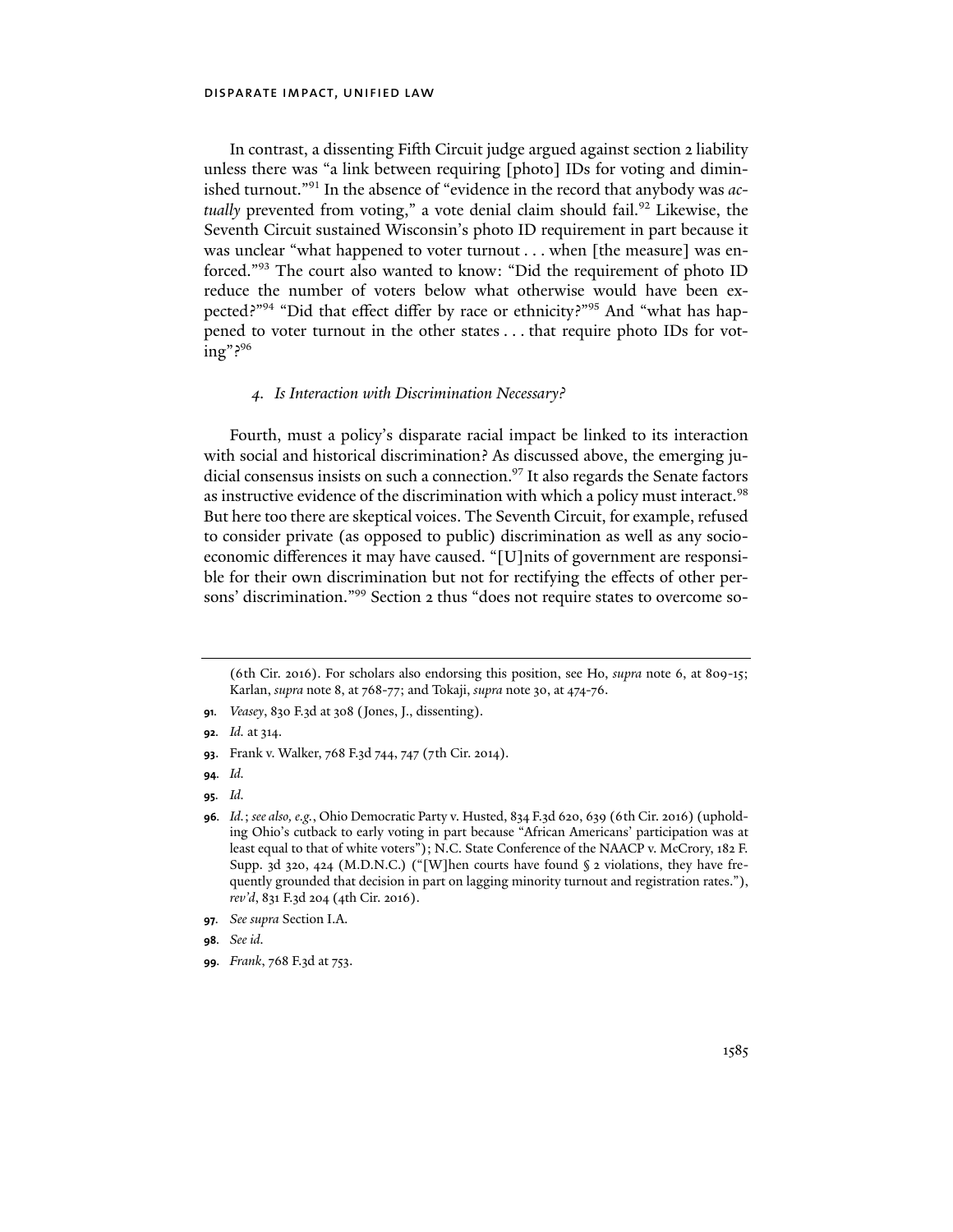In contrast, a dissenting Fifth Circuit judge argued against section 2 liability unless there was "a link between requiring [photo] IDs for voting and diminished turnout."[91] In the absence of "evidence in the record that anybody was *actually* prevented from voting," a vote denial claim should fail.[92] Likewise, the Seventh Circuit sustained Wisconsin's photo ID requirement in part because it was unclear "what happened to voter turnout . . . when [the measure] was enforced."[93] The court also wanted to know: "Did the requirement of photo ID reduce the number of voters below what otherwise would have been expected?"[94] "Did that effect differ by race or ethnicity?"[95] And "what has happened to voter turnout in the other states . . . that require photo IDs for voting"?[96]

#### *4. Is Interaction with Discrimination Necessary?*

Fourth, must a policy's disparate racial impact be linked to its interaction with social and historical discrimination? As discussed above, the emerging judicial consensus insists on such a connection.[97] It also regards the Senate factors as instructive evidence of the discrimination with which a policy must interact.[98] But here too there are skeptical voices. The Seventh Circuit, for example, refused to consider private (as opposed to public) discrimination as well as any socioeconomic differences it may have caused. "[U]nits of government are responsible for their own discrimination but not for rectifying the effects of other persons' discrimination."[99] Section 2 thus "does not require states to overcome so-

---

(6th Cir. 2016). For scholars also endorsing this position, see Ho, *supra* note 6, at 809-15; Karlan, *supra* note 8, at 768-77; and Tokaji, *supra* note 30, at 474-76.

91. *Veasey*, 830 F.3d at 308 (Jones, J., dissenting).

92. *Id.* at 314.

93. Frank v. Walker, 768 F.3d 744, 747 (7th Cir. 2014).

94. *Id.*

95. *Id.*

96. *Id.*; *see also, e.g.*, Ohio Democratic Party v. Husted, 834 F.3d 620, 639 (6th Cir. 2016) (upholding Ohio's cutback to early voting in part because "African Americans' participation was at least equal to that of white voters"); N.C. State Conference of the NAACP v. McCrory, 182 F. Supp. 3d 320, 424 (M.D.N.C.) ("[W]hen courts have found § 2 violations, they have frequently grounded that decision in part on lagging minority turnout and registration rates."), *rev'd*, 831 F.3d 204 (4th Cir. 2016).

97. *See supra* Section I.A.

98. *See id.*

99. *Frank*, 768 F.3d at 753.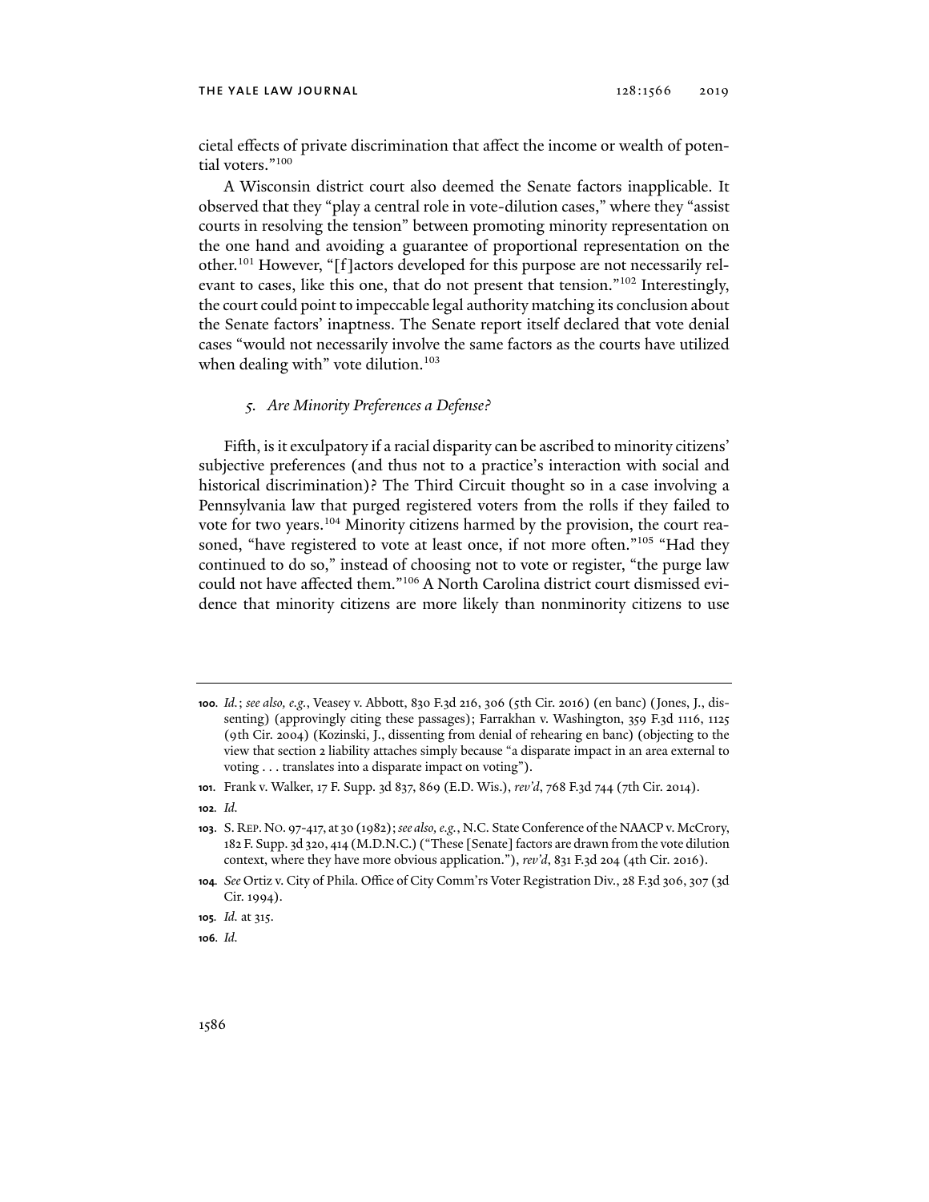cietal effects of private discrimination that affect the income or wealth of potential voters."[100]

A Wisconsin district court also deemed the Senate factors inapplicable. It observed that they "play a central role in vote-dilution cases," where they "assist courts in resolving the tension" between promoting minority representation on the one hand and avoiding a guarantee of proportional representation on the other.[101] However, "[f]actors developed for this purpose are not necessarily relevant to cases, like this one, that do not present that tension."[102] Interestingly, the court could point to impeccable legal authority matching its conclusion about the Senate factors' inaptness. The Senate report itself declared that vote denial cases "would not necessarily involve the same factors as the courts have utilized when dealing with" vote dilution.[103]

### *5. Are Minority Preferences a Defense?*

Fifth, is it exculpatory if a racial disparity can be ascribed to minority citizens' subjective preferences (and thus not to a practice's interaction with social and historical discrimination)? The Third Circuit thought so in a case involving a Pennsylvania law that purged registered voters from the rolls if they failed to vote for two years.[104] Minority citizens harmed by the provision, the court reasoned, "have registered to vote at least once, if not more often."[105] "Had they continued to do so," instead of choosing not to vote or register, "the purge law could not have affected them."[106] A North Carolina district court dismissed evidence that minority citizens are more likely than nonminority citizens to use

---

**100.** *Id.*; *see also, e.g.*, Veasey v. Abbott, 830 F.3d 216, 306 (5th Cir. 2016) (en banc) (Jones, J., dissenting) (approvingly citing these passages); Farrakhan v. Washington, 359 F.3d 1116, 1125 (9th Cir. 2004) (Kozinski, J., dissenting from denial of rehearing en banc) (objecting to the view that section 2 liability attaches simply because "a disparate impact in an area external to voting . . . translates into a disparate impact on voting").

**101.** Frank v. Walker, 17 F. Supp. 3d 837, 869 (E.D. Wis.), *rev'd*, 768 F.3d 744 (7th Cir. 2014).

**102.** *Id.*

**103.** S. REP. NO. 97-417, at 30 (1982); *see also, e.g.*, N.C. State Conference of the NAACP v. McCrory, 182 F. Supp. 3d 320, 414 (M.D.N.C.) ("These [Senate] factors are drawn from the vote dilution context, where they have more obvious application."), *rev'd*, 831 F.3d 204 (4th Cir. 2016).

**104.** *See* Ortiz v. City of Phila. Office of City Comm'rs Voter Registration Div., 28 F.3d 306, 307 (3d Cir. 1994).

**105.** *Id.* at 315.

**106.** *Id.*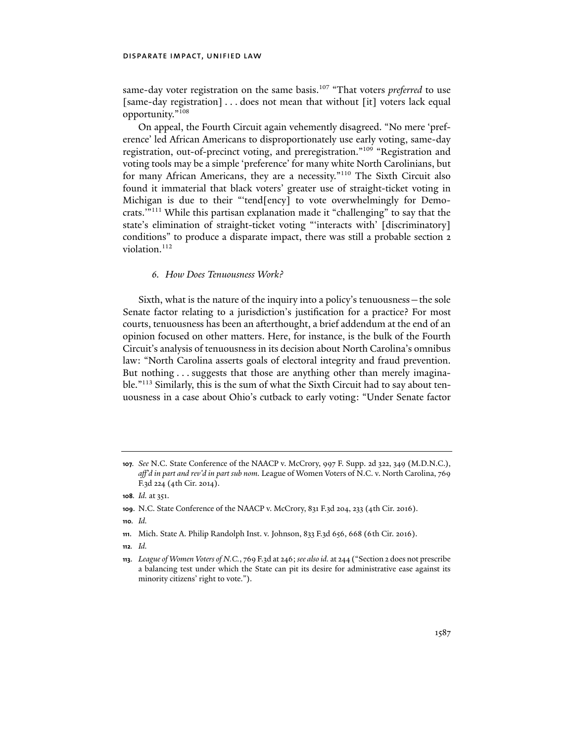same-day voter registration on the same basis.[107] "That voters *preferred* to use [same-day registration] . . . does not mean that without [it] voters lack equal opportunity."[108]

On appeal, the Fourth Circuit again vehemently disagreed. "No mere 'preference' led African Americans to disproportionately use early voting, same-day registration, out-of-precinct voting, and preregistration."[109] "Registration and voting tools may be a simple 'preference' for many white North Carolinians, but for many African Americans, they are a necessity."[110] The Sixth Circuit also found it immaterial that black voters' greater use of straight-ticket voting in Michigan is due to their "'tend[ency] to vote overwhelmingly for Democrats.'"[111] While this partisan explanation made it "challenging" to say that the state's elimination of straight-ticket voting "'interacts with' [discriminatory] conditions" to produce a disparate impact, there was still a probable section 2 violation.[112]

### *6. How Does Tenuousness Work?*

Sixth, what is the nature of the inquiry into a policy's tenuousness—the sole Senate factor relating to a jurisdiction's justification for a practice? For most courts, tenuousness has been an afterthought, a brief addendum at the end of an opinion focused on other matters. Here, for instance, is the bulk of the Fourth Circuit's analysis of tenuousness in its decision about North Carolina's omnibus law: "North Carolina asserts goals of electoral integrity and fraud prevention. But nothing . . . suggests that those are anything other than merely imaginable."[113] Similarly, this is the sum of what the Sixth Circuit had to say about tenuousness in a case about Ohio's cutback to early voting: "Under Senate factor

---

**107.** *See* N.C. State Conference of the NAACP v. McCrory, 997 F. Supp. 2d 322, 349 (M.D.N.C.), *aff'd in part and rev'd in part sub nom.* League of Women Voters of N.C. v. North Carolina, 769 F.3d 224 (4th Cir. 2014).

**108.** *Id.* at 351.

**109.** N.C. State Conference of the NAACP v. McCrory, 831 F.3d 204, 233 (4th Cir. 2016).

**110.** *Id.*

**111.** Mich. State A. Philip Randolph Inst. v. Johnson, 833 F.3d 656, 668 (6th Cir. 2016).

**112.** *Id.*

**113.** *League of Women Voters of N.C.*, 769 F.3d at 246; *see also id.* at 244 ("Section 2 does not prescribe a balancing test under which the State can pit its desire for administrative ease against its minority citizens' right to vote.").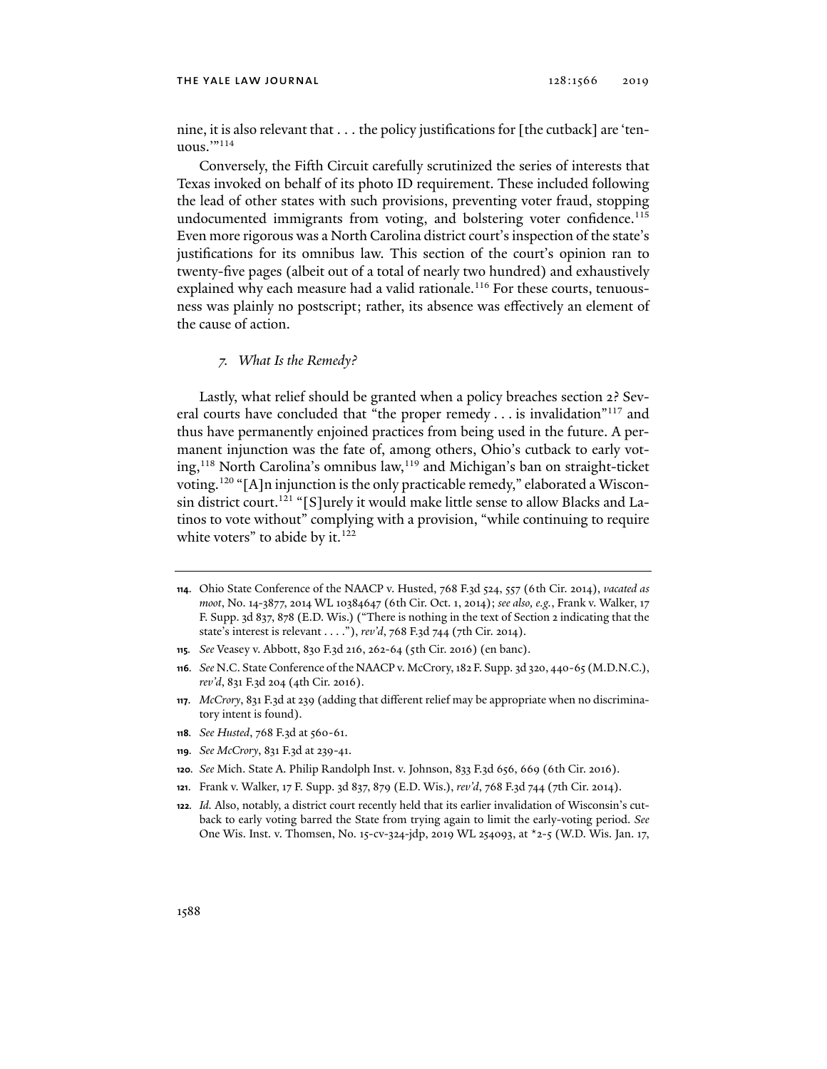nine, it is also relevant that . . . the policy justifications for [the cutback] are 'tenuous.'"[114]

Conversely, the Fifth Circuit carefully scrutinized the series of interests that Texas invoked on behalf of its photo ID requirement. These included following the lead of other states with such provisions, preventing voter fraud, stopping undocumented immigrants from voting, and bolstering voter confidence.[115] Even more rigorous was a North Carolina district court's inspection of the state's justifications for its omnibus law. This section of the court's opinion ran to twenty-five pages (albeit out of a total of nearly two hundred) and exhaustively explained why each measure had a valid rationale.[116] For these courts, tenuousness was plainly no postscript; rather, its absence was effectively an element of the cause of action.

### *7. What Is the Remedy?*

Lastly, what relief should be granted when a policy breaches section 2? Several courts have concluded that "the proper remedy . . . is invalidation"[117] and thus have permanently enjoined practices from being used in the future. A permanent injunction was the fate of, among others, Ohio's cutback to early voting,[118] North Carolina's omnibus law,[119] and Michigan's ban on straight-ticket voting.[120] "[A]n injunction is the only practicable remedy," elaborated a Wisconsin district court.[121] "[S]urely it would make little sense to allow Blacks and Latinos to vote without" complying with a provision, "while continuing to require white voters" to abide by it.[122]

---

**114.** Ohio State Conference of the NAACP v. Husted, 768 F.3d 524, 557 (6th Cir. 2014), *vacated as moot*, No. 14-3877, 2014 WL 10384647 (6th Cir. Oct. 1, 2014); *see also, e.g.*, Frank v. Walker, 17 F. Supp. 3d 837, 878 (E.D. Wis.) ("There is nothing in the text of Section 2 indicating that the state's interest is relevant . . . ."), *rev'd*, 768 F.3d 744 (7th Cir. 2014).

**115.** *See* Veasey v. Abbott, 830 F.3d 216, 262-64 (5th Cir. 2016) (en banc).

**116.** *See* N.C. State Conference of the NAACP v. McCrory, 182 F. Supp. 3d 320, 440-65 (M.D.N.C.), *rev'd*, 831 F.3d 204 (4th Cir. 2016).

**117.** *McCrory*, 831 F.3d at 239 (adding that different relief may be appropriate when no discriminatory intent is found).

**118.** *See Husted*, 768 F.3d at 560-61.

**119.** *See McCrory*, 831 F.3d at 239-41.

**120.** *See* Mich. State A. Philip Randolph Inst. v. Johnson, 833 F.3d 656, 669 (6th Cir. 2016).

**121.** Frank v. Walker, 17 F. Supp. 3d 837, 879 (E.D. Wis.), *rev'd*, 768 F.3d 744 (7th Cir. 2014).

**122.** *Id.* Also, notably, a district court recently held that its earlier invalidation of Wisconsin's cutback to early voting barred the State from trying again to limit the early-voting period. *See* One Wis. Inst. v. Thomsen, No. 15-cv-324-jdp, 2019 WL 254093, at *2-5 (W.D. Wis. Jan. 17,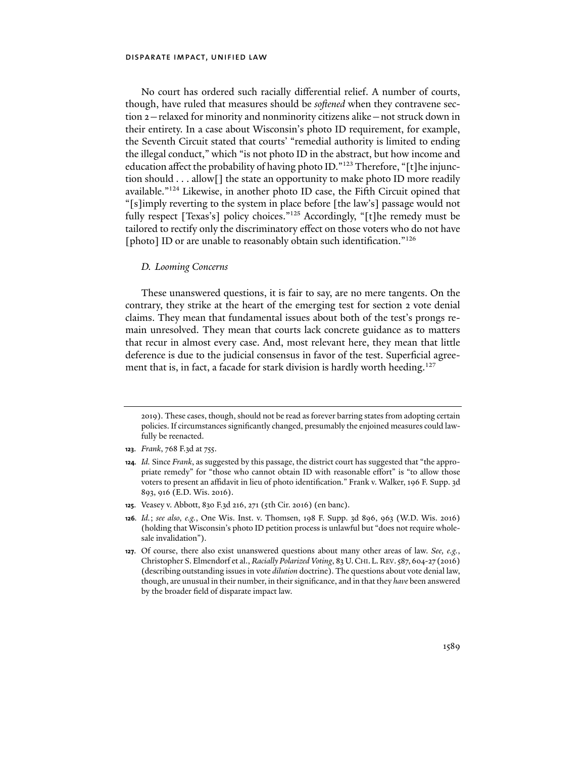No court has ordered such racially differential relief. A number of courts, though, have ruled that measures should be *softened* when they contravene section 2—relaxed for minority and nonminority citizens alike—not struck down in their entirety. In a case about Wisconsin's photo ID requirement, for example, the Seventh Circuit stated that courts' "remedial authority is limited to ending the illegal conduct," which "is not photo ID in the abstract, but how income and education affect the probability of having photo ID."[123] Therefore, "[t]he injunction should . . . allow[] the state an opportunity to make photo ID more readily available."[124] Likewise, in another photo ID case, the Fifth Circuit opined that "[s]imply reverting to the system in place before [the law's] passage would not fully respect [Texas's] policy choices."[125] Accordingly, "[t]he remedy must be tailored to rectify only the discriminatory effect on those voters who do not have [photo] ID or are unable to reasonably obtain such identification."[126]

### *D. Looming Concerns*

These unanswered questions, it is fair to say, are no mere tangents. On the contrary, they strike at the heart of the emerging test for section 2 vote denial claims. They mean that fundamental issues about both of the test's prongs remain unresolved. They mean that courts lack concrete guidance as to matters that recur in almost every case. And, most relevant here, they mean that little deference is due to the judicial consensus in favor of the test. Superficial agreement that is, in fact, a facade for stark division is hardly worth heeding.[127]

---

2019). These cases, though, should not be read as forever barring states from adopting certain policies. If circumstances significantly changed, presumably the enjoined measures could lawfully be reenacted.

**123.** *Frank*, 768 F.3d at 755.

**124.** *Id.* Since *Frank*, as suggested by this passage, the district court has suggested that "the appropriate remedy" for "those who cannot obtain ID with reasonable effort" is "to allow those voters to present an affidavit in lieu of photo identification." Frank v. Walker, 196 F. Supp. 3d 893, 916 (E.D. Wis. 2016).

**125.** Veasey v. Abbott, 830 F.3d 216, 271 (5th Cir. 2016) (en banc).

**126.** *Id.*; *see also, e.g.*, One Wis. Inst. v. Thomsen, 198 F. Supp. 3d 896, 963 (W.D. Wis. 2016) (holding that Wisconsin's photo ID petition process is unlawful but "does not require wholesale invalidation").

**127.** Of course, there also exist unanswered questions about many other areas of law. *See, e.g.*, Christopher S. Elmendorf et al., *Racially Polarized Voting*, 83 U. CHI. L. REV. 587, 604-27 (2016) (describing outstanding issues in vote *dilution* doctrine). The questions about vote denial law, though, are unusual in their number, in their significance, and in that they *have* been answered by the broader field of disparate impact law.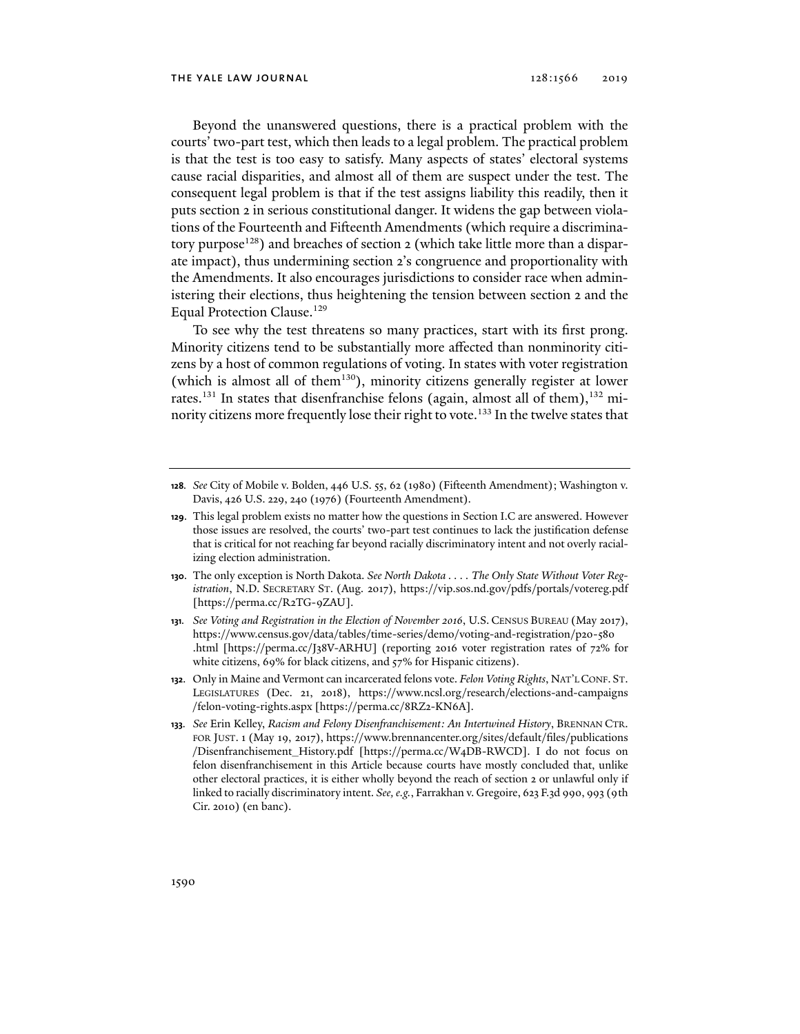Beyond the unanswered questions, there is a practical problem with the courts' two-part test, which then leads to a legal problem. The practical problem is that the test is too easy to satisfy. Many aspects of states' electoral systems cause racial disparities, and almost all of them are suspect under the test. The consequent legal problem is that if the test assigns liability this readily, then it puts section 2 in serious constitutional danger. It widens the gap between violations of the Fourteenth and Fifteenth Amendments (which require a discriminatory purpose[128]) and breaches of section 2 (which take little more than a disparate impact), thus undermining section 2's congruence and proportionality with the Amendments. It also encourages jurisdictions to consider race when administering their elections, thus heightening the tension between section 2 and the Equal Protection Clause.[129]

To see why the test threatens so many practices, start with its first prong. Minority citizens tend to be substantially more affected than nonminority citizens by a host of common regulations of voting. In states with voter registration (which is almost all of them[130]), minority citizens generally register at lower rates.[131] In states that disenfranchise felons (again, almost all of them),[132] minority citizens more frequently lose their right to vote.[133] In the twelve states that

---

**128.** *See* City of Mobile v. Bolden, 446 U.S. 55, 62 (1980) (Fifteenth Amendment); Washington v. Davis, 426 U.S. 229, 240 (1976) (Fourteenth Amendment).

**129.** This legal problem exists no matter how the questions in Section I.C are answered. However those issues are resolved, the courts' two-part test continues to lack the justification defense that is critical for not reaching far beyond racially discriminatory intent and not overly racializing election administration.

**130.** The only exception is North Dakota. *See North Dakota . . . . The Only State Without Voter Registration*, N.D. SECRETARY ST. (Aug. 2017), https://vip.sos.nd.gov/pdfs/portals/votereg.pdf [https://perma.cc/R2TG-9ZAU].

**131.** *See Voting and Registration in the Election of November 2016*, U.S. CENSUS BUREAU (May 2017), https://www.census.gov/data/tables/time-series/demo/voting-and-registration/p20-580.html [https://perma.cc/J38V-ARHU] (reporting 2016 voter registration rates of 72% for white citizens, 69% for black citizens, and 57% for Hispanic citizens).

**132.** Only in Maine and Vermont can incarcerated felons vote. *Felon Voting Rights*, NAT'L CONF. ST. LEGISLATURES (Dec. 21, 2018), https://www.ncsl.org/research/elections-and-campaigns/felon-voting-rights.aspx [https://perma.cc/8RZ2-KN6A].

**133.** *See* Erin Kelley, *Racism and Felony Disenfranchisement: An Intertwined History*, BRENNAN CTR. FOR JUST. 1 (May 19, 2017), https://www.brennancenter.org/sites/default/files/publications/Disenfranchisement_History.pdf [https://perma.cc/W4DB-RWCD]. I do not focus on felon disenfranchisement in this Article because courts have mostly concluded that, unlike other electoral practices, it is either wholly beyond the reach of section 2 or unlawful only if linked to racially discriminatory intent. *See, e.g.*, Farrakhan v. Gregoire, 623 F.3d 990, 993 (9th Cir. 2010) (en banc).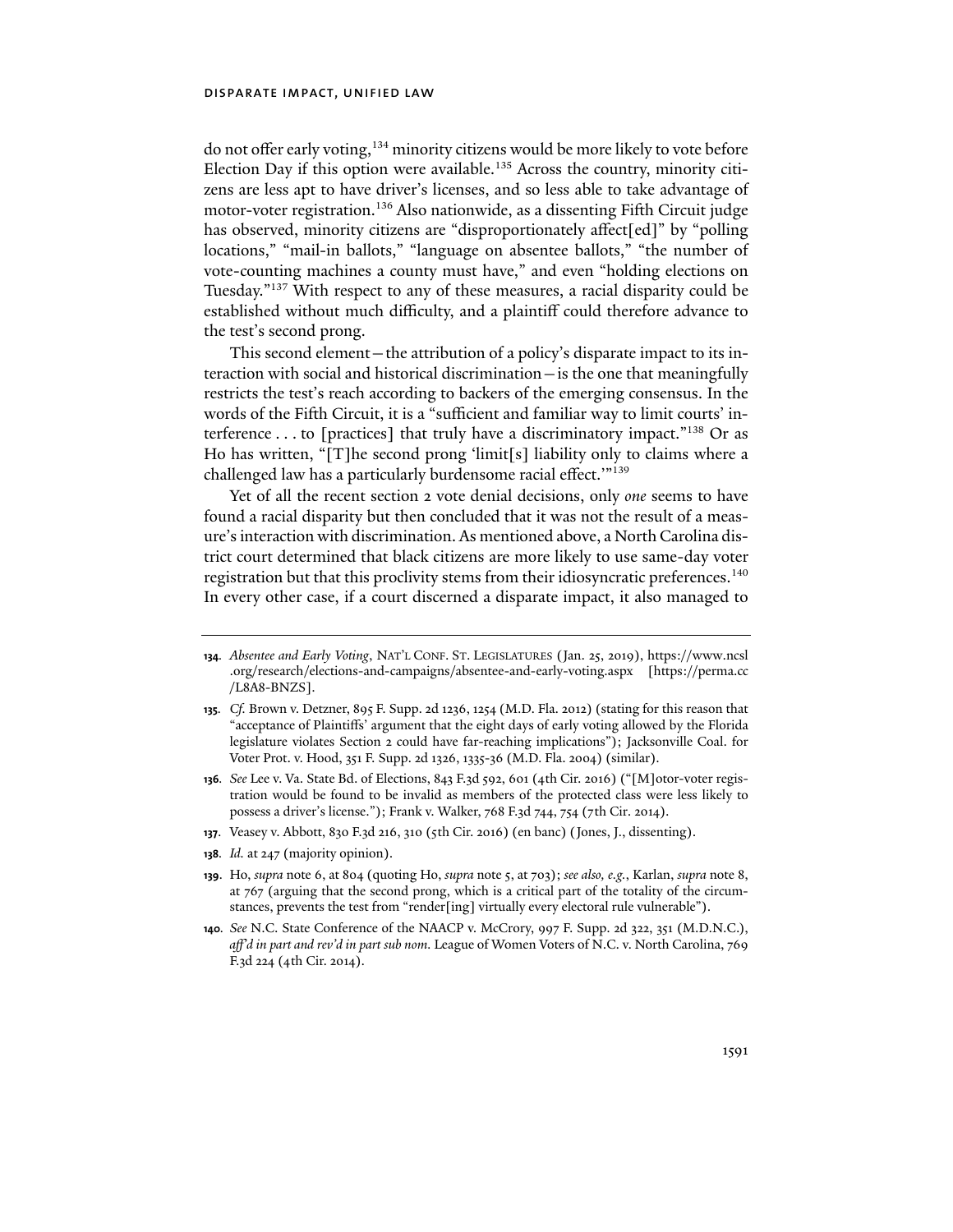do not offer early voting,[134] minority citizens would be more likely to vote before Election Day if this option were available.[135] Across the country, minority citizens are less apt to have driver's licenses, and so less able to take advantage of motor-voter registration.[136] Also nationwide, as a dissenting Fifth Circuit judge has observed, minority citizens are "disproportionately affect[ed]" by "polling locations," "mail-in ballots," "language on absentee ballots," "the number of vote-counting machines a county must have," and even "holding elections on Tuesday."[137] With respect to any of these measures, a racial disparity could be established without much difficulty, and a plaintiff could therefore advance to the test's second prong.

This second element—the attribution of a policy's disparate impact to its interaction with social and historical discrimination—is the one that meaningfully restricts the test's reach according to backers of the emerging consensus. In the words of the Fifth Circuit, it is a "sufficient and familiar way to limit courts' interference . . . to [practices] that truly have a discriminatory impact."[138] Or as Ho has written, "[T]he second prong 'limit[s] liability only to claims where a challenged law has a particularly burdensome racial effect.'"[139]

Yet of all the recent section 2 vote denial decisions, only *one* seems to have found a racial disparity but then concluded that it was not the result of a measure's interaction with discrimination. As mentioned above, a North Carolina district court determined that black citizens are more likely to use same-day voter registration but that this proclivity stems from their idiosyncratic preferences.[140] In every other case, if a court discerned a disparate impact, it also managed to

---

**134.** *Absentee and Early Voting*, NAT'L CONF. ST. LEGISLATURES (Jan. 25, 2019), https://www.ncsl.org/research/elections-and-campaigns/absentee-and-early-voting.aspx [https://perma.cc/L8A8-BNZS].

**135.** *Cf.* Brown v. Detzner, 895 F. Supp. 2d 1236, 1254 (M.D. Fla. 2012) (stating for this reason that "acceptance of Plaintiffs' argument that the eight days of early voting allowed by the Florida legislature violates Section 2 could have far-reaching implications"); Jacksonville Coal. for Voter Prot. v. Hood, 351 F. Supp. 2d 1326, 1335-36 (M.D. Fla. 2004) (similar).

**136.** *See* Lee v. Va. State Bd. of Elections, 843 F.3d 592, 601 (4th Cir. 2016) ("[M]otor-voter registration would be found to be invalid as members of the protected class were less likely to possess a driver's license."); Frank v. Walker, 768 F.3d 744, 754 (7th Cir. 2014).

**137.** Veasey v. Abbott, 830 F.3d 216, 310 (5th Cir. 2016) (en banc) (Jones, J., dissenting).

**138.** *Id.* at 247 (majority opinion).

**139.** Ho, *supra* note 6, at 804 (quoting Ho, *supra* note 5, at 703); *see also, e.g.*, Karlan, *supra* note 8, at 767 (arguing that the second prong, which is a critical part of the totality of the circumstances, prevents the test from "render[ing] virtually every electoral rule vulnerable").

**140.** *See* N.C. State Conference of the NAACP v. McCrory, 997 F. Supp. 2d 322, 351 (M.D.N.C.), *aff'd in part and rev'd in part sub nom.* League of Women Voters of N.C. v. North Carolina, 769 F.3d 224 (4th Cir. 2014).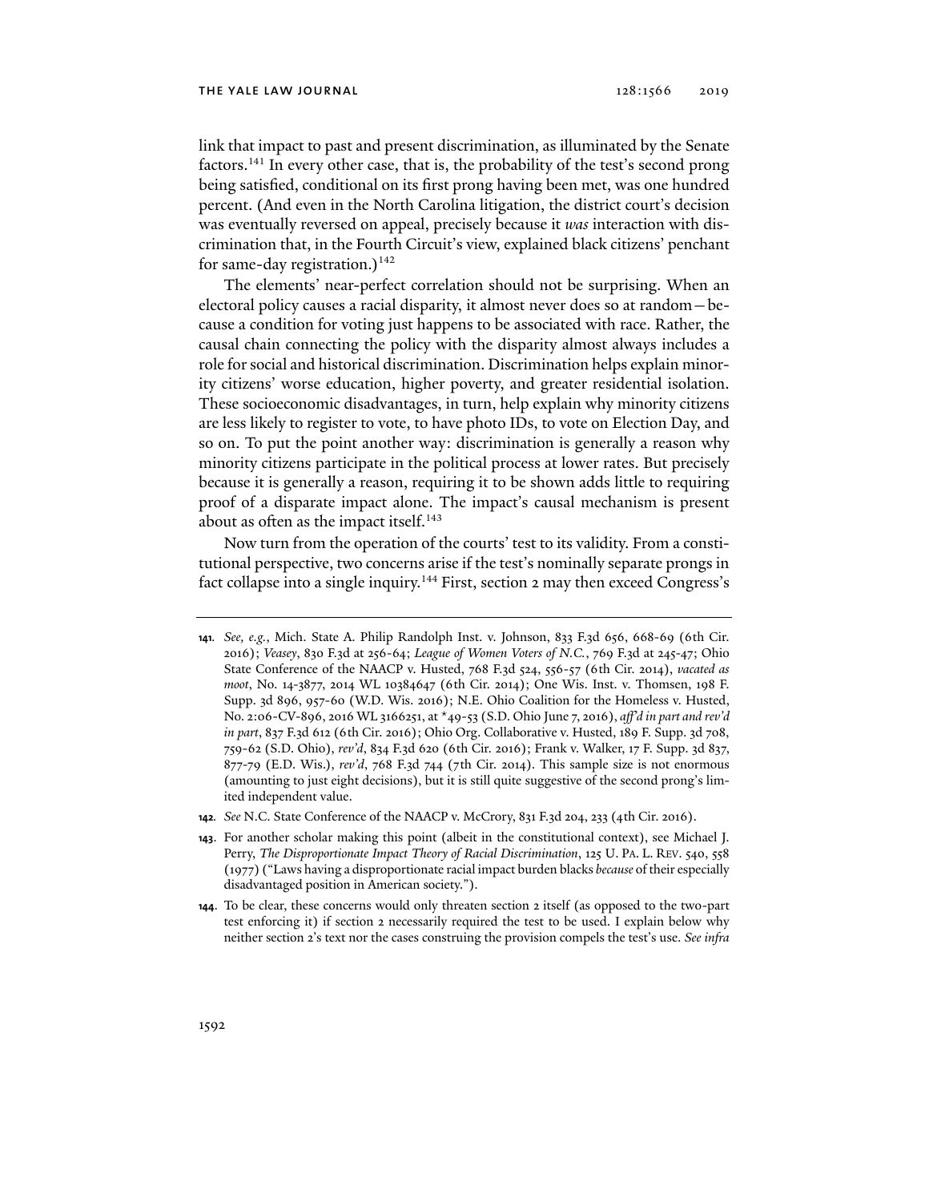link that impact to past and present discrimination, as illuminated by the Senate factors.[141] In every other case, that is, the probability of the test's second prong being satisfied, conditional on its first prong having been met, was one hundred percent. (And even in the North Carolina litigation, the district court's decision was eventually reversed on appeal, precisely because it *was* interaction with discrimination that, in the Fourth Circuit's view, explained black citizens' penchant for same-day registration.)[142]

The elements' near-perfect correlation should not be surprising. When an electoral policy causes a racial disparity, it almost never does so at random—because a condition for voting just happens to be associated with race. Rather, the causal chain connecting the policy with the disparity almost always includes a role for social and historical discrimination. Discrimination helps explain minority citizens' worse education, higher poverty, and greater residential isolation. These socioeconomic disadvantages, in turn, help explain why minority citizens are less likely to register to vote, to have photo IDs, to vote on Election Day, and so on. To put the point another way: discrimination is generally a reason why minority citizens participate in the political process at lower rates. But precisely because it is generally a reason, requiring it to be shown adds little to requiring proof of a disparate impact alone. The impact's causal mechanism is present about as often as the impact itself.[143]

Now turn from the operation of the courts' test to its validity. From a constitutional perspective, two concerns arise if the test's nominally separate prongs in fact collapse into a single inquiry.[144] First, section 2 may then exceed Congress's

---

**141.** *See, e.g.*, Mich. State A. Philip Randolph Inst. v. Johnson, 833 F.3d 656, 668-69 (6th Cir. 2016); *Veasey*, 830 F.3d at 256-64; *League of Women Voters of N.C.*, 769 F.3d at 245-47; Ohio State Conference of the NAACP v. Husted, 768 F.3d 524, 556-57 (6th Cir. 2014), *vacated as moot*, No. 14-3877, 2014 WL 10384647 (6th Cir. 2014); One Wis. Inst. v. Thomsen, 198 F. Supp. 3d 896, 957-60 (W.D. Wis. 2016); N.E. Ohio Coalition for the Homeless v. Husted, No. 2:06-CV-896, 2016 WL 3166251, at *49-53 (S.D. Ohio June 7, 2016), *aff'd in part and rev'd in part*, 837 F.3d 612 (6th Cir. 2016); Ohio Org. Collaborative v. Husted, 189 F. Supp. 3d 708, 759-62 (S.D. Ohio), *rev'd*, 834 F.3d 620 (6th Cir. 2016); Frank v. Walker, 17 F. Supp. 3d 837, 877-79 (E.D. Wis.), *rev'd*, 768 F.3d 744 (7th Cir. 2014). This sample size is not enormous (amounting to just eight decisions), but it is still quite suggestive of the second prong's limited independent value.

**142.** *See* N.C. State Conference of the NAACP v. McCrory, 831 F.3d 204, 233 (4th Cir. 2016).

**143.** For another scholar making this point (albeit in the constitutional context), see Michael J. Perry, *The Disproportionate Impact Theory of Racial Discrimination*, 125 U. PA. L. REV. 540, 558 (1977) ("Laws having a disproportionate racial impact burden blacks *because* of their especially disadvantaged position in American society.").

**144.** To be clear, these concerns would only threaten section 2 itself (as opposed to the two-part test enforcing it) if section 2 necessarily required the test to be used. I explain below why neither section 2's text nor the cases construing the provision compels the test's use. *See infra*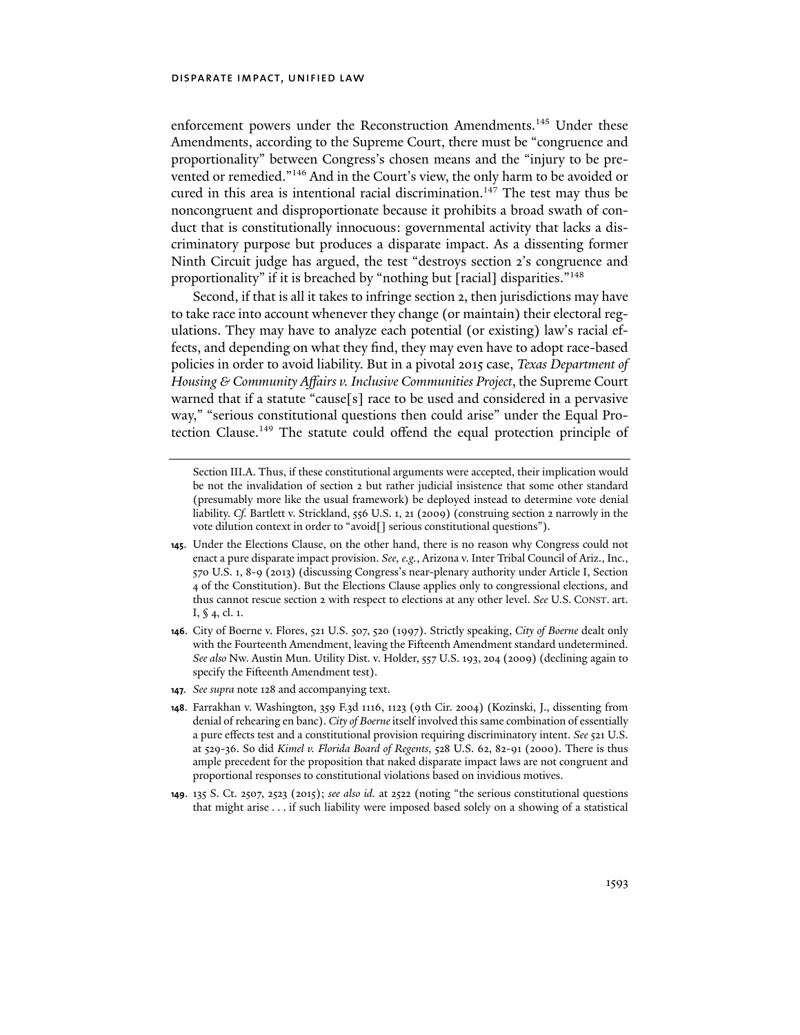enforcement powers under the Reconstruction Amendments.[145] Under these Amendments, according to the Supreme Court, there must be "congruence and proportionality" between Congress's chosen means and the "injury to be prevented or remedied."[146] And in the Court's view, the only harm to be avoided or cured in this area is intentional racial discrimination.[147] The test may thus be noncongruent and disproportionate because it prohibits a broad swath of conduct that is constitutionally innocuous: governmental activity that lacks a discriminatory purpose but produces a disparate impact. As a dissenting former Ninth Circuit judge has argued, the test "destroys section 2's congruence and proportionality" if it is breached by "nothing but [racial] disparities."[148]

Second, if that is all it takes to infringe section 2, then jurisdictions may have to take race into account whenever they change (or maintain) their electoral regulations. They may have to analyze each potential (or existing) law's racial effects, and depending on what they find, they may even have to adopt race-based policies in order to avoid liability. But in a pivotal 2015 case, *Texas Department of Housing & Community Affairs v. Inclusive Communities Project*, the Supreme Court warned that if a statute "cause[s] race to be used and considered in a pervasive way," "serious constitutional questions then could arise" under the Equal Protection Clause.[149] The statute could offend the equal protection principle of

---

Section III.A. Thus, if these constitutional arguments were accepted, their implication would be not the invalidation of section 2 but rather judicial insistence that some other standard (presumably more like the usual framework) be deployed instead to determine vote denial liability. *Cf.* Bartlett v. Strickland, 556 U.S. 1, 21 (2009) (construing section 2 narrowly in the vote dilution context in order to "avoid[] serious constitutional questions").

**145.** Under the Elections Clause, on the other hand, there is no reason why Congress could not enact a pure disparate impact provision. *See, e.g.*, Arizona v. Inter Tribal Council of Ariz., Inc., 570 U.S. 1, 8-9 (2013) (discussing Congress's near-plenary authority under Article I, Section 4 of the Constitution). But the Elections Clause applies only to congressional elections, and thus cannot rescue section 2 with respect to elections at any other level. *See* U.S. CONST. art. I, § 4, cl. 1.

**146.** City of Boerne v. Flores, 521 U.S. 507, 520 (1997). Strictly speaking, *City of Boerne* dealt only with the Fourteenth Amendment, leaving the Fifteenth Amendment standard undetermined. *See also* Nw. Austin Mun. Utility Dist. v. Holder, 557 U.S. 193, 204 (2009) (declining again to specify the Fifteenth Amendment test).

**147.** *See supra* note 128 and accompanying text.

**148.** Farrakhan v. Washington, 359 F.3d 1116, 1123 (9th Cir. 2004) (Kozinski, J., dissenting from denial of rehearing en banc). *City of Boerne* itself involved this same combination of essentially a pure effects test and a constitutional provision requiring discriminatory intent. *See* 521 U.S. at 529-36. So did *Kimel v. Florida Board of Regents*, 528 U.S. 62, 82-91 (2000). There is thus ample precedent for the proposition that naked disparate impact laws are not congruent and proportional responses to constitutional violations based on invidious motives.

**149.** 135 S. Ct. 2507, 2523 (2015); *see also id.* at 2522 (noting "the serious constitutional questions that might arise . . . if such liability were imposed based solely on a showing of a statistical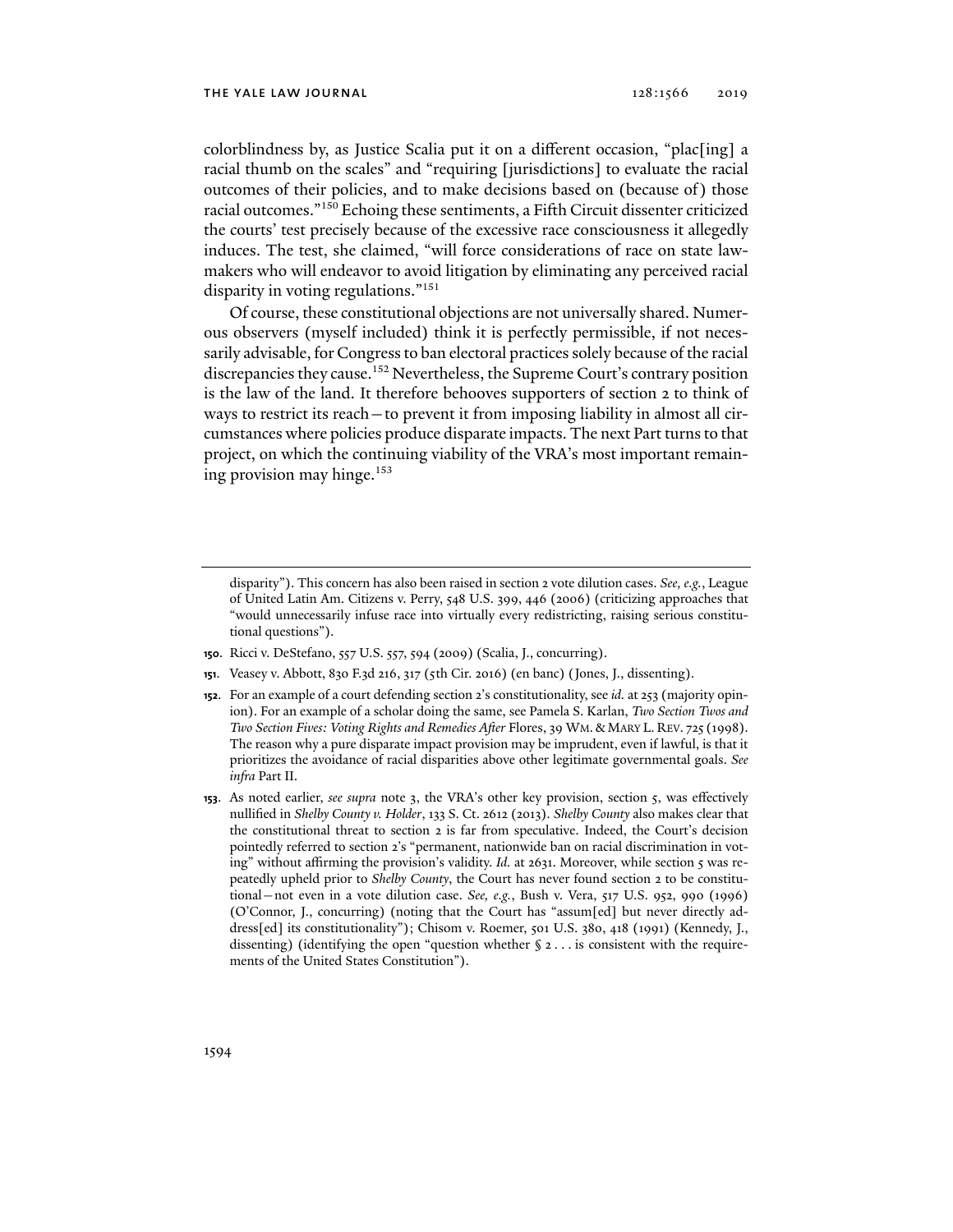colorblindness by, as Justice Scalia put it on a different occasion, "plac[ing] a racial thumb on the scales" and "requiring [jurisdictions] to evaluate the racial outcomes of their policies, and to make decisions based on (because of) those racial outcomes."[150] Echoing these sentiments, a Fifth Circuit dissenter criticized the courts' test precisely because of the excessive race consciousness it allegedly induces. The test, she claimed, "will force considerations of race on state lawmakers who will endeavor to avoid litigation by eliminating any perceived racial disparity in voting regulations."[151]

Of course, these constitutional objections are not universally shared. Numerous observers (myself included) think it is perfectly permissible, if not necessarily advisable, for Congress to ban electoral practices solely because of the racial discrepancies they cause.[152] Nevertheless, the Supreme Court's contrary position is the law of the land. It therefore behooves supporters of section 2 to think of ways to restrict its reach—to prevent it from imposing liability in almost all circumstances where policies produce disparate impacts. The next Part turns to that project, on which the continuing viability of the VRA's most important remaining provision may hinge.[153]

---

disparity"). This concern has also been raised in section 2 vote dilution cases. *See, e.g.*, League of United Latin Am. Citizens v. Perry, 548 U.S. 399, 446 (2006) (criticizing approaches that "would unnecessarily infuse race into virtually every redistricting, raising serious constitutional questions").

**150.** Ricci v. DeStefano, 557 U.S. 557, 594 (2009) (Scalia, J., concurring).

**151.** Veasey v. Abbott, 830 F.3d 216, 317 (5th Cir. 2016) (en banc) (Jones, J., dissenting).

**152.** For an example of a court defending section 2's constitutionality, see *id.* at 253 (majority opinion). For an example of a scholar doing the same, see Pamela S. Karlan, *Two Section Twos and Two Section Fives: Voting Rights and Remedies After* Flores, 39 WM. & MARY L. REV. 725 (1998). The reason why a pure disparate impact provision may be imprudent, even if lawful, is that it prioritizes the avoidance of racial disparities above other legitimate governmental goals. *See infra* Part II.

**153.** As noted earlier, *see supra* note 3, the VRA's other key provision, section 5, was effectively nullified in *Shelby County v. Holder*, 133 S. Ct. 2612 (2013). *Shelby County* also makes clear that the constitutional threat to section 2 is far from speculative. Indeed, the Court's decision pointedly referred to section 2's "permanent, nationwide ban on racial discrimination in voting" without affirming the provision's validity. *Id.* at 2631. Moreover, while section 5 was repeatedly upheld prior to *Shelby County*, the Court has never found section 2 to be constitutional—not even in a vote dilution case. *See, e.g.*, Bush v. Vera, 517 U.S. 952, 990 (1996) (O'Connor, J., concurring) (noting that the Court has "assum[ed] but never directly address[ed] its constitutionality"); Chisom v. Roemer, 501 U.S. 380, 418 (1991) (Kennedy, J., dissenting) (identifying the open "question whether § 2 . . . is consistent with the requirements of the United States Constitution").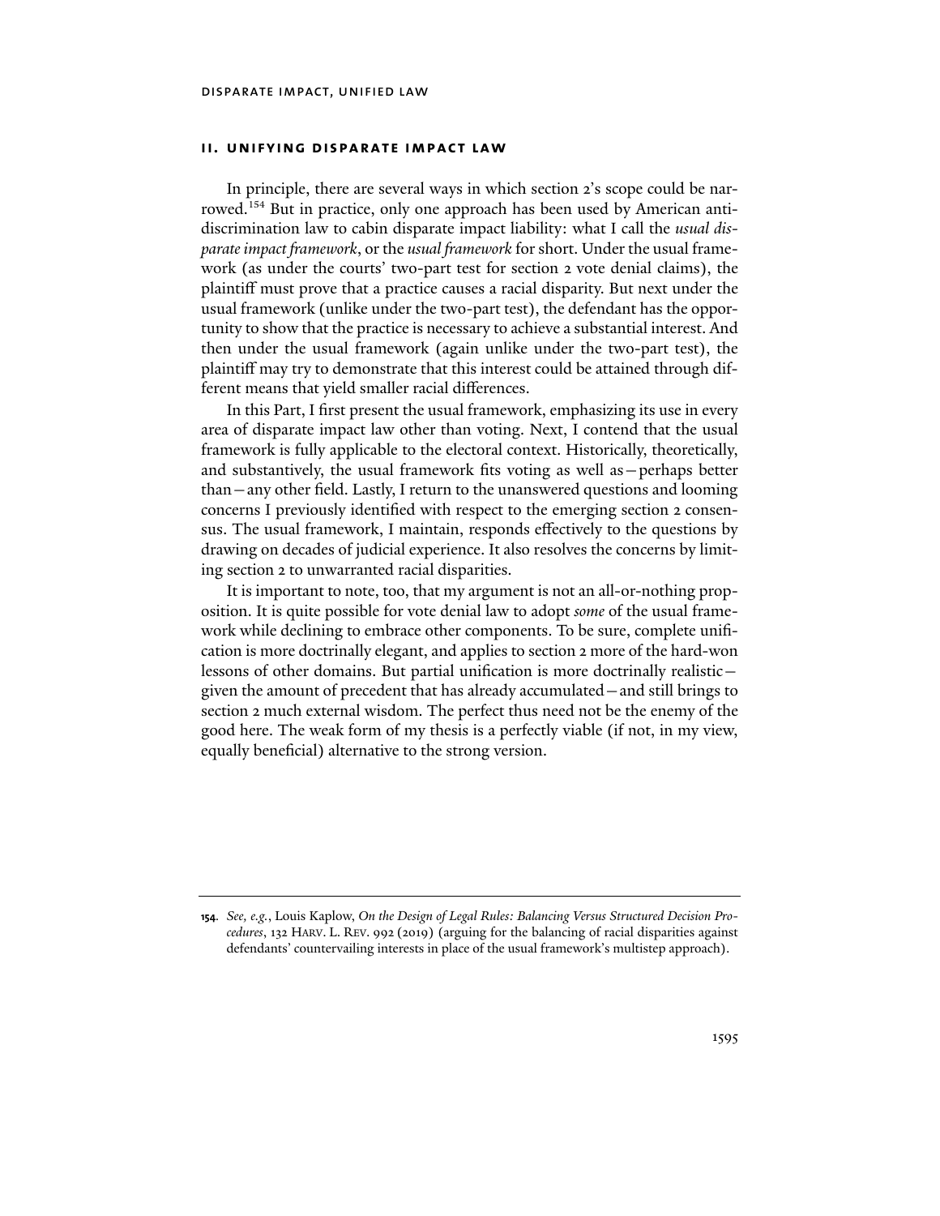## II. UNIFYING DISPARATE IMPACT LAW

In principle, there are several ways in which section 2's scope could be narrowed.[154] But in practice, only one approach has been used by American antidiscrimination law to cabin disparate impact liability: what I call the *usual disparate impact framework*, or the *usual framework* for short. Under the usual framework (as under the courts' two-part test for section 2 vote denial claims), the plaintiff must prove that a practice causes a racial disparity. But next under the usual framework (unlike under the two-part test), the defendant has the opportunity to show that the practice is necessary to achieve a substantial interest. And then under the usual framework (again unlike under the two-part test), the plaintiff may try to demonstrate that this interest could be attained through different means that yield smaller racial differences.

In this Part, I first present the usual framework, emphasizing its use in every area of disparate impact law other than voting. Next, I contend that the usual framework is fully applicable to the electoral context. Historically, theoretically, and substantively, the usual framework fits voting as well as—perhaps better than—any other field. Lastly, I return to the unanswered questions and looming concerns I previously identified with respect to the emerging section 2 consensus. The usual framework, I maintain, responds effectively to the questions by drawing on decades of judicial experience. It also resolves the concerns by limiting section 2 to unwarranted racial disparities.

It is important to note, too, that my argument is not an all-or-nothing proposition. It is quite possible for vote denial law to adopt *some* of the usual framework while declining to embrace other components. To be sure, complete unification is more doctrinally elegant, and applies to section 2 more of the hard-won lessons of other domains. But partial unification is more doctrinally realistic—given the amount of precedent that has already accumulated—and still brings to section 2 much external wisdom. The perfect thus need not be the enemy of the good here. The weak form of my thesis is a perfectly viable (if not, in my view, equally beneficial) alternative to the strong version.

---

**154.** *See, e.g.*, Louis Kaplow, *On the Design of Legal Rules: Balancing Versus Structured Decision Procedures*, 132 HARV. L. REV. 992 (2019) (arguing for the balancing of racial disparities against defendants' countervailing interests in place of the usual framework's multistep approach).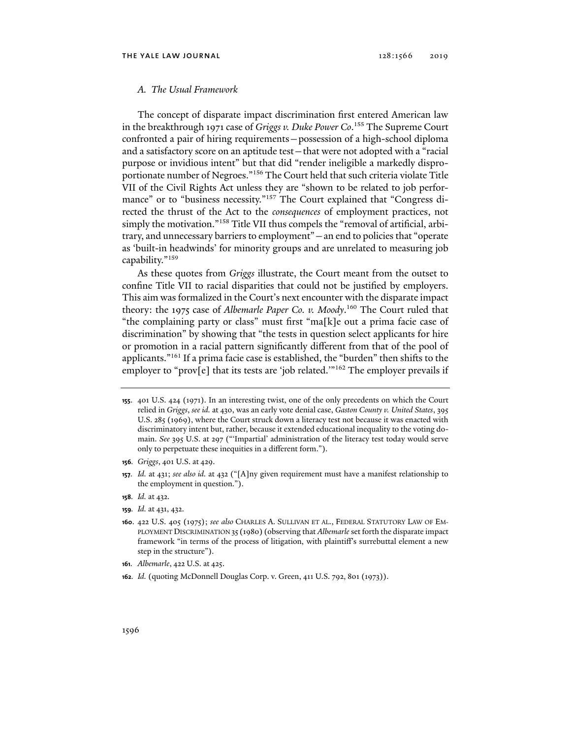### A. The Usual Framework

The concept of disparate impact discrimination first entered American law in the breakthrough 1971 case of *Griggs v. Duke Power Co*.[155] The Supreme Court confronted a pair of hiring requirements—possession of a high-school diploma and a satisfactory score on an aptitude test—that were not adopted with a "racial purpose or invidious intent" but that did "render ineligible a markedly disproportionate number of Negroes."[156] The Court held that such criteria violate Title VII of the Civil Rights Act unless they are "shown to be related to job performance" or to "business necessity."[157] The Court explained that "Congress directed the thrust of the Act to the *consequences* of employment practices, not simply the motivation."[158] Title VII thus compels the "removal of artificial, arbitrary, and unnecessary barriers to employment"—an end to policies that "operate as 'built-in headwinds' for minority groups and are unrelated to measuring job capability."[159]

As these quotes from *Griggs* illustrate, the Court meant from the outset to confine Title VII to racial disparities that could not be justified by employers. This aim was formalized in the Court's next encounter with the disparate impact theory: the 1975 case of *Albemarle Paper Co. v. Moody*.[160] The Court ruled that "the complaining party or class" must first "ma[k]e out a prima facie case of discrimination" by showing that "the tests in question select applicants for hire or promotion in a racial pattern significantly different from that of the pool of applicants."[161] If a prima facie case is established, the "burden" then shifts to the employer to "prov[e] that its tests are 'job related.'"[162] The employer prevails if

---

**155.** 401 U.S. 424 (1971). In an interesting twist, one of the only precedents on which the Court relied in *Griggs*, *see id.* at 430, was an early vote denial case, *Gaston County v. United States*, 395 U.S. 285 (1969), where the Court struck down a literacy test not because it was enacted with discriminatory intent but, rather, because it extended educational inequality to the voting domain. *See* 395 U.S. at 297 ("'Impartial' administration of the literacy test today would serve only to perpetuate these inequities in a different form.").

**156.** *Griggs*, 401 U.S. at 429.

**157.** *Id.* at 431; *see also id.* at 432 ("[A]ny given requirement must have a manifest relationship to the employment in question.").

**158.** *Id.* at 432.

**159.** *Id.* at 431, 432.

**160.** 422 U.S. 405 (1975); *see also* CHARLES A. SULLIVAN ET AL., FEDERAL STATUTORY LAW OF EMPLOYMENT DISCRIMINATION 35 (1980) (observing that *Albemarle* set forth the disparate impact framework "in terms of the process of litigation, with plaintiff's surrebuttal element a new step in the structure").

**161.** *Albemarle*, 422 U.S. at 425.

**162.** *Id.* (quoting McDonnell Douglas Corp. v. Green, 411 U.S. 792, 801 (1973)).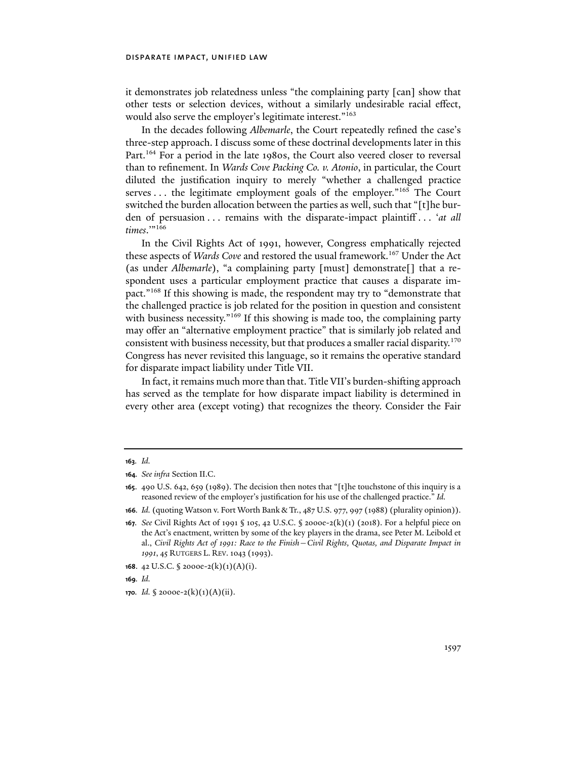it demonstrates job relatedness unless "the complaining party [can] show that other tests or selection devices, without a similarly undesirable racial effect, would also serve the employer's legitimate interest."[163]

In the decades following *Albemarle*, the Court repeatedly refined the case's three-step approach. I discuss some of these doctrinal developments later in this Part.[164] For a period in the late 1980s, the Court also veered closer to reversal than to refinement. In *Wards Cove Packing Co. v. Atonio*, in particular, the Court diluted the justification inquiry to merely "whether a challenged practice serves . . . the legitimate employment goals of the employer."[165] The Court switched the burden allocation between the parties as well, such that "[t]he burden of persuasion . . . remains with the disparate-impact plaintiff . . . '*at all times*.'"[166]

In the Civil Rights Act of 1991, however, Congress emphatically rejected these aspects of *Wards Cove* and restored the usual framework.[167] Under the Act (as under *Albemarle*), "a complaining party [must] demonstrate[] that a respondent uses a particular employment practice that causes a disparate impact."[168] If this showing is made, the respondent may try to "demonstrate that the challenged practice is job related for the position in question and consistent with business necessity."[169] If this showing is made too, the complaining party may offer an "alternative employment practice" that is similarly job related and consistent with business necessity, but that produces a smaller racial disparity.[170] Congress has never revisited this language, so it remains the operative standard for disparate impact liability under Title VII.

In fact, it remains much more than that. Title VII's burden-shifting approach has served as the template for how disparate impact liability is determined in every other area (except voting) that recognizes the theory. Consider the Fair

---

**163.** *Id.*

**164.** *See infra* Section II.C.

**165.** 490 U.S. 642, 659 (1989). The decision then notes that "[t]he touchstone of this inquiry is a reasoned review of the employer's justification for his use of the challenged practice." *Id.*

**166.** *Id.* (quoting Watson v. Fort Worth Bank & Tr., 487 U.S. 977, 997 (1988) (plurality opinion)).

**167.** *See* Civil Rights Act of 1991 § 105, 42 U.S.C. § 2000e-2(k)(1) (2018). For a helpful piece on the Act's enactment, written by some of the key players in the drama, see Peter M. Leibold et al., *Civil Rights Act of 1991: Race to the Finish—Civil Rights, Quotas, and Disparate Impact in 1991*, 45 RUTGERS L. REV. 1043 (1993).

**168.** 42 U.S.C. § 2000e-2(k)(1)(A)(i).

**169.** *Id.*

**170.** *Id.* § 2000e-2(k)(1)(A)(ii).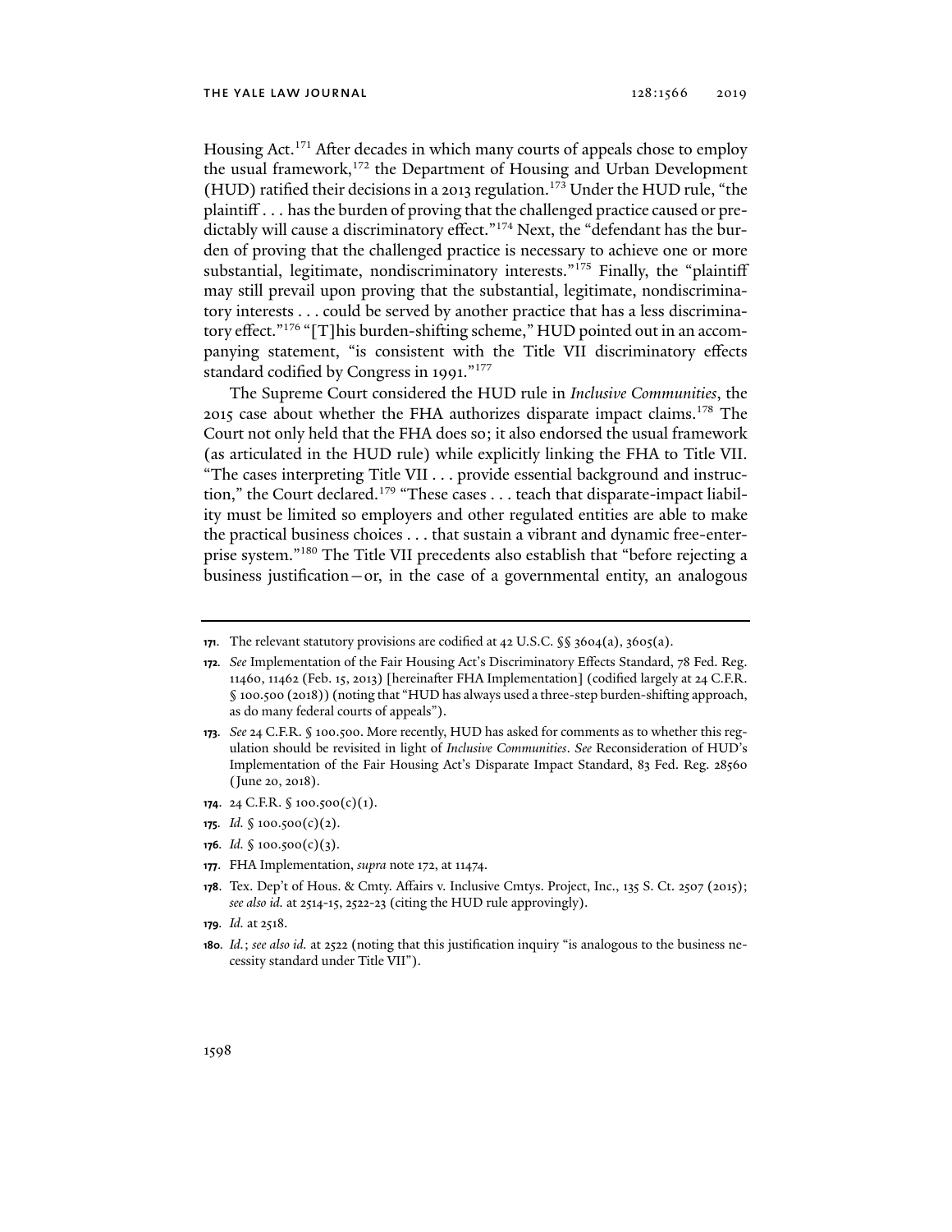Housing Act.[171] After decades in which many courts of appeals chose to employ the usual framework,[172] the Department of Housing and Urban Development (HUD) ratified their decisions in a 2013 regulation.[173] Under the HUD rule, "the plaintiff . . . has the burden of proving that the challenged practice caused or predictably will cause a discriminatory effect."[174] Next, the "defendant has the burden of proving that the challenged practice is necessary to achieve one or more substantial, legitimate, nondiscriminatory interests."[175] Finally, the "plaintiff may still prevail upon proving that the substantial, legitimate, nondiscriminatory interests . . . could be served by another practice that has a less discriminatory effect."[176] "[T]his burden-shifting scheme," HUD pointed out in an accompanying statement, "is consistent with the Title VII discriminatory effects standard codified by Congress in 1991."[177]

The Supreme Court considered the HUD rule in *Inclusive Communities*, the 2015 case about whether the FHA authorizes disparate impact claims.[178] The Court not only held that the FHA does so; it also endorsed the usual framework (as articulated in the HUD rule) while explicitly linking the FHA to Title VII. "The cases interpreting Title VII . . . provide essential background and instruction," the Court declared.[179] "These cases . . . teach that disparate-impact liability must be limited so employers and other regulated entities are able to make the practical business choices . . . that sustain a vibrant and dynamic free-enterprise system."[180] The Title VII precedents also establish that "before rejecting a business justification—or, in the case of a governmental entity, an analogous

---

**171.** The relevant statutory provisions are codified at 42 U.S.C. §§ 3604(a), 3605(a).

**172.** *See* Implementation of the Fair Housing Act's Discriminatory Effects Standard, 78 Fed. Reg. 11460, 11462 (Feb. 15, 2013) [hereinafter FHA Implementation] (codified largely at 24 C.F.R. § 100.500 (2018)) (noting that "HUD has always used a three-step burden-shifting approach, as do many federal courts of appeals").

**173.** *See* 24 C.F.R. § 100.500. More recently, HUD has asked for comments as to whether this regulation should be revisited in light of *Inclusive Communities*. *See* Reconsideration of HUD's Implementation of the Fair Housing Act's Disparate Impact Standard, 83 Fed. Reg. 28560 (June 20, 2018).

**174.** 24 C.F.R. § 100.500(c)(1).

**175.** *Id.* § 100.500(c)(2).

**176.** *Id.* § 100.500(c)(3).

**177.** FHA Implementation, *supra* note 172, at 11474.

**178.** Tex. Dep't of Hous. & Cmty. Affairs v. Inclusive Cmtys. Project, Inc., 135 S. Ct. 2507 (2015); *see also id.* at 2514-15, 2522-23 (citing the HUD rule approvingly).

**179.** *Id.* at 2518.

**180.** *Id.*; *see also id.* at 2522 (noting that this justification inquiry "is analogous to the business necessity standard under Title VII").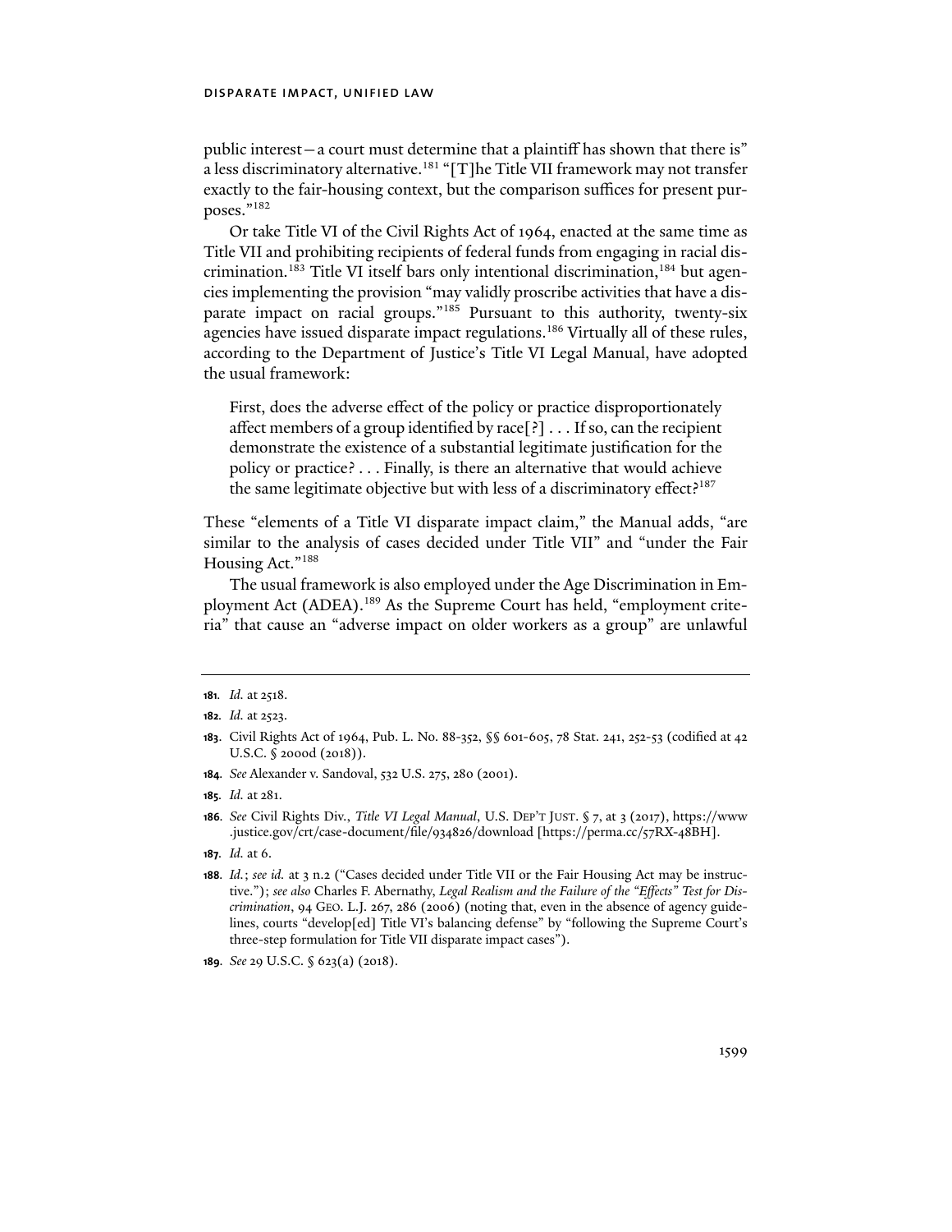public interest—a court must determine that a plaintiff has shown that there is" a less discriminatory alternative.[181] "[T]he Title VII framework may not transfer exactly to the fair-housing context, but the comparison suffices for present purposes."[182]

Or take Title VI of the Civil Rights Act of 1964, enacted at the same time as Title VII and prohibiting recipients of federal funds from engaging in racial discrimination.[183] Title VI itself bars only intentional discrimination,[184] but agencies implementing the provision "may validly proscribe activities that have a disparate impact on racial groups."[185] Pursuant to this authority, twenty-six agencies have issued disparate impact regulations.[186] Virtually all of these rules, according to the Department of Justice's Title VI Legal Manual, have adopted the usual framework:

> First, does the adverse effect of the policy or practice disproportionately affect members of a group identified by race[?] . . . If so, can the recipient demonstrate the existence of a substantial legitimate justification for the policy or practice? . . . Finally, is there an alternative that would achieve the same legitimate objective but with less of a discriminatory effect?[187]

These "elements of a Title VI disparate impact claim," the Manual adds, "are similar to the analysis of cases decided under Title VII" and "under the Fair Housing Act."[188]

The usual framework is also employed under the Age Discrimination in Employment Act (ADEA).[189] As the Supreme Court has held, "employment criteria" that cause an "adverse impact on older workers as a group" are unlawful

---

**181.** *Id.* at 2518.

**182.** *Id.* at 2523.

**183.** Civil Rights Act of 1964, Pub. L. No. 88-352, §§ 601-605, 78 Stat. 241, 252-53 (codified at 42 U.S.C. § 2000d (2018)).

**184.** *See* Alexander v. Sandoval, 532 U.S. 275, 280 (2001).

**185.** *Id.* at 281.

**186.** *See* Civil Rights Div., *Title VI Legal Manual*, U.S. DEP'T JUST. § 7, at 3 (2017), https://www.justice.gov/crt/case-document/file/934826/download [https://perma.cc/57RX-48BH].

**187.** *Id.* at 6.

**188.** *Id.*; *see id.* at 3 n.2 ("Cases decided under Title VII or the Fair Housing Act may be instructive."); *see also* Charles F. Abernathy, *Legal Realism and the Failure of the "Effects" Test for Discrimination*, 94 GEO. L.J. 267, 286 (2006) (noting that, even in the absence of agency guidelines, courts "develop[ed] Title VI's balancing defense" by "following the Supreme Court's three-step formulation for Title VII disparate impact cases").

**189.** *See* 29 U.S.C. § 623(a) (2018).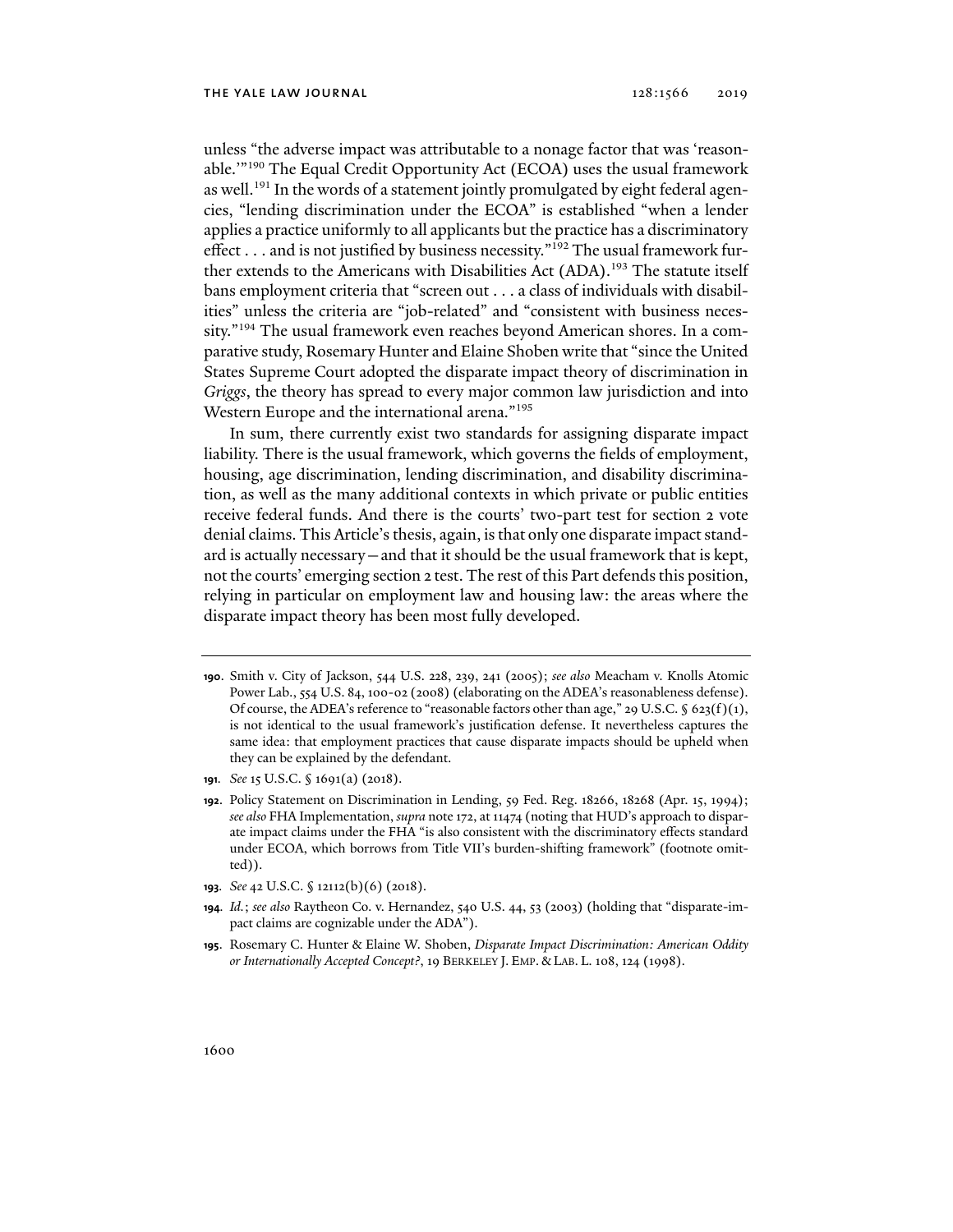unless "the adverse impact was attributable to a nonage factor that was 'reasonable.'"[190] The Equal Credit Opportunity Act (ECOA) uses the usual framework as well.[191] In the words of a statement jointly promulgated by eight federal agencies, "lending discrimination under the ECOA" is established "when a lender applies a practice uniformly to all applicants but the practice has a discriminatory effect . . . and is not justified by business necessity."[192] The usual framework further extends to the Americans with Disabilities Act (ADA).[193] The statute itself bans employment criteria that "screen out . . . a class of individuals with disabilities" unless the criteria are "job-related" and "consistent with business necessity."[194] The usual framework even reaches beyond American shores. In a comparative study, Rosemary Hunter and Elaine Shoben write that "since the United States Supreme Court adopted the disparate impact theory of discrimination in *Griggs*, the theory has spread to every major common law jurisdiction and into Western Europe and the international arena."[195]

In sum, there currently exist two standards for assigning disparate impact liability. There is the usual framework, which governs the fields of employment, housing, age discrimination, lending discrimination, and disability discrimination, as well as the many additional contexts in which private or public entities receive federal funds. And there is the courts' two-part test for section 2 vote denial claims. This Article's thesis, again, is that only one disparate impact standard is actually necessary—and that it should be the usual framework that is kept, not the courts' emerging section 2 test. The rest of this Part defends this position, relying in particular on employment law and housing law: the areas where the disparate impact theory has been most fully developed.

---

**190.** Smith v. City of Jackson, 544 U.S. 228, 239, 241 (2005); *see also* Meacham v. Knolls Atomic Power Lab., 554 U.S. 84, 100-02 (2008) (elaborating on the ADEA's reasonableness defense). Of course, the ADEA's reference to "reasonable factors other than age," 29 U.S.C. § 623(f)(1), is not identical to the usual framework's justification defense. It nevertheless captures the same idea: that employment practices that cause disparate impacts should be upheld when they can be explained by the defendant.

**191.** *See* 15 U.S.C. § 1691(a) (2018).

**192.** Policy Statement on Discrimination in Lending, 59 Fed. Reg. 18266, 18268 (Apr. 15, 1994); *see also* FHA Implementation, *supra* note 172, at 11474 (noting that HUD's approach to disparate impact claims under the FHA "is also consistent with the discriminatory effects standard under ECOA, which borrows from Title VII's burden-shifting framework" (footnote omitted)).

**193.** *See* 42 U.S.C. § 12112(b)(6) (2018).

**194.** *Id.*; *see also* Raytheon Co. v. Hernandez, 540 U.S. 44, 53 (2003) (holding that "disparate-impact claims are cognizable under the ADA").

**195.** Rosemary C. Hunter & Elaine W. Shoben, *Disparate Impact Discrimination: American Oddity or Internationally Accepted Concept?*, 19 BERKELEY J. EMP. & LAB. L. 108, 124 (1998).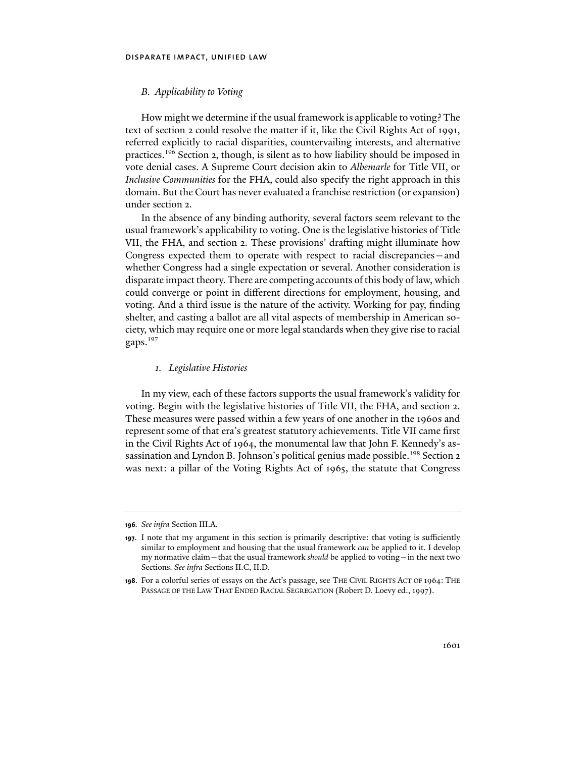### B. Applicability to Voting

How might we determine if the usual framework is applicable to voting? The text of section 2 could resolve the matter if it, like the Civil Rights Act of 1991, referred explicitly to racial disparities, countervailing interests, and alternative practices.[196] Section 2, though, is silent as to how liability should be imposed in vote denial cases. A Supreme Court decision akin to *Albemarle* for Title VII, or *Inclusive Communities* for the FHA, could also specify the right approach in this domain. But the Court has never evaluated a franchise restriction (or expansion) under section 2.

In the absence of any binding authority, several factors seem relevant to the usual framework's applicability to voting. One is the legislative histories of Title VII, the FHA, and section 2. These provisions' drafting might illuminate how Congress expected them to operate with respect to racial discrepancies—and whether Congress had a single expectation or several. Another consideration is disparate impact theory. There are competing accounts of this body of law, which could converge or point in different directions for employment, housing, and voting. And a third issue is the nature of the activity. Working for pay, finding shelter, and casting a ballot are all vital aspects of membership in American society, which may require one or more legal standards when they give rise to racial gaps.[197]

#### 1. Legislative Histories

In my view, each of these factors supports the usual framework's validity for voting. Begin with the legislative histories of Title VII, the FHA, and section 2. These measures were passed within a few years of one another in the 1960s and represent some of that era's greatest statutory achievements. Title VII came first in the Civil Rights Act of 1964, the monumental law that John F. Kennedy's assassination and Lyndon B. Johnson's political genius made possible.[198] Section 2 was next: a pillar of the Voting Rights Act of 1965, the statute that Congress

---

**196.** *See infra* Section III.A.

**197.** I note that my argument in this section is primarily descriptive: that voting is sufficiently similar to employment and housing that the usual framework *can* be applied to it. I develop my normative claim—that the usual framework *should* be applied to voting—in the next two Sections. *See infra* Sections II.C, II.D.

**198.** For a colorful series of essays on the Act's passage, see THE CIVIL RIGHTS ACT OF 1964: THE PASSAGE OF THE LAW THAT ENDED RACIAL SEGREGATION (Robert D. Loevy ed., 1997).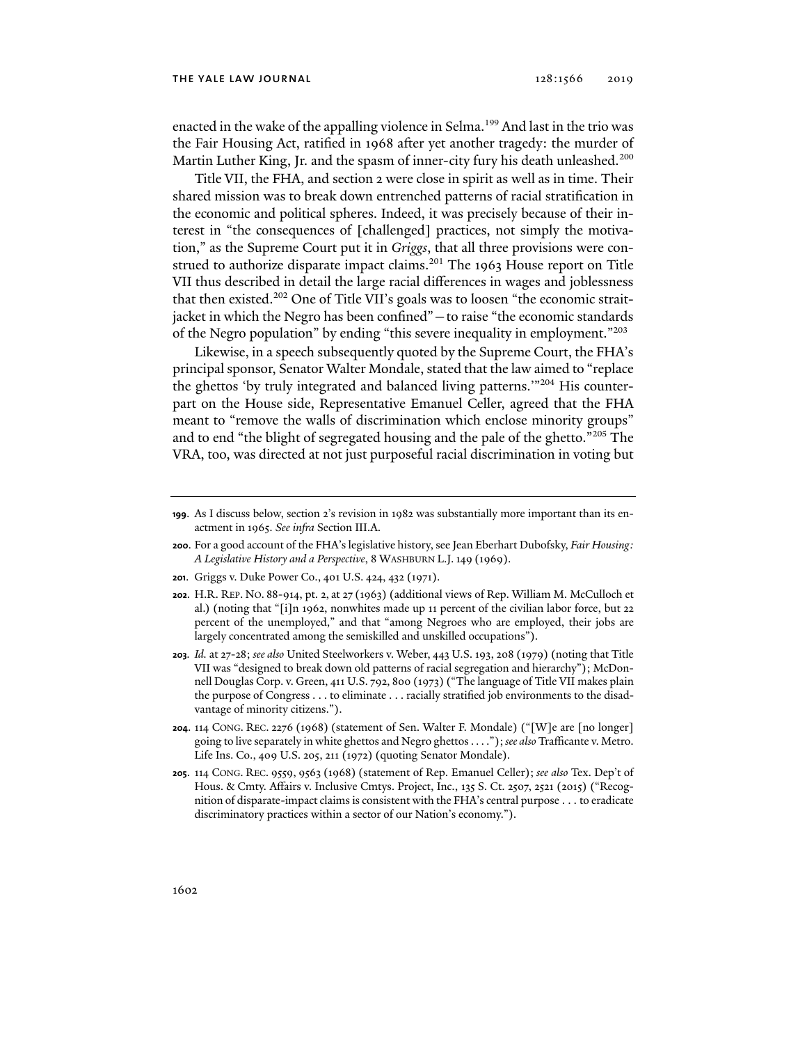enacted in the wake of the appalling violence in Selma.[199] And last in the trio was the Fair Housing Act, ratified in 1968 after yet another tragedy: the murder of Martin Luther King, Jr. and the spasm of inner-city fury his death unleashed.[200]

Title VII, the FHA, and section 2 were close in spirit as well as in time. Their shared mission was to break down entrenched patterns of racial stratification in the economic and political spheres. Indeed, it was precisely because of their interest in "the consequences of [challenged] practices, not simply the motivation," as the Supreme Court put it in *Griggs*, that all three provisions were construed to authorize disparate impact claims.[201] The 1963 House report on Title VII thus described in detail the large racial differences in wages and joblessness that then existed.[202] One of Title VII's goals was to loosen "the economic straitjacket in which the Negro has been confined"—to raise "the economic standards of the Negro population" by ending "this severe inequality in employment."[203]

Likewise, in a speech subsequently quoted by the Supreme Court, the FHA's principal sponsor, Senator Walter Mondale, stated that the law aimed to "replace the ghettos 'by truly integrated and balanced living patterns.'"[204] His counterpart on the House side, Representative Emanuel Celler, agreed that the FHA meant to "remove the walls of discrimination which enclose minority groups" and to end "the blight of segregated housing and the pale of the ghetto."[205] The VRA, too, was directed at not just purposeful racial discrimination in voting but

---

**199.** As I discuss below, section 2's revision in 1982 was substantially more important than its enactment in 1965. *See infra* Section III.A.

**200.** For a good account of the FHA's legislative history, see Jean Eberhart Dubofsky, *Fair Housing: A Legislative History and a Perspective*, 8 WASHBURN L.J. 149 (1969).

**201.** Griggs v. Duke Power Co., 401 U.S. 424, 432 (1971).

**202.** H.R. REP. NO. 88-914, pt. 2, at 27 (1963) (additional views of Rep. William M. McCulloch et al.) (noting that "[i]n 1962, nonwhites made up 11 percent of the civilian labor force, but 22 percent of the unemployed," and that "among Negroes who are employed, their jobs are largely concentrated among the semiskilled and unskilled occupations").

**203.** *Id.* at 27-28; *see also* United Steelworkers v. Weber, 443 U.S. 193, 208 (1979) (noting that Title VII was "designed to break down old patterns of racial segregation and hierarchy"); McDonnell Douglas Corp. v. Green, 411 U.S. 792, 800 (1973) ("The language of Title VII makes plain the purpose of Congress . . . to eliminate . . . racially stratified job environments to the disadvantage of minority citizens.").

**204.** 114 CONG. REC. 2276 (1968) (statement of Sen. Walter F. Mondale) ("[W]e are [no longer] going to live separately in white ghettos and Negro ghettos . . . ."); *see also* Trafficante v. Metro. Life Ins. Co., 409 U.S. 205, 211 (1972) (quoting Senator Mondale).

**205.** 114 CONG. REC. 9559, 9563 (1968) (statement of Rep. Emanuel Celler); *see also* Tex. Dep't of Hous. & Cmty. Affairs v. Inclusive Cmtys. Project, Inc., 135 S. Ct. 2507, 2521 (2015) ("Recognition of disparate-impact claims is consistent with the FHA's central purpose . . . to eradicate discriminatory practices within a sector of our Nation's economy.").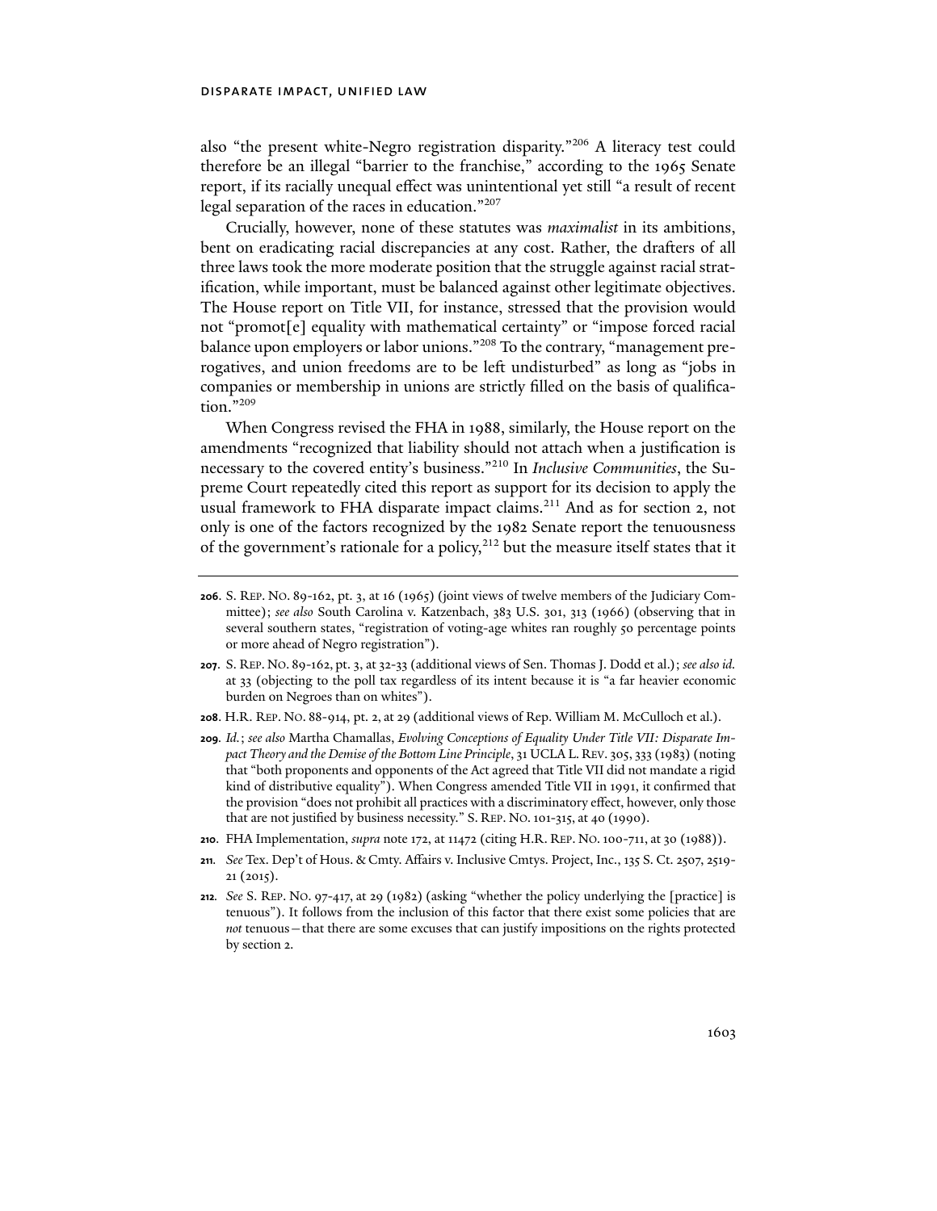also "the present white-Negro registration disparity."[206] A literacy test could therefore be an illegal "barrier to the franchise," according to the 1965 Senate report, if its racially unequal effect was unintentional yet still "a result of recent legal separation of the races in education."[207]

Crucially, however, none of these statutes was *maximalist* in its ambitions, bent on eradicating racial discrepancies at any cost. Rather, the drafters of all three laws took the more moderate position that the struggle against racial stratification, while important, must be balanced against other legitimate objectives. The House report on Title VII, for instance, stressed that the provision would not "promot[e] equality with mathematical certainty" or "impose forced racial balance upon employers or labor unions."[208] To the contrary, "management prerogatives, and union freedoms are to be left undisturbed" as long as "jobs in companies or membership in unions are strictly filled on the basis of qualification."[209]

When Congress revised the FHA in 1988, similarly, the House report on the amendments "recognized that liability should not attach when a justification is necessary to the covered entity's business."[210] In *Inclusive Communities*, the Supreme Court repeatedly cited this report as support for its decision to apply the usual framework to FHA disparate impact claims.[211] And as for section 2, not only is one of the factors recognized by the 1982 Senate report the tenuousness of the government's rationale for a policy,[212] but the measure itself states that it

---

**206.** S. REP. NO. 89-162, pt. 3, at 16 (1965) (joint views of twelve members of the Judiciary Committee); *see also* South Carolina v. Katzenbach, 383 U.S. 301, 313 (1966) (observing that in several southern states, "registration of voting-age whites ran roughly 50 percentage points or more ahead of Negro registration").

**207.** S. REP. NO. 89-162, pt. 3, at 32-33 (additional views of Sen. Thomas J. Dodd et al.); *see also id.* at 33 (objecting to the poll tax regardless of its intent because it is "a far heavier economic burden on Negroes than on whites").

**208.** H.R. REP. NO. 88-914, pt. 2, at 29 (additional views of Rep. William M. McCulloch et al.).

**209.** *Id.*; *see also* Martha Chamallas, *Evolving Conceptions of Equality Under Title VII: Disparate Impact Theory and the Demise of the Bottom Line Principle*, 31 UCLA L. REV. 305, 333 (1983) (noting that "both proponents and opponents of the Act agreed that Title VII did not mandate a rigid kind of distributive equality"). When Congress amended Title VII in 1991, it confirmed that the provision "does not prohibit all practices with a discriminatory effect, however, only those that are not justified by business necessity." S. REP. NO. 101-315, at 40 (1990).

**210.** FHA Implementation, *supra* note 172, at 11472 (citing H.R. REP. NO. 100-711, at 30 (1988)).

**211.** *See* Tex. Dep't of Hous. & Cmty. Affairs v. Inclusive Cmtys. Project, Inc., 135 S. Ct. 2507, 2519-21 (2015).

**212.** *See* S. REP. NO. 97-417, at 29 (1982) (asking "whether the policy underlying the [practice] is tenuous"). It follows from the inclusion of this factor that there exist some policies that are *not* tenuous—that there are some excuses that can justify impositions on the rights protected by section 2.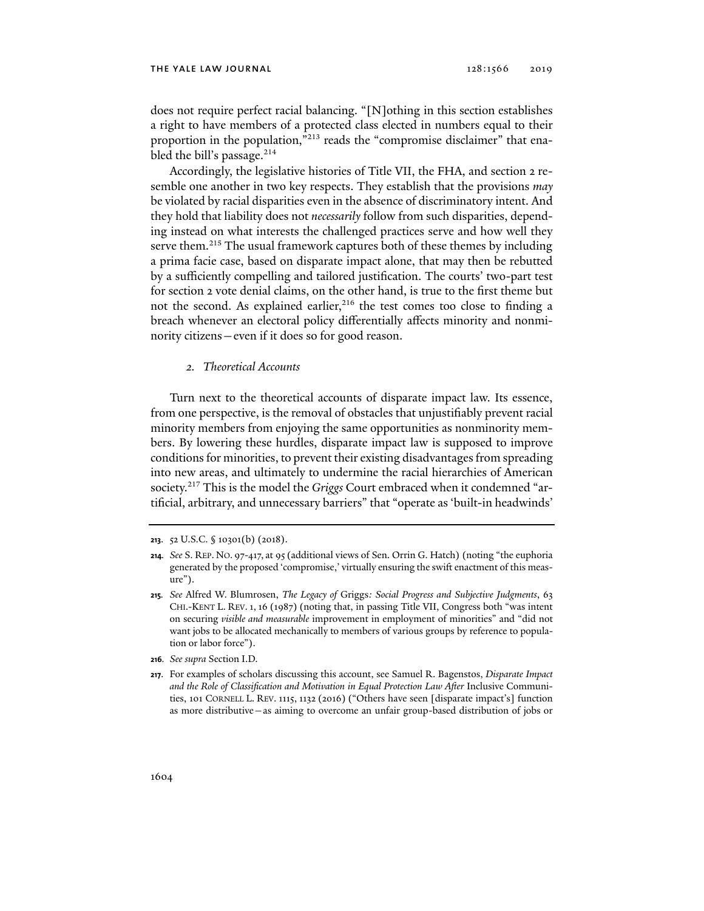does not require perfect racial balancing. "[N]othing in this section establishes a right to have members of a protected class elected in numbers equal to their proportion in the population,"[213] reads the "compromise disclaimer" that enabled the bill's passage.[214]

Accordingly, the legislative histories of Title VII, the FHA, and section 2 resemble one another in two key respects. They establish that the provisions *may* be violated by racial disparities even in the absence of discriminatory intent. And they hold that liability does not *necessarily* follow from such disparities, depending instead on what interests the challenged practices serve and how well they serve them.[215] The usual framework captures both of these themes by including a prima facie case, based on disparate impact alone, that may then be rebutted by a sufficiently compelling and tailored justification. The courts' two-part test for section 2 vote denial claims, on the other hand, is true to the first theme but not the second. As explained earlier,[216] the test comes too close to finding a breach whenever an electoral policy differentially affects minority and nonminority citizens—even if it does so for good reason.

### *2. Theoretical Accounts*

Turn next to the theoretical accounts of disparate impact law. Its essence, from one perspective, is the removal of obstacles that unjustifiably prevent racial minority members from enjoying the same opportunities as nonminority members. By lowering these hurdles, disparate impact law is supposed to improve conditions for minorities, to prevent their existing disadvantages from spreading into new areas, and ultimately to undermine the racial hierarchies of American society.[217] This is the model the *Griggs* Court embraced when it condemned "artificial, arbitrary, and unnecessary barriers" that "operate as 'built-in headwinds'

---

**213.** 52 U.S.C. § 10301(b) (2018).

**214.** *See* S. REP. NO. 97-417, at 95 (additional views of Sen. Orrin G. Hatch) (noting "the euphoria generated by the proposed 'compromise,' virtually ensuring the swift enactment of this measure").

**215.** *See* Alfred W. Blumrosen, *The Legacy of* Griggs*: Social Progress and Subjective Judgments*, 63 CHI.-KENT L. REV. 1, 16 (1987) (noting that, in passing Title VII, Congress both "was intent on securing *visible and measurable* improvement in employment of minorities" and "did not want jobs to be allocated mechanically to members of various groups by reference to population or labor force").

**216.** *See supra* Section I.D.

**217.** For examples of scholars discussing this account, see Samuel R. Bagenstos, *Disparate Impact and the Role of Classification and Motivation in Equal Protection Law After* Inclusive Communities, 101 CORNELL L. REV. 1115, 1132 (2016) ("Others have seen [disparate impact's] function as more distributive—as aiming to overcome an unfair group-based distribution of jobs or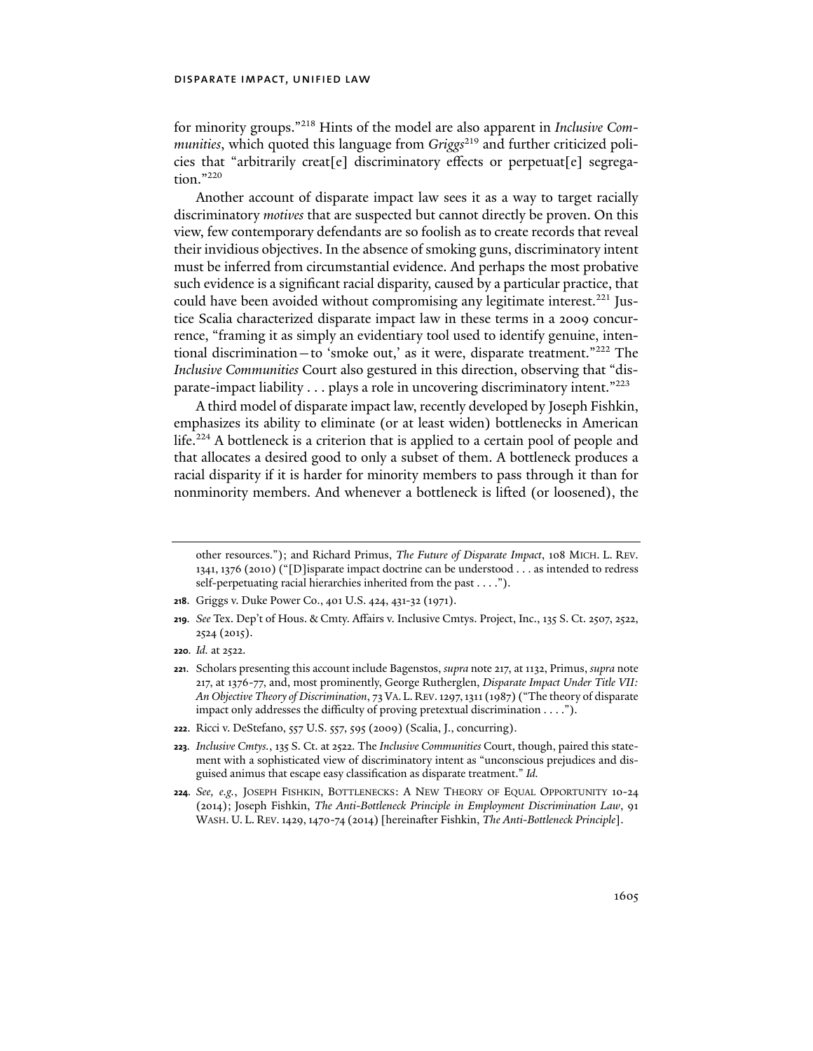for minority groups."[218] Hints of the model are also apparent in *Inclusive Communities*, which quoted this language from *Griggs*[219] and further criticized policies that "arbitrarily creat[e] discriminatory effects or perpetuat[e] segregation."[220]

Another account of disparate impact law sees it as a way to target racially discriminatory *motives* that are suspected but cannot directly be proven. On this view, few contemporary defendants are so foolish as to create records that reveal their invidious objectives. In the absence of smoking guns, discriminatory intent must be inferred from circumstantial evidence. And perhaps the most probative such evidence is a significant racial disparity, caused by a particular practice, that could have been avoided without compromising any legitimate interest.[221] Justice Scalia characterized disparate impact law in these terms in a 2009 concurrence, "framing it as simply an evidentiary tool used to identify genuine, intentional discrimination—to 'smoke out,' as it were, disparate treatment."[222] The *Inclusive Communities* Court also gestured in this direction, observing that "disparate-impact liability . . . plays a role in uncovering discriminatory intent."[223]

A third model of disparate impact law, recently developed by Joseph Fishkin, emphasizes its ability to eliminate (or at least widen) bottlenecks in American life.[224] A bottleneck is a criterion that is applied to a certain pool of people and that allocates a desired good to only a subset of them. A bottleneck produces a racial disparity if it is harder for minority members to pass through it than for nonminority members. And whenever a bottleneck is lifted (or loosened), the

---

other resources."); and Richard Primus, *The Future of Disparate Impact*, 108 MICH. L. REV. 1341, 1376 (2010) ("[D]isparate impact doctrine can be understood . . . as intended to redress self-perpetuating racial hierarchies inherited from the past . . . .").

218. Griggs v. Duke Power Co., 401 U.S. 424, 431-32 (1971).

219. *See* Tex. Dep't of Hous. & Cmty. Affairs v. Inclusive Cmtys. Project, Inc., 135 S. Ct. 2507, 2522, 2524 (2015).

220. *Id.* at 2522.

221. Scholars presenting this account include Bagenstos, *supra* note 217, at 1132, Primus, *supra* note 217, at 1376-77, and, most prominently, George Rutherglen, *Disparate Impact Under Title VII: An Objective Theory of Discrimination*, 73 VA. L. REV. 1297, 1311 (1987) ("The theory of disparate impact only addresses the difficulty of proving pretextual discrimination . . . .").

222. Ricci v. DeStefano, 557 U.S. 557, 595 (2009) (Scalia, J., concurring).

223. *Inclusive Cmtys.*, 135 S. Ct. at 2522. The *Inclusive Communities* Court, though, paired this statement with a sophisticated view of discriminatory intent as "unconscious prejudices and disguised animus that escape easy classification as disparate treatment." *Id.*

224. *See, e.g.*, JOSEPH FISHKIN, BOTTLENECKS: A NEW THEORY OF EQUAL OPPORTUNITY 10-24 (2014); Joseph Fishkin, *The Anti-Bottleneck Principle in Employment Discrimination Law*, 91 WASH. U. L. REV. 1429, 1470-74 (2014) [hereinafter Fishkin, *The Anti-Bottleneck Principle*].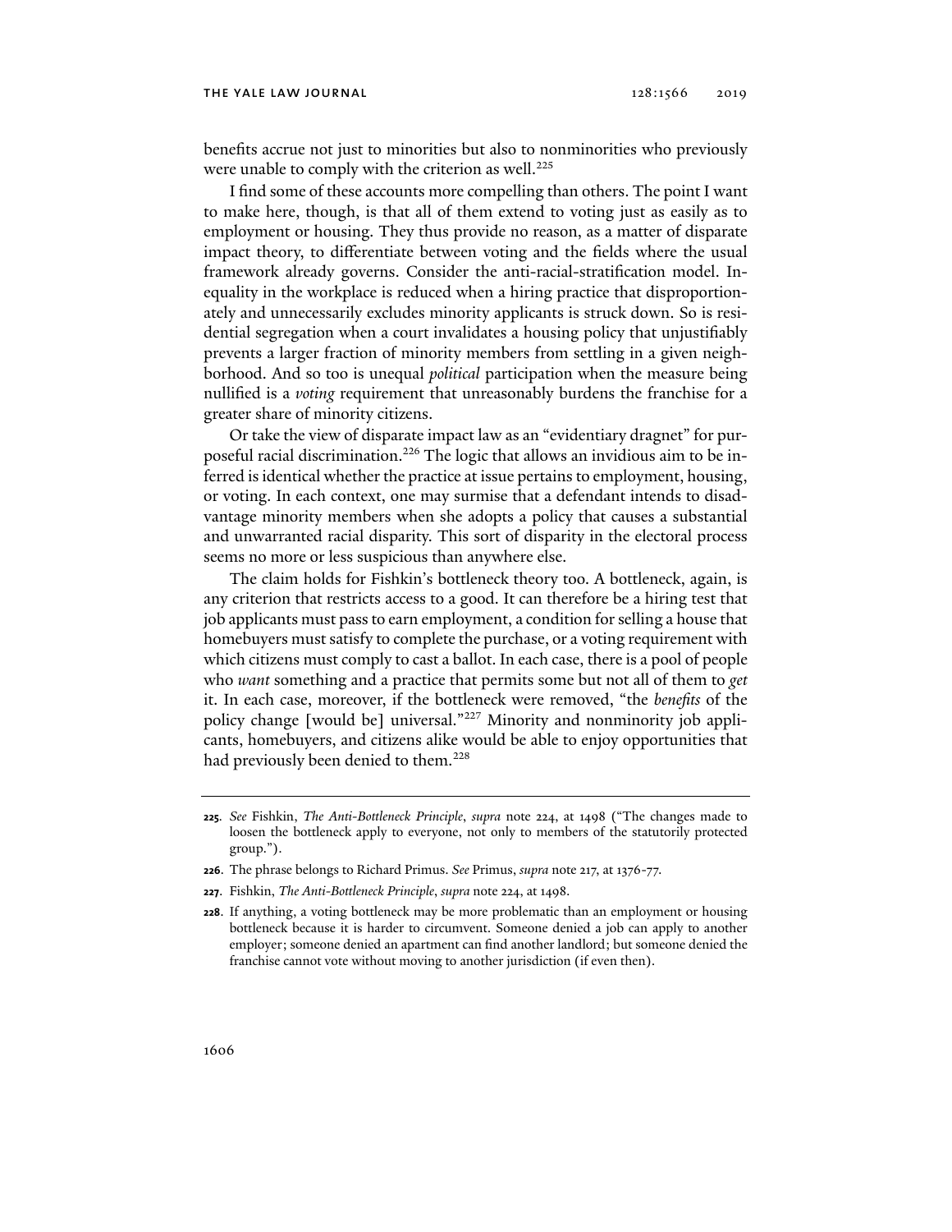benefits accrue not just to minorities but also to nonminorities who previously were unable to comply with the criterion as well.[225]

I find some of these accounts more compelling than others. The point I want to make here, though, is that all of them extend to voting just as easily as to employment or housing. They thus provide no reason, as a matter of disparate impact theory, to differentiate between voting and the fields where the usual framework already governs. Consider the anti-racial-stratification model. Inequality in the workplace is reduced when a hiring practice that disproportionately and unnecessarily excludes minority applicants is struck down. So is residential segregation when a court invalidates a housing policy that unjustifiably prevents a larger fraction of minority members from settling in a given neighborhood. And so too is unequal *political* participation when the measure being nullified is a *voting* requirement that unreasonably burdens the franchise for a greater share of minority citizens.

Or take the view of disparate impact law as an "evidentiary dragnet" for purposeful racial discrimination.[226] The logic that allows an invidious aim to be inferred is identical whether the practice at issue pertains to employment, housing, or voting. In each context, one may surmise that a defendant intends to disadvantage minority members when she adopts a policy that causes a substantial and unwarranted racial disparity. This sort of disparity in the electoral process seems no more or less suspicious than anywhere else.

The claim holds for Fishkin's bottleneck theory too. A bottleneck, again, is any criterion that restricts access to a good. It can therefore be a hiring test that job applicants must pass to earn employment, a condition for selling a house that homebuyers must satisfy to complete the purchase, or a voting requirement with which citizens must comply to cast a ballot. In each case, there is a pool of people who *want* something and a practice that permits some but not all of them to *get* it. In each case, moreover, if the bottleneck were removed, "the *benefits* of the policy change [would be] universal."[227] Minority and nonminority job applicants, homebuyers, and citizens alike would be able to enjoy opportunities that had previously been denied to them.[228]

---

**225**. *See* Fishkin, *The Anti-Bottleneck Principle*, *supra* note 224, at 1498 ("The changes made to loosen the bottleneck apply to everyone, not only to members of the statutorily protected group.").

**226**. The phrase belongs to Richard Primus. *See* Primus, *supra* note 217, at 1376-77.

**227**. Fishkin, *The Anti-Bottleneck Principle*, *supra* note 224, at 1498.

**228**. If anything, a voting bottleneck may be more problematic than an employment or housing bottleneck because it is harder to circumvent. Someone denied a job can apply to another employer; someone denied an apartment can find another landlord; but someone denied the franchise cannot vote without moving to another jurisdiction (if even then).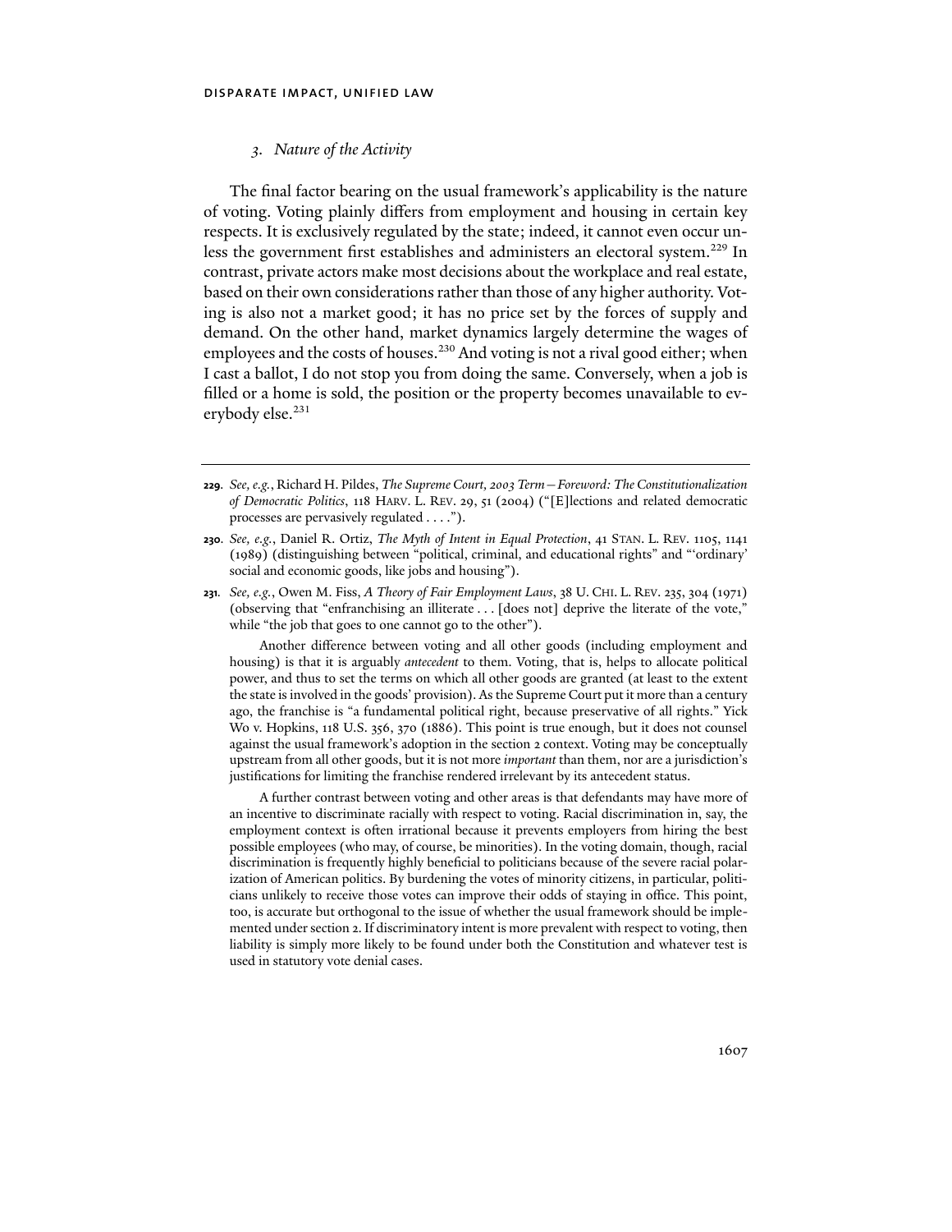### *3. Nature of the Activity*

The final factor bearing on the usual framework's applicability is the nature of voting. Voting plainly differs from employment and housing in certain key respects. It is exclusively regulated by the state; indeed, it cannot even occur unless the government first establishes and administers an electoral system.[229] In contrast, private actors make most decisions about the workplace and real estate, based on their own considerations rather than those of any higher authority. Voting is also not a market good; it has no price set by the forces of supply and demand. On the other hand, market dynamics largely determine the wages of employees and the costs of houses.[230] And voting is not a rival good either; when I cast a ballot, I do not stop you from doing the same. Conversely, when a job is filled or a home is sold, the position or the property becomes unavailable to everybody else.[231]

---

**229.** *See, e.g.*, Richard H. Pildes, *The Supreme Court, 2003 Term—Foreword: The Constitutionalization of Democratic Politics*, 118 HARV. L. REV. 29, 51 (2004) ("[E]lections and related democratic processes are pervasively regulated . . . .").

**230.** *See, e.g.*, Daniel R. Ortiz, *The Myth of Intent in Equal Protection*, 41 STAN. L. REV. 1105, 1141 (1989) (distinguishing between "political, criminal, and educational rights" and "'ordinary' social and economic goods, like jobs and housing").

**231.** *See, e.g.*, Owen M. Fiss, *A Theory of Fair Employment Laws*, 38 U. CHI. L. REV. 235, 304 (1971) (observing that "enfranchising an illiterate . . . [does not] deprive the literate of the vote," while "the job that goes to one cannot go to the other").

Another difference between voting and all other goods (including employment and housing) is that it is arguably *antecedent* to them. Voting, that is, helps to allocate political power, and thus to set the terms on which all other goods are granted (at least to the extent the state is involved in the goods' provision). As the Supreme Court put it more than a century ago, the franchise is "a fundamental political right, because preservative of all rights." Yick Wo v. Hopkins, 118 U.S. 356, 370 (1886). This point is true enough, but it does not counsel against the usual framework's adoption in the section 2 context. Voting may be conceptually upstream from all other goods, but it is not more *important* than them, nor are a jurisdiction's justifications for limiting the franchise rendered irrelevant by its antecedent status.

A further contrast between voting and other areas is that defendants may have more of an incentive to discriminate racially with respect to voting. Racial discrimination in, say, the employment context is often irrational because it prevents employers from hiring the best possible employees (who may, of course, be minorities). In the voting domain, though, racial discrimination is frequently highly beneficial to politicians because of the severe racial polarization of American politics. By burdening the votes of minority citizens, in particular, politicians unlikely to receive those votes can improve their odds of staying in office. This point, too, is accurate but orthogonal to the issue of whether the usual framework should be implemented under section 2. If discriminatory intent is more prevalent with respect to voting, then liability is simply more likely to be found under both the Constitution and whatever test is used in statutory vote denial cases.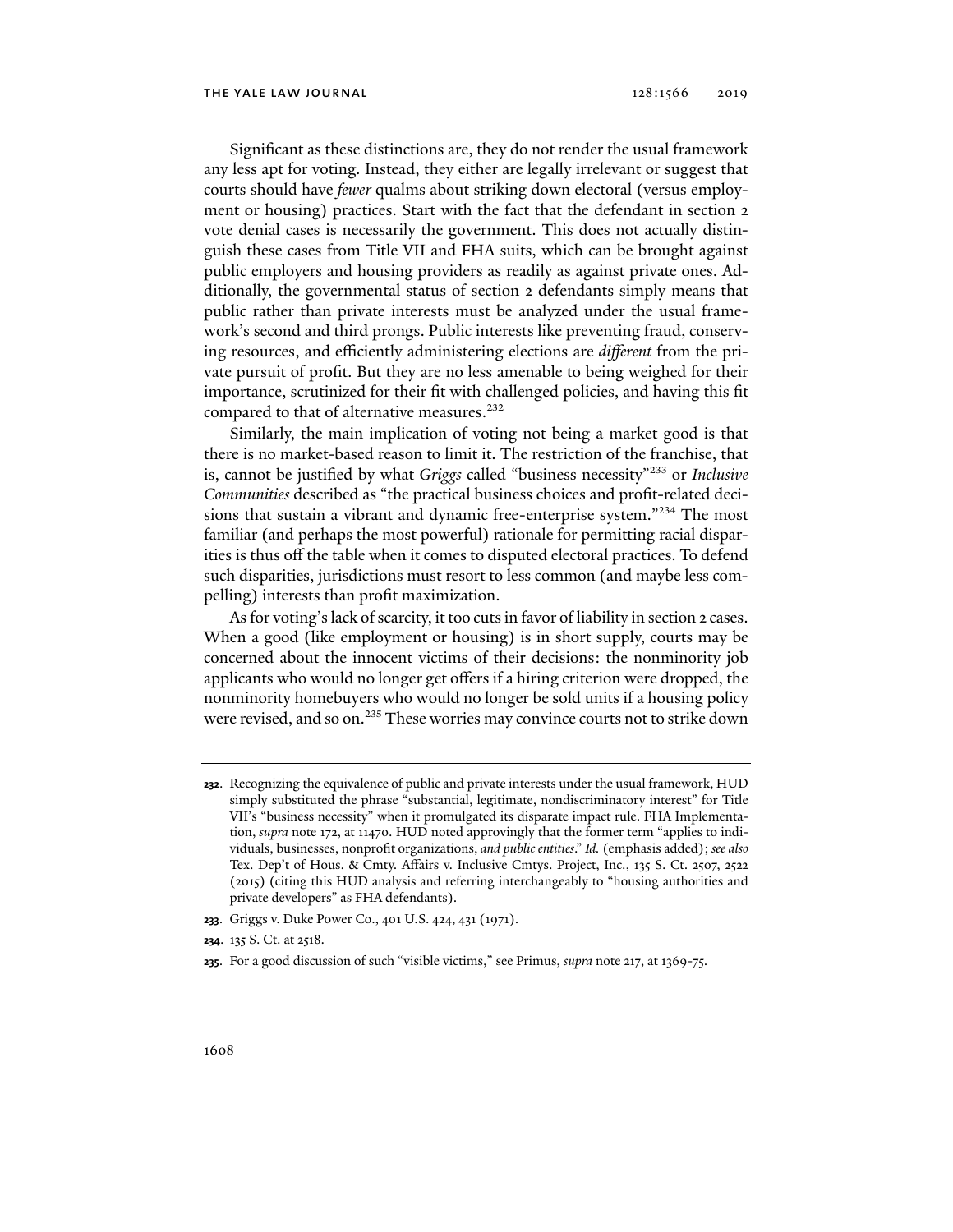Significant as these distinctions are, they do not render the usual framework any less apt for voting. Instead, they either are legally irrelevant or suggest that courts should have *fewer* qualms about striking down electoral (versus employment or housing) practices. Start with the fact that the defendant in section 2 vote denial cases is necessarily the government. This does not actually distinguish these cases from Title VII and FHA suits, which can be brought against public employers and housing providers as readily as against private ones. Additionally, the governmental status of section 2 defendants simply means that public rather than private interests must be analyzed under the usual framework's second and third prongs. Public interests like preventing fraud, conserving resources, and efficiently administering elections are *different* from the private pursuit of profit. But they are no less amenable to being weighed for their importance, scrutinized for their fit with challenged policies, and having this fit compared to that of alternative measures.[232]

Similarly, the main implication of voting not being a market good is that there is no market-based reason to limit it. The restriction of the franchise, that is, cannot be justified by what *Griggs* called "business necessity"[233] or *Inclusive Communities* described as "the practical business choices and profit-related decisions that sustain a vibrant and dynamic free-enterprise system."[234] The most familiar (and perhaps the most powerful) rationale for permitting racial disparities is thus off the table when it comes to disputed electoral practices. To defend such disparities, jurisdictions must resort to less common (and maybe less compelling) interests than profit maximization.

As for voting's lack of scarcity, it too cuts in favor of liability in section 2 cases. When a good (like employment or housing) is in short supply, courts may be concerned about the innocent victims of their decisions: the nonminority job applicants who would no longer get offers if a hiring criterion were dropped, the nonminority homebuyers who would no longer be sold units if a housing policy were revised, and so on.[235] These worries may convince courts not to strike down

---

**232**. Recognizing the equivalence of public and private interests under the usual framework, HUD simply substituted the phrase "substantial, legitimate, nondiscriminatory interest" for Title VII's "business necessity" when it promulgated its disparate impact rule. FHA Implementation, *supra* note 172, at 11470. HUD noted approvingly that the former term "applies to individuals, businesses, nonprofit organizations, *and public entities*." *Id.* (emphasis added); *see also* Tex. Dep't of Hous. & Cmty. Affairs v. Inclusive Cmtys. Project, Inc., 135 S. Ct. 2507, 2522 (2015) (citing this HUD analysis and referring interchangeably to "housing authorities and private developers" as FHA defendants).

**233**. Griggs v. Duke Power Co., 401 U.S. 424, 431 (1971).

**234**. 135 S. Ct. at 2518.

**235**. For a good discussion of such "visible victims," see Primus, *supra* note 217, at 1369-75.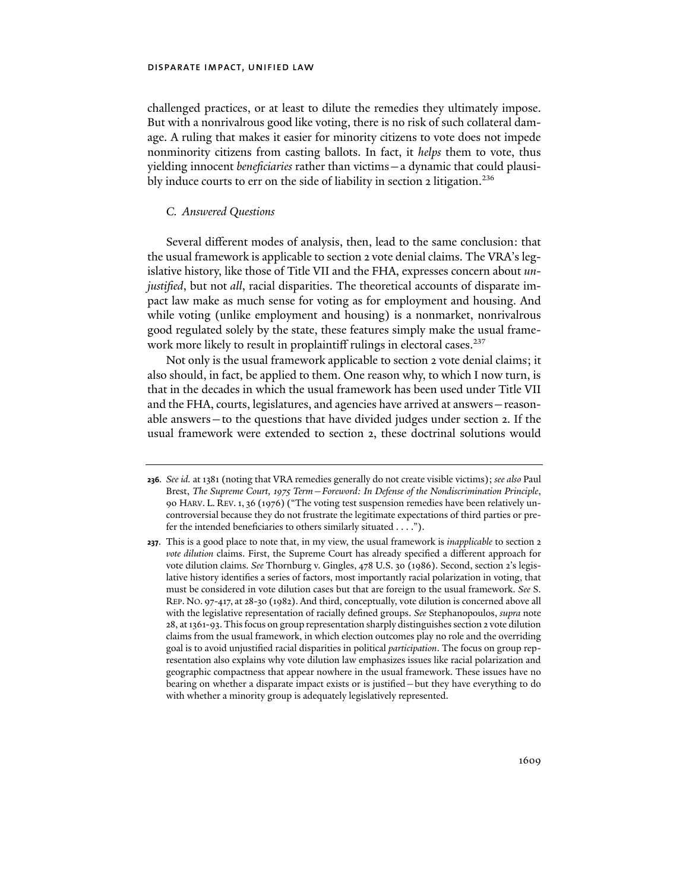challenged practices, or at least to dilute the remedies they ultimately impose. But with a nonrivalrous good like voting, there is no risk of such collateral damage. A ruling that makes it easier for minority citizens to vote does not impede nonminority citizens from casting ballots. In fact, it *helps* them to vote, thus yielding innocent *beneficiaries* rather than victims—a dynamic that could plausibly induce courts to err on the side of liability in section 2 litigation.[236]

### *C. Answered Questions*

Several different modes of analysis, then, lead to the same conclusion: that the usual framework is applicable to section 2 vote denial claims. The VRA's legislative history, like those of Title VII and the FHA, expresses concern about *unjustified*, but not *all*, racial disparities. The theoretical accounts of disparate impact law make as much sense for voting as for employment and housing. And while voting (unlike employment and housing) is a nonmarket, nonrivalrous good regulated solely by the state, these features simply make the usual framework more likely to result in proplaintiff rulings in electoral cases.[237]

Not only is the usual framework applicable to section 2 vote denial claims; it also should, in fact, be applied to them. One reason why, to which I now turn, is that in the decades in which the usual framework has been used under Title VII and the FHA, courts, legislatures, and agencies have arrived at answers—reasonable answers—to the questions that have divided judges under section 2. If the usual framework were extended to section 2, these doctrinal solutions would

---

**236.** *See id.* at 1381 (noting that VRA remedies generally do not create visible victims); *see also* Paul Brest, *The Supreme Court, 1975 Term—Foreword: In Defense of the Nondiscrimination Principle*, 90 HARV. L. REV. 1, 36 (1976) ("The voting test suspension remedies have been relatively uncontroversial because they do not frustrate the legitimate expectations of third parties or prefer the intended beneficiaries to others similarly situated . . . .").

**237.** This is a good place to note that, in my view, the usual framework is *inapplicable* to section 2 *vote dilution* claims. First, the Supreme Court has already specified a different approach for vote dilution claims. *See* Thornburg v. Gingles, 478 U.S. 30 (1986). Second, section 2's legislative history identifies a series of factors, most importantly racial polarization in voting, that must be considered in vote dilution cases but that are foreign to the usual framework. *See* S. REP. NO. 97-417, at 28-30 (1982). And third, conceptually, vote dilution is concerned above all with the legislative representation of racially defined groups. *See* Stephanopoulos, *supra* note 28, at 1361-93. This focus on group representation sharply distinguishes section 2 vote dilution claims from the usual framework, in which election outcomes play no role and the overriding goal is to avoid unjustified racial disparities in political *participation*. The focus on group representation also explains why vote dilution law emphasizes issues like racial polarization and geographic compactness that appear nowhere in the usual framework. These issues have no bearing on whether a disparate impact exists or is justified—but they have everything to do with whether a minority group is adequately legislatively represented.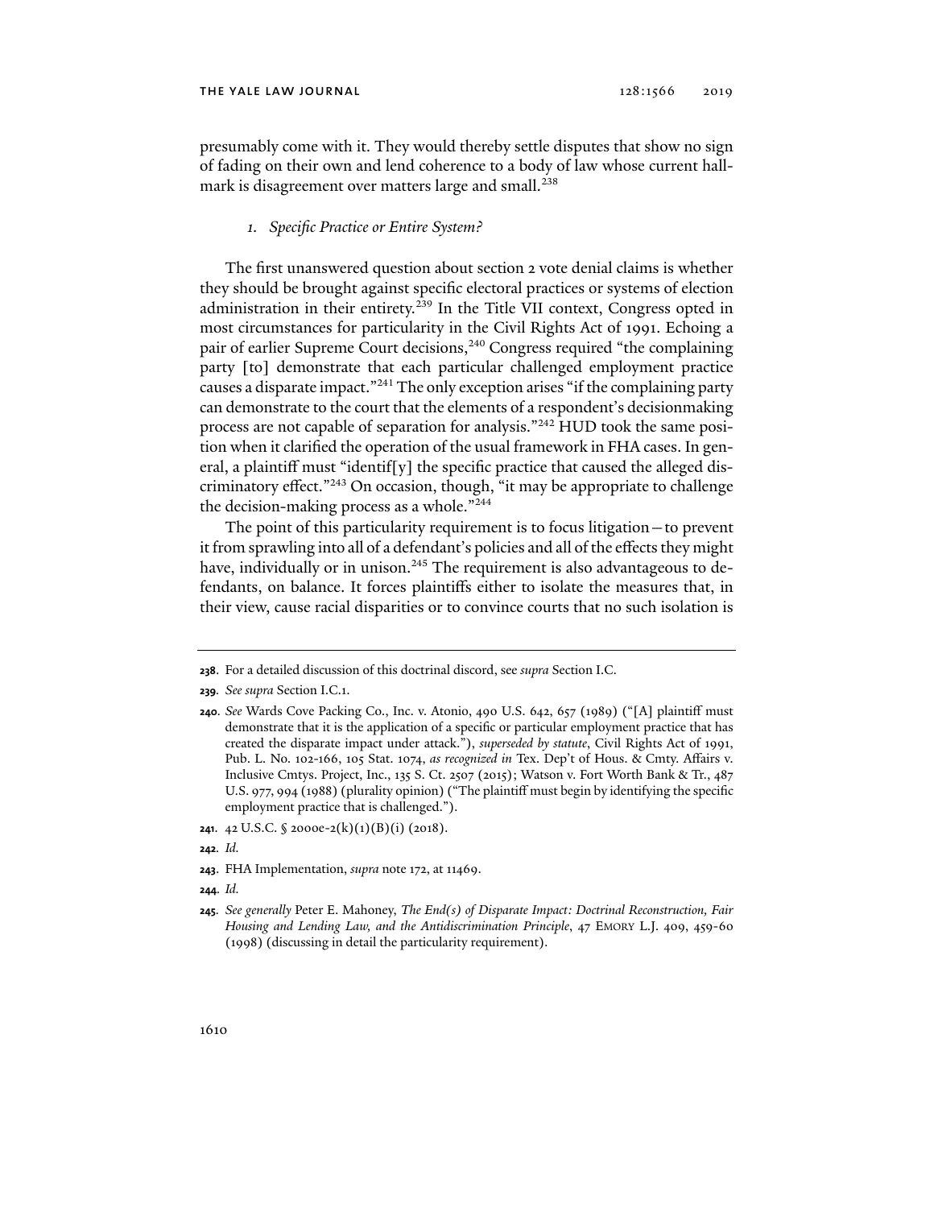presumably come with it. They would thereby settle disputes that show no sign of fading on their own and lend coherence to a body of law whose current hallmark is disagreement over matters large and small.[238]

### *1. Specific Practice or Entire System?*

The first unanswered question about section 2 vote denial claims is whether they should be brought against specific electoral practices or systems of election administration in their entirety.[239] In the Title VII context, Congress opted in most circumstances for particularity in the Civil Rights Act of 1991. Echoing a pair of earlier Supreme Court decisions,[240] Congress required "the complaining party [to] demonstrate that each particular challenged employment practice causes a disparate impact."[241] The only exception arises "if the complaining party can demonstrate to the court that the elements of a respondent's decisionmaking process are not capable of separation for analysis."[242] HUD took the same position when it clarified the operation of the usual framework in FHA cases. In general, a plaintiff must "identif[y] the specific practice that caused the alleged discriminatory effect."[243] On occasion, though, "it may be appropriate to challenge the decision-making process as a whole."[244]

The point of this particularity requirement is to focus litigation—to prevent it from sprawling into all of a defendant's policies and all of the effects they might have, individually or in unison.[245] The requirement is also advantageous to defendants, on balance. It forces plaintiffs either to isolate the measures that, in their view, cause racial disparities or to convince courts that no such isolation is

---

**238.** For a detailed discussion of this doctrinal discord, see *supra* Section I.C.

**239.** *See supra* Section I.C.1.

**240.** *See* Wards Cove Packing Co., Inc. v. Atonio, 490 U.S. 642, 657 (1989) ("[A] plaintiff must demonstrate that it is the application of a specific or particular employment practice that has created the disparate impact under attack."), *superseded by statute*, Civil Rights Act of 1991, Pub. L. No. 102-166, 105 Stat. 1074, *as recognized in* Tex. Dep't of Hous. & Cmty. Affairs v. Inclusive Cmtys. Project, Inc., 135 S. Ct. 2507 (2015); Watson v. Fort Worth Bank & Tr., 487 U.S. 977, 994 (1988) (plurality opinion) ("The plaintiff must begin by identifying the specific employment practice that is challenged.").

**241.** 42 U.S.C. § 2000e-2(k)(1)(B)(i) (2018).

**242.** *Id.*

**243.** FHA Implementation, *supra* note 172, at 11469.

**244.** *Id.*

**245.** *See generally* Peter E. Mahoney, *The End(s) of Disparate Impact: Doctrinal Reconstruction, Fair Housing and Lending Law, and the Antidiscrimination Principle*, 47 EMORY L.J. 409, 459-60 (1998) (discussing in detail the particularity requirement).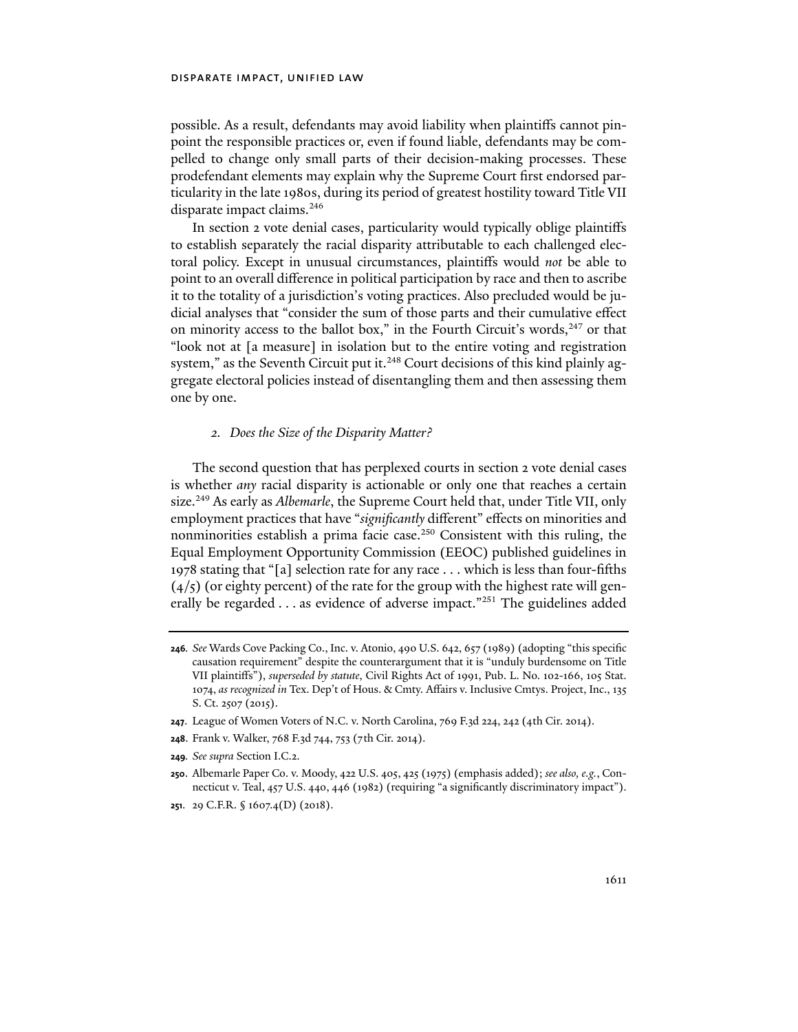possible. As a result, defendants may avoid liability when plaintiffs cannot pinpoint the responsible practices or, even if found liable, defendants may be compelled to change only small parts of their decision-making processes. These prodefendant elements may explain why the Supreme Court first endorsed particularity in the late 1980s, during its period of greatest hostility toward Title VII disparate impact claims.[246]

In section 2 vote denial cases, particularity would typically oblige plaintiffs to establish separately the racial disparity attributable to each challenged electoral policy. Except in unusual circumstances, plaintiffs would *not* be able to point to an overall difference in political participation by race and then to ascribe it to the totality of a jurisdiction's voting practices. Also precluded would be judicial analyses that "consider the sum of those parts and their cumulative effect on minority access to the ballot box," in the Fourth Circuit's words,[247] or that "look not at [a measure] in isolation but to the entire voting and registration system," as the Seventh Circuit put it.[248] Court decisions of this kind plainly aggregate electoral policies instead of disentangling them and then assessing them one by one.

### *2. Does the Size of the Disparity Matter?*

The second question that has perplexed courts in section 2 vote denial cases is whether *any* racial disparity is actionable or only one that reaches a certain size.[249] As early as *Albemarle*, the Supreme Court held that, under Title VII, only employment practices that have "*significantly* different" effects on minorities and nonminorities establish a prima facie case.[250] Consistent with this ruling, the Equal Employment Opportunity Commission (EEOC) published guidelines in 1978 stating that "[a] selection rate for any race . . . which is less than four-fifths (4/5) (or eighty percent) of the rate for the group with the highest rate will generally be regarded . . . as evidence of adverse impact."[251] The guidelines added

---

**246**. *See* Wards Cove Packing Co., Inc. v. Atonio, 490 U.S. 642, 657 (1989) (adopting "this specific causation requirement" despite the counterargument that it is "unduly burdensome on Title VII plaintiffs"), *superseded by statute*, Civil Rights Act of 1991, Pub. L. No. 102-166, 105 Stat. 1074, *as recognized in* Tex. Dep't of Hous. & Cmty. Affairs v. Inclusive Cmtys. Project, Inc., 135 S. Ct. 2507 (2015).

**247**. League of Women Voters of N.C. v. North Carolina, 769 F.3d 224, 242 (4th Cir. 2014).

**248**. Frank v. Walker, 768 F.3d 744, 753 (7th Cir. 2014).

**249**. *See supra* Section I.C.2.

**250**. Albemarle Paper Co. v. Moody, 422 U.S. 405, 425 (1975) (emphasis added); *see also, e.g.*, Connecticut v. Teal, 457 U.S. 440, 446 (1982) (requiring "a significantly discriminatory impact").

**251**. 29 C.F.R. § 1607.4(D) (2018).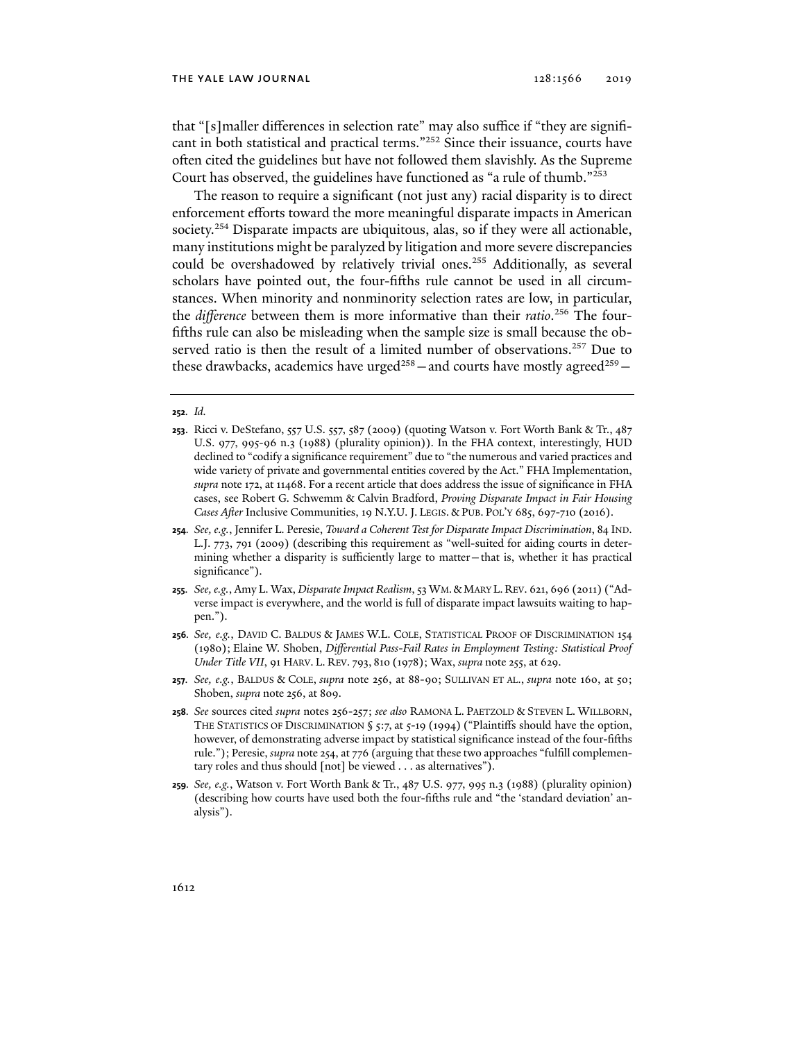that "[s]maller differences in selection rate" may also suffice if "they are significant in both statistical and practical terms."[252] Since their issuance, courts have often cited the guidelines but have not followed them slavishly. As the Supreme Court has observed, the guidelines have functioned as "a rule of thumb."[253]

The reason to require a significant (not just any) racial disparity is to direct enforcement efforts toward the more meaningful disparate impacts in American society.[254] Disparate impacts are ubiquitous, alas, so if they were all actionable, many institutions might be paralyzed by litigation and more severe discrepancies could be overshadowed by relatively trivial ones.[255] Additionally, as several scholars have pointed out, the four-fifths rule cannot be used in all circumstances. When minority and nonminority selection rates are low, in particular, the *difference* between them is more informative than their *ratio*.[256] The four-fifths rule can also be misleading when the sample size is small because the observed ratio is then the result of a limited number of observations.[257] Due to these drawbacks, academics have urged[258]—and courts have mostly agreed[259]—

---

**252.** *Id.*

**253.** Ricci v. DeStefano, 557 U.S. 557, 587 (2009) (quoting Watson v. Fort Worth Bank & Tr., 487 U.S. 977, 995-96 n.3 (1988) (plurality opinion)). In the FHA context, interestingly, HUD declined to "codify a significance requirement" due to "the numerous and varied practices and wide variety of private and governmental entities covered by the Act." FHA Implementation, *supra* note 172, at 11468. For a recent article that does address the issue of significance in FHA cases, see Robert G. Schwemm & Calvin Bradford, *Proving Disparate Impact in Fair Housing Cases After* Inclusive Communities, 19 N.Y.U. J. LEGIS. & PUB. POL'Y 685, 697-710 (2016).

**254.** *See, e.g.*, Jennifer L. Peresie, *Toward a Coherent Test for Disparate Impact Discrimination*, 84 IND. L.J. 773, 791 (2009) (describing this requirement as "well-suited for aiding courts in determining whether a disparity is sufficiently large to matter—that is, whether it has practical significance").

**255.** *See, e.g.*, Amy L. Wax, *Disparate Impact Realism*, 53 WM. & MARY L. REV. 621, 696 (2011) ("Adverse impact is everywhere, and the world is full of disparate impact lawsuits waiting to happen.").

**256.** *See, e.g.*, DAVID C. BALDUS & JAMES W.L. COLE, STATISTICAL PROOF OF DISCRIMINATION 154 (1980); Elaine W. Shoben, *Differential Pass-Fail Rates in Employment Testing: Statistical Proof Under Title VII*, 91 HARV. L. REV. 793, 810 (1978); Wax, *supra* note 255, at 629.

**257.** *See, e.g.*, BALDUS & COLE, *supra* note 256, at 88-90; SULLIVAN ET AL., *supra* note 160, at 50; Shoben, *supra* note 256, at 809.

**258.** *See* sources cited *supra* notes 256-257; *see also* RAMONA L. PAETZOLD & STEVEN L. WILLBORN, THE STATISTICS OF DISCRIMINATION § 5:7, at 5-19 (1994) ("Plaintiffs should have the option, however, of demonstrating adverse impact by statistical significance instead of the four-fifths rule."); Peresie, *supra* note 254, at 776 (arguing that these two approaches "fulfill complementary roles and thus should [not] be viewed . . . as alternatives").

**259.** *See, e.g.*, Watson v. Fort Worth Bank & Tr., 487 U.S. 977, 995 n.3 (1988) (plurality opinion) (describing how courts have used both the four-fifths rule and "the 'standard deviation' analysis").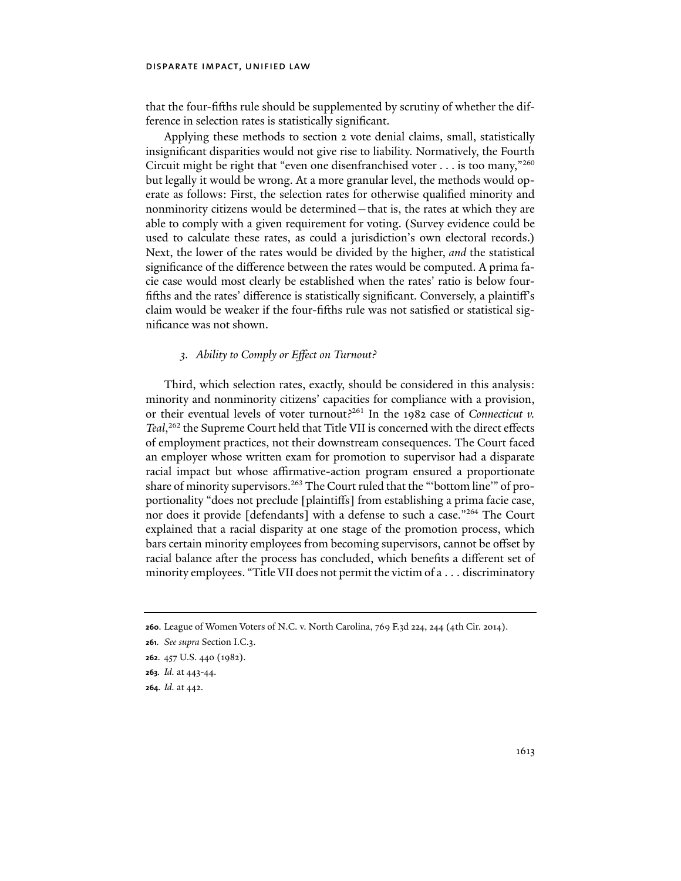that the four-fifths rule should be supplemented by scrutiny of whether the difference in selection rates is statistically significant.

Applying these methods to section 2 vote denial claims, small, statistically insignificant disparities would not give rise to liability. Normatively, the Fourth Circuit might be right that "even one disenfranchised voter . . . is too many,"[260] but legally it would be wrong. At a more granular level, the methods would operate as follows: First, the selection rates for otherwise qualified minority and nonminority citizens would be determined—that is, the rates at which they are able to comply with a given requirement for voting. (Survey evidence could be used to calculate these rates, as could a jurisdiction's own electoral records.) Next, the lower of the rates would be divided by the higher, *and* the statistical significance of the difference between the rates would be computed. A prima facie case would most clearly be established when the rates' ratio is below four-fifths and the rates' difference is statistically significant. Conversely, a plaintiff's claim would be weaker if the four-fifths rule was not satisfied or statistical significance was not shown.

### *3. Ability to Comply or Effect on Turnout?*

Third, which selection rates, exactly, should be considered in this analysis: minority and nonminority citizens' capacities for compliance with a provision, or their eventual levels of voter turnout?[261] In the 1982 case of *Connecticut v. Teal*,[262] the Supreme Court held that Title VII is concerned with the direct effects of employment practices, not their downstream consequences. The Court faced an employer whose written exam for promotion to supervisor had a disparate racial impact but whose affirmative-action program ensured a proportionate share of minority supervisors.[263] The Court ruled that the "'bottom line'" of proportionality "does not preclude [plaintiffs] from establishing a prima facie case, nor does it provide [defendants] with a defense to such a case."[264] The Court explained that a racial disparity at one stage of the promotion process, which bars certain minority employees from becoming supervisors, cannot be offset by racial balance after the process has concluded, which benefits a different set of minority employees. "Title VII does not permit the victim of a . . . discriminatory

---

**260**. League of Women Voters of N.C. v. North Carolina, 769 F.3d 224, 244 (4th Cir. 2014).

**261**. *See supra* Section I.C.3.

**262**. 457 U.S. 440 (1982).

**263**. *Id.* at 443-44.

**264**. *Id.* at 442.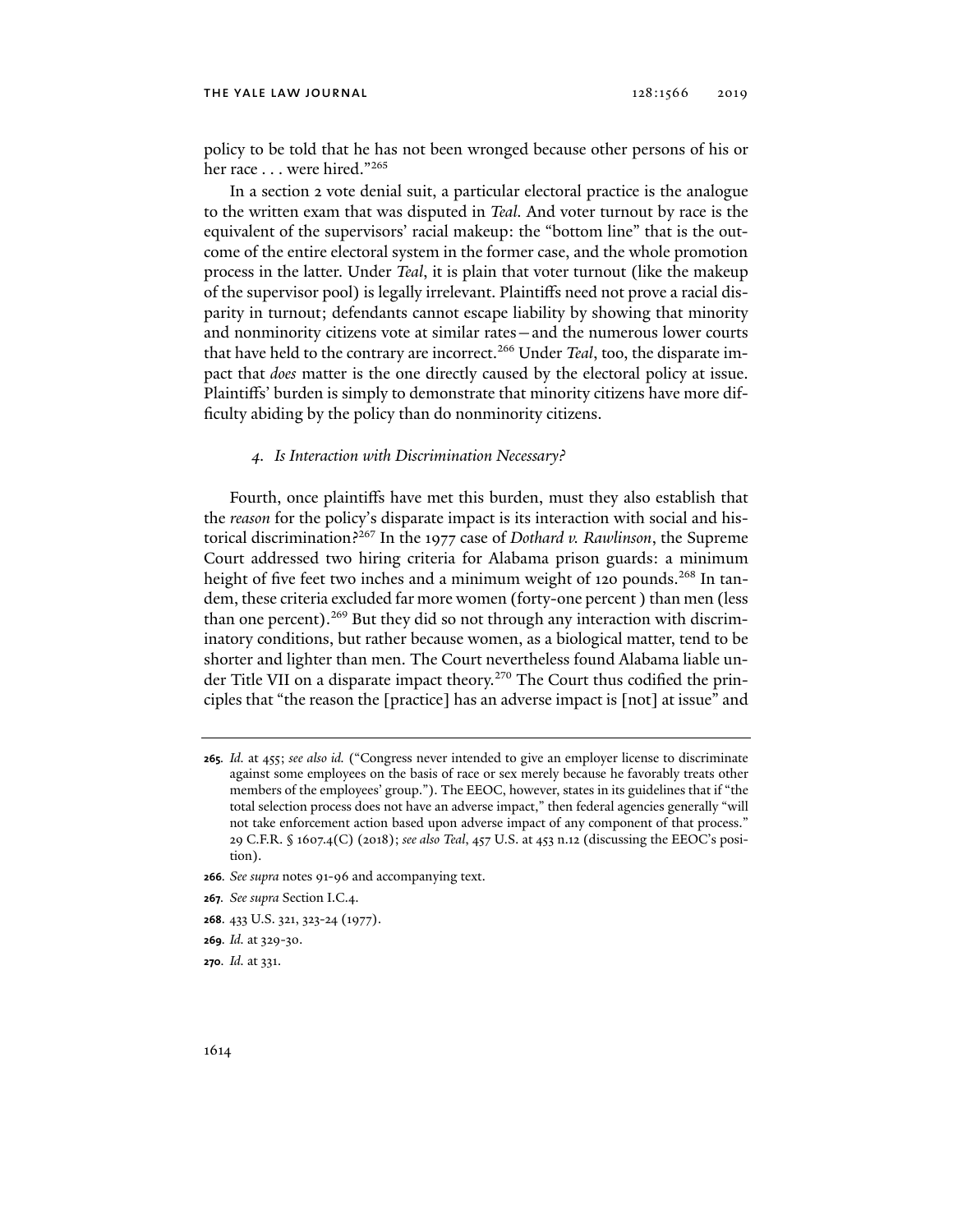policy to be told that he has not been wronged because other persons of his or her race . . . were hired."[265]

In a section 2 vote denial suit, a particular electoral practice is the analogue to the written exam that was disputed in *Teal.* And voter turnout by race is the equivalent of the supervisors' racial makeup: the "bottom line" that is the outcome of the entire electoral system in the former case, and the whole promotion process in the latter. Under *Teal*, it is plain that voter turnout (like the makeup of the supervisor pool) is legally irrelevant. Plaintiffs need not prove a racial disparity in turnout; defendants cannot escape liability by showing that minority and nonminority citizens vote at similar rates—and the numerous lower courts that have held to the contrary are incorrect.[266] Under *Teal*, too, the disparate impact that *does* matter is the one directly caused by the electoral policy at issue. Plaintiffs' burden is simply to demonstrate that minority citizens have more difficulty abiding by the policy than do nonminority citizens.

#### *4. Is Interaction with Discrimination Necessary?*

Fourth, once plaintiffs have met this burden, must they also establish that the *reason* for the policy's disparate impact is its interaction with social and historical discrimination?[267] In the 1977 case of *Dothard v. Rawlinson*, the Supreme Court addressed two hiring criteria for Alabama prison guards: a minimum height of five feet two inches and a minimum weight of 120 pounds.[268] In tandem, these criteria excluded far more women (forty-one percent ) than men (less than one percent).[269] But they did so not through any interaction with discriminatory conditions, but rather because women, as a biological matter, tend to be shorter and lighter than men. The Court nevertheless found Alabama liable under Title VII on a disparate impact theory.[270] The Court thus codified the principles that "the reason the [practice] has an adverse impact is [not] at issue" and

---

**265.** *Id.* at 455; *see also id.* ("Congress never intended to give an employer license to discriminate against some employees on the basis of race or sex merely because he favorably treats other members of the employees' group."). The EEOC, however, states in its guidelines that if "the total selection process does not have an adverse impact," then federal agencies generally "will not take enforcement action based upon adverse impact of any component of that process." 29 C.F.R. § 1607.4(C) (2018); *see also Teal*, 457 U.S. at 453 n.12 (discussing the EEOC's position).

**266.** *See supra* notes 91-96 and accompanying text.

**267.** *See supra* Section I.C.4.

**268.** 433 U.S. 321, 323-24 (1977).

**269.** *Id.* at 329-30.

**270.** *Id.* at 331.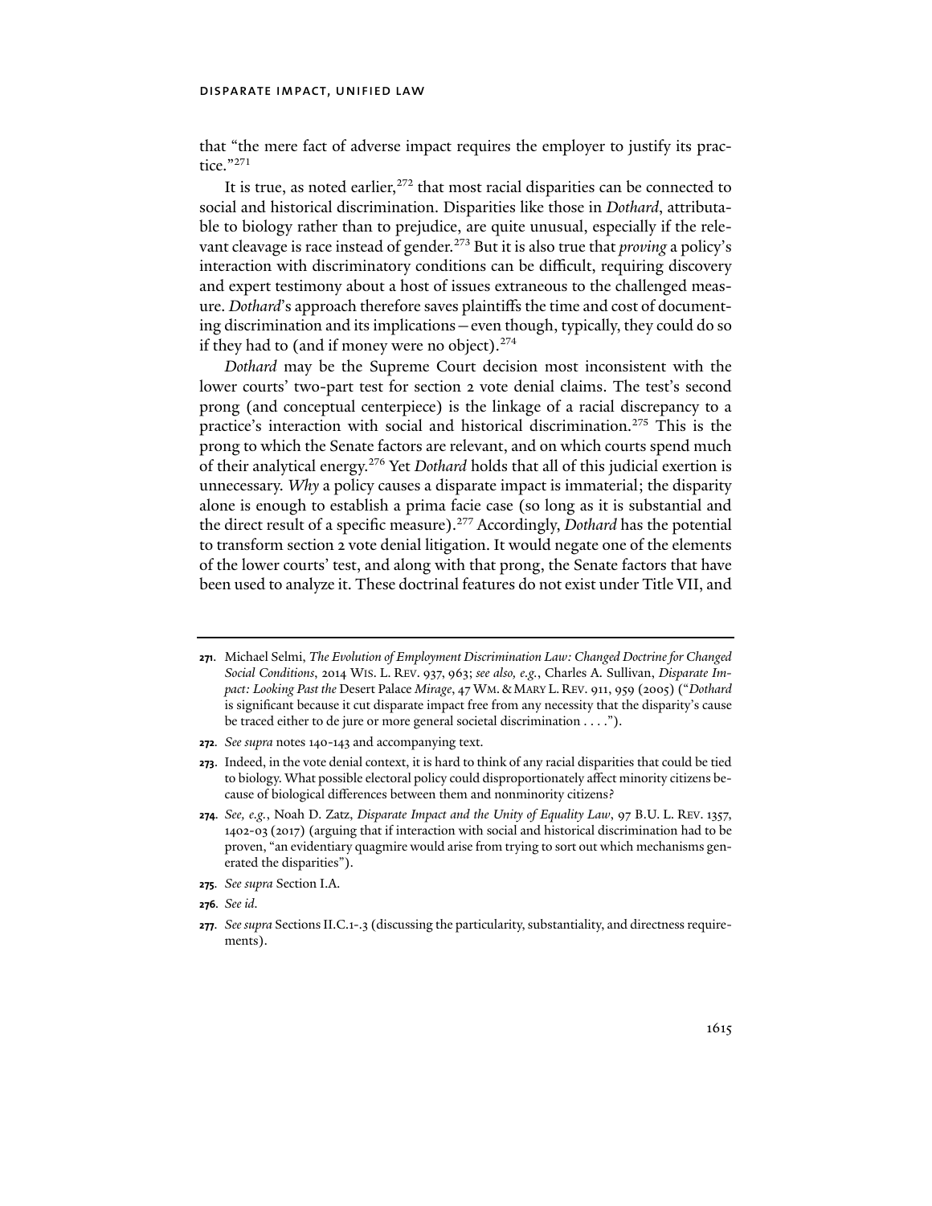that "the mere fact of adverse impact requires the employer to justify its practice."[271]

It is true, as noted earlier,[272] that most racial disparities can be connected to social and historical discrimination. Disparities like those in *Dothard*, attributable to biology rather than to prejudice, are quite unusual, especially if the relevant cleavage is race instead of gender.[273] But it is also true that *proving* a policy's interaction with discriminatory conditions can be difficult, requiring discovery and expert testimony about a host of issues extraneous to the challenged measure. *Dothard*'s approach therefore saves plaintiffs the time and cost of documenting discrimination and its implications—even though, typically, they could do so if they had to (and if money were no object).[274]

*Dothard* may be the Supreme Court decision most inconsistent with the lower courts' two-part test for section 2 vote denial claims. The test's second prong (and conceptual centerpiece) is the linkage of a racial discrepancy to a practice's interaction with social and historical discrimination.[275] This is the prong to which the Senate factors are relevant, and on which courts spend much of their analytical energy.[276] Yet *Dothard* holds that all of this judicial exertion is unnecessary. *Why* a policy causes a disparate impact is immaterial; the disparity alone is enough to establish a prima facie case (so long as it is substantial and the direct result of a specific measure).[277] Accordingly, *Dothard* has the potential to transform section 2 vote denial litigation. It would negate one of the elements of the lower courts' test, and along with that prong, the Senate factors that have been used to analyze it. These doctrinal features do not exist under Title VII, and

---

**271.** Michael Selmi, *The Evolution of Employment Discrimination Law: Changed Doctrine for Changed Social Conditions*, 2014 Wis. L. Rev. 937, 963; *see also, e.g.*, Charles A. Sullivan, *Disparate Impact: Looking Past the* Desert Palace *Mirage*, 47 Wm. & Mary L. Rev. 911, 959 (2005) ("*Dothard* is significant because it cut disparate impact free from any necessity that the disparity's cause be traced either to de jure or more general societal discrimination . . . .").

**272.** *See supra* notes 140-143 and accompanying text.

**273.** Indeed, in the vote denial context, it is hard to think of any racial disparities that could be tied to biology. What possible electoral policy could disproportionately affect minority citizens because of biological differences between them and nonminority citizens?

**274.** *See, e.g.*, Noah D. Zatz, *Disparate Impact and the Unity of Equality Law*, 97 B.U. L. Rev. 1357, 1402-03 (2017) (arguing that if interaction with social and historical discrimination had to be proven, "an evidentiary quagmire would arise from trying to sort out which mechanisms generated the disparities").

**275.** *See supra* Section I.A.

**276.** *See id.*

**277.** *See supra* Sections II.C.1-.3 (discussing the particularity, substantiality, and directness requirements).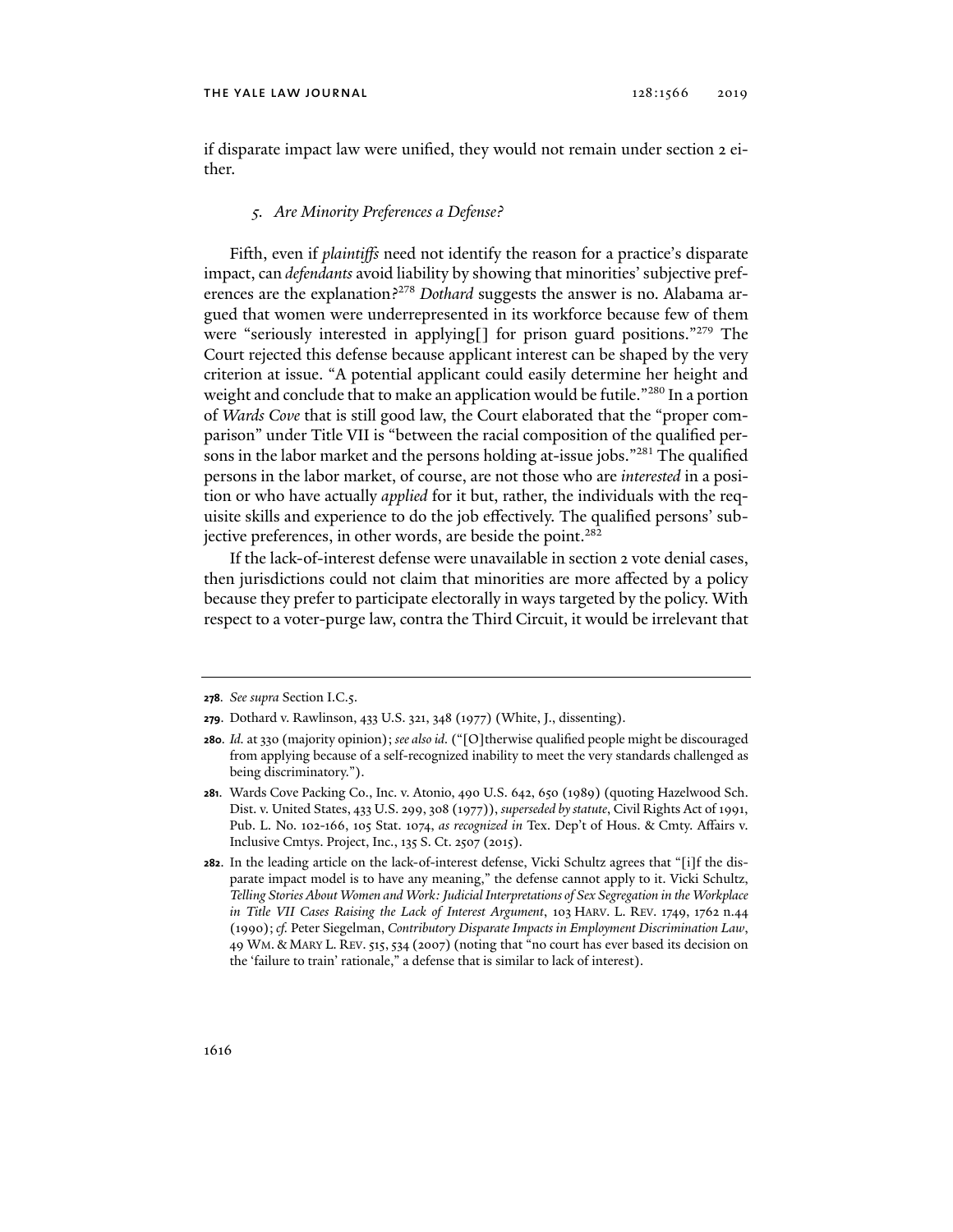if disparate impact law were unified, they would not remain under section 2 either.

### *5. Are Minority Preferences a Defense?*

Fifth, even if *plaintiffs* need not identify the reason for a practice's disparate impact, can *defendants* avoid liability by showing that minorities' subjective preferences are the explanation?[278] *Dothard* suggests the answer is no. Alabama argued that women were underrepresented in its workforce because few of them were "seriously interested in applying[] for prison guard positions."[279] The Court rejected this defense because applicant interest can be shaped by the very criterion at issue. "A potential applicant could easily determine her height and weight and conclude that to make an application would be futile."[280] In a portion of *Wards Cove* that is still good law, the Court elaborated that the "proper comparison" under Title VII is "between the racial composition of the qualified persons in the labor market and the persons holding at-issue jobs."[281] The qualified persons in the labor market, of course, are not those who are *interested* in a position or who have actually *applied* for it but, rather, the individuals with the requisite skills and experience to do the job effectively. The qualified persons' subjective preferences, in other words, are beside the point.[282]

If the lack-of-interest defense were unavailable in section 2 vote denial cases, then jurisdictions could not claim that minorities are more affected by a policy because they prefer to participate electorally in ways targeted by the policy. With respect to a voter-purge law, contra the Third Circuit, it would be irrelevant that

---

**278**. *See supra* Section I.C.5.

**279**. Dothard v. Rawlinson, 433 U.S. 321, 348 (1977) (White, J., dissenting).

**280**. *Id.* at 330 (majority opinion); *see also id.* ("[O]therwise qualified people might be discouraged from applying because of a self-recognized inability to meet the very standards challenged as being discriminatory.").

**281**. Wards Cove Packing Co., Inc. v. Atonio, 490 U.S. 642, 650 (1989) (quoting Hazelwood Sch. Dist. v. United States, 433 U.S. 299, 308 (1977)), *superseded by statute*, Civil Rights Act of 1991, Pub. L. No. 102-166, 105 Stat. 1074, *as recognized in* Tex. Dep't of Hous. & Cmty. Affairs v. Inclusive Cmtys. Project, Inc., 135 S. Ct. 2507 (2015).

**282**. In the leading article on the lack-of-interest defense, Vicki Schultz agrees that "[i]f the disparate impact model is to have any meaning," the defense cannot apply to it. Vicki Schultz, *Telling Stories About Women and Work: Judicial Interpretations of Sex Segregation in the Workplace in Title VII Cases Raising the Lack of Interest Argument*, 103 HARV. L. REV. 1749, 1762 n.44 (1990); *cf.* Peter Siegelman, *Contributory Disparate Impacts in Employment Discrimination Law*, 49 WM. & MARY L. REV. 515, 534 (2007) (noting that "no court has ever based its decision on the 'failure to train' rationale," a defense that is similar to lack of interest).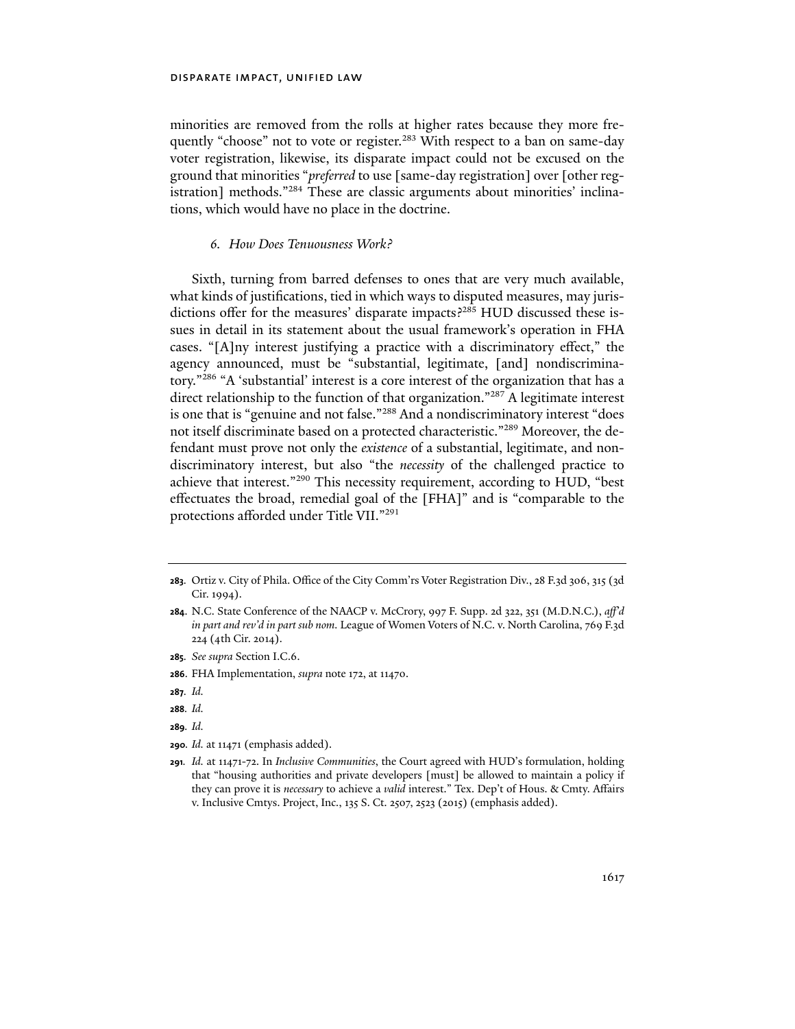minorities are removed from the rolls at higher rates because they more frequently "choose" not to vote or register.[283] With respect to a ban on same-day voter registration, likewise, its disparate impact could not be excused on the ground that minorities "*preferred* to use [same-day registration] over [other registration] methods."[284] These are classic arguments about minorities' inclinations, which would have no place in the doctrine.

### *6. How Does Tenuousness Work?*

Sixth, turning from barred defenses to ones that are very much available, what kinds of justifications, tied in which ways to disputed measures, may jurisdictions offer for the measures' disparate impacts?[285] HUD discussed these issues in detail in its statement about the usual framework's operation in FHA cases. "[A]ny interest justifying a practice with a discriminatory effect," the agency announced, must be "substantial, legitimate, [and] nondiscriminatory."[286] "A 'substantial' interest is a core interest of the organization that has a direct relationship to the function of that organization."[287] A legitimate interest is one that is "genuine and not false."[288] And a nondiscriminatory interest "does not itself discriminate based on a protected characteristic."[289] Moreover, the defendant must prove not only the *existence* of a substantial, legitimate, and nondiscriminatory interest, but also "the *necessity* of the challenged practice to achieve that interest."[290] This necessity requirement, according to HUD, "best effectuates the broad, remedial goal of the [FHA]" and is "comparable to the protections afforded under Title VII."[291]

---

**283**. Ortiz v. City of Phila. Office of the City Comm'rs Voter Registration Div., 28 F.3d 306, 315 (3d Cir. 1994).

**284**. N.C. State Conference of the NAACP v. McCrory, 997 F. Supp. 2d 322, 351 (M.D.N.C.), *aff'd in part and rev'd in part sub nom.* League of Women Voters of N.C. v. North Carolina, 769 F.3d 224 (4th Cir. 2014).

**285**. *See supra* Section I.C.6.

**286**. FHA Implementation, *supra* note 172, at 11470.

**287**. *Id.*

**288**. *Id.*

**289**. *Id.*

**290**. *Id.* at 11471 (emphasis added).

**291**. *Id.* at 11471-72. In *Inclusive Communities*, the Court agreed with HUD's formulation, holding that "housing authorities and private developers [must] be allowed to maintain a policy if they can prove it is *necessary* to achieve a *valid* interest." Tex. Dep't of Hous. & Cmty. Affairs v. Inclusive Cmtys. Project, Inc., 135 S. Ct. 2507, 2523 (2015) (emphasis added).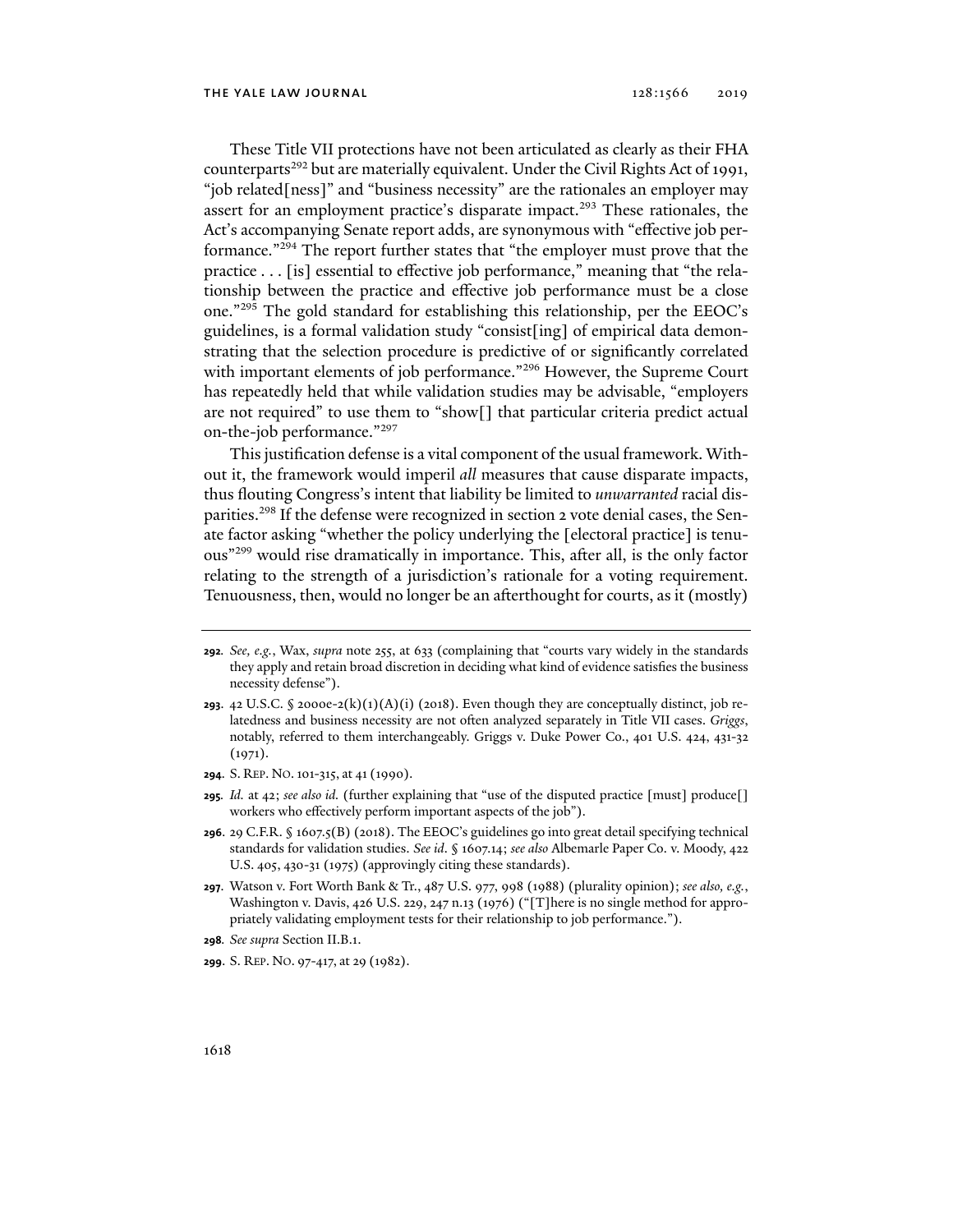These Title VII protections have not been articulated as clearly as their FHA counterparts[292] but are materially equivalent. Under the Civil Rights Act of 1991, "job related[ness]" and "business necessity" are the rationales an employer may assert for an employment practice's disparate impact.[293] These rationales, the Act's accompanying Senate report adds, are synonymous with "effective job performance."[294] The report further states that "the employer must prove that the practice . . . [is] essential to effective job performance," meaning that "the relationship between the practice and effective job performance must be a close one."[295] The gold standard for establishing this relationship, per the EEOC's guidelines, is a formal validation study "consist[ing] of empirical data demonstrating that the selection procedure is predictive of or significantly correlated with important elements of job performance."[296] However, the Supreme Court has repeatedly held that while validation studies may be advisable, "employers are not required" to use them to "show[] that particular criteria predict actual on-the-job performance."[297]

This justification defense is a vital component of the usual framework. Without it, the framework would imperil *all* measures that cause disparate impacts, thus flouting Congress's intent that liability be limited to *unwarranted* racial disparities.[298] If the defense were recognized in section 2 vote denial cases, the Senate factor asking "whether the policy underlying the [electoral practice] is tenuous"[299] would rise dramatically in importance. This, after all, is the only factor relating to the strength of a jurisdiction's rationale for a voting requirement. Tenuousness, then, would no longer be an afterthought for courts, as it (mostly)

---

**292.** *See, e.g.*, Wax, *supra* note 255, at 633 (complaining that "courts vary widely in the standards they apply and retain broad discretion in deciding what kind of evidence satisfies the business necessity defense").

**293.** 42 U.S.C. § 2000e-2(k)(1)(A)(i) (2018). Even though they are conceptually distinct, job relatedness and business necessity are not often analyzed separately in Title VII cases. *Griggs*, notably, referred to them interchangeably. Griggs v. Duke Power Co., 401 U.S. 424, 431-32 (1971).

**294.** S. REP. NO. 101-315, at 41 (1990).

**295.** *Id.* at 42; *see also id.* (further explaining that "use of the disputed practice [must] produce[] workers who effectively perform important aspects of the job").

**296.** 29 C.F.R. § 1607.5(B) (2018). The EEOC's guidelines go into great detail specifying technical standards for validation studies. *See id.* § 1607.14; *see also* Albemarle Paper Co. v. Moody, 422 U.S. 405, 430-31 (1975) (approvingly citing these standards).

**297.** Watson v. Fort Worth Bank & Tr., 487 U.S. 977, 998 (1988) (plurality opinion); *see also, e.g.*, Washington v. Davis, 426 U.S. 229, 247 n.13 (1976) ("[T]here is no single method for appropriately validating employment tests for their relationship to job performance.").

**298.** *See supra* Section II.B.1.

**299.** S. REP. NO. 97-417, at 29 (1982).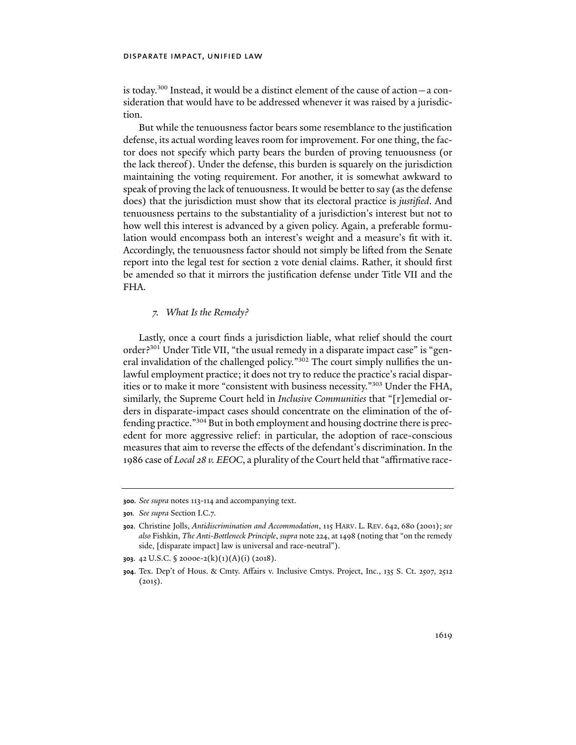is today.[300] Instead, it would be a distinct element of the cause of action—a consideration that would have to be addressed whenever it was raised by a jurisdiction.

But while the tenuousness factor bears some resemblance to the justification defense, its actual wording leaves room for improvement. For one thing, the factor does not specify which party bears the burden of proving tenuousness (or the lack thereof). Under the defense, this burden is squarely on the jurisdiction maintaining the voting requirement. For another, it is somewhat awkward to speak of proving the lack of tenuousness. It would be better to say (as the defense does) that the jurisdiction must show that its electoral practice is *justified*. And tenuousness pertains to the substantiality of a jurisdiction's interest but not to how well this interest is advanced by a given policy. Again, a preferable formulation would encompass both an interest's weight and a measure's fit with it. Accordingly, the tenuousness factor should not simply be lifted from the Senate report into the legal test for section 2 vote denial claims. Rather, it should first be amended so that it mirrors the justification defense under Title VII and the FHA.

### *7. What Is the Remedy?*

Lastly, once a court finds a jurisdiction liable, what relief should the court order?[301] Under Title VII, "the usual remedy in a disparate impact case" is "general invalidation of the challenged policy."[302] The court simply nullifies the unlawful employment practice; it does not try to reduce the practice's racial disparities or to make it more "consistent with business necessity."[303] Under the FHA, similarly, the Supreme Court held in *Inclusive Communities* that "[r]emedial orders in disparate-impact cases should concentrate on the elimination of the offending practice."[304] But in both employment and housing doctrine there is precedent for more aggressive relief: in particular, the adoption of race-conscious measures that aim to reverse the effects of the defendant's discrimination. In the 1986 case of *Local 28 v. EEOC*, a plurality of the Court held that "affirmative race-

---

**300**. *See supra* notes 113-114 and accompanying text.

**301**. *See supra* Section I.C.7.

**302**. Christine Jolls, *Antidiscrimination and Accommodation*, 115 HARV. L. REV. 642, 680 (2001); *see also* Fishkin, *The Anti-Bottleneck Principle*, *supra* note 224, at 1498 (noting that "on the remedy side, [disparate impact] law is universal and race-neutral").

**303**. 42 U.S.C. § 2000e-2(k)(1)(A)(i) (2018).

**304**. Tex. Dep't of Hous. & Cmty. Affairs v. Inclusive Cmtys. Project, Inc., 135 S. Ct. 2507, 2512 (2015).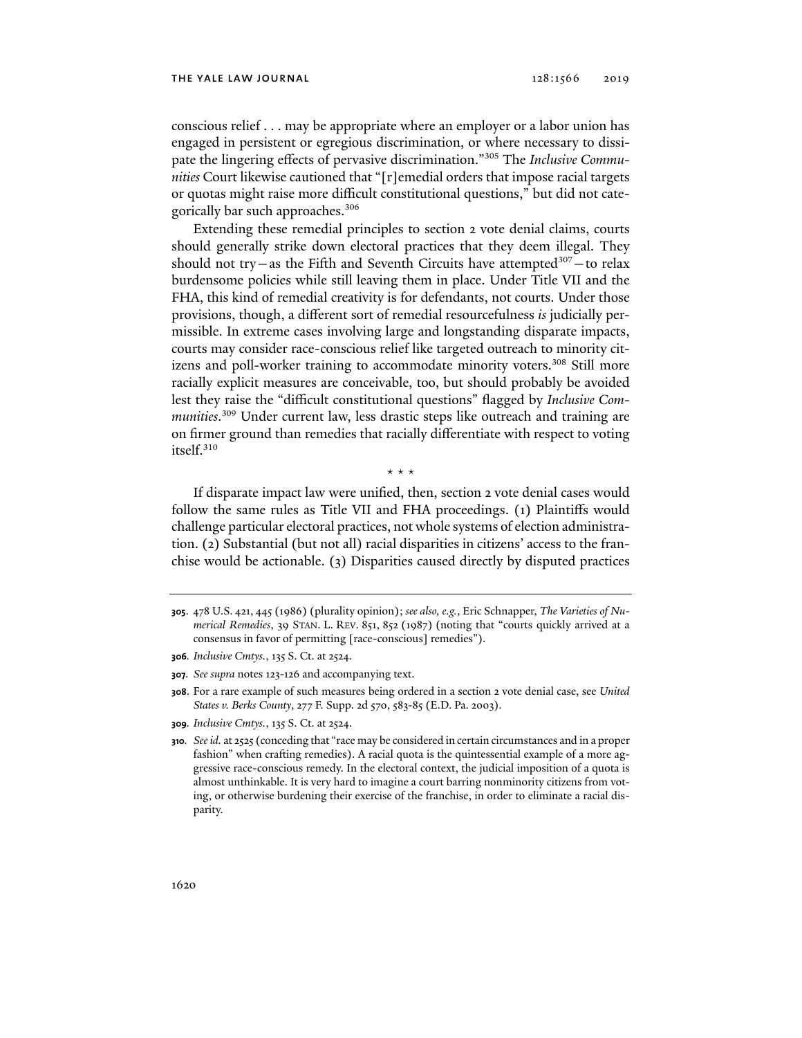conscious relief . . . may be appropriate where an employer or a labor union has engaged in persistent or egregious discrimination, or where necessary to dissipate the lingering effects of pervasive discrimination."[305] The *Inclusive Communities* Court likewise cautioned that "[r]emedial orders that impose racial targets or quotas might raise more difficult constitutional questions," but did not categorically bar such approaches.[306]

Extending these remedial principles to section 2 vote denial claims, courts should generally strike down electoral practices that they deem illegal. They should not try—as the Fifth and Seventh Circuits have attempted[307]—to relax burdensome policies while still leaving them in place. Under Title VII and the FHA, this kind of remedial creativity is for defendants, not courts. Under those provisions, though, a different sort of remedial resourcefulness *is* judicially permissible. In extreme cases involving large and longstanding disparate impacts, courts may consider race-conscious relief like targeted outreach to minority citizens and poll-worker training to accommodate minority voters.[308] Still more racially explicit measures are conceivable, too, but should probably be avoided lest they raise the "difficult constitutional questions" flagged by *Inclusive Communities*.[309] Under current law, less drastic steps like outreach and training are on firmer ground than remedies that racially differentiate with respect to voting itself.[310]

\* \* \*

If disparate impact law were unified, then, section 2 vote denial cases would follow the same rules as Title VII and FHA proceedings. (1) Plaintiffs would challenge particular electoral practices, not whole systems of election administration. (2) Substantial (but not all) racial disparities in citizens' access to the franchise would be actionable. (3) Disparities caused directly by disputed practices

---

**305**. 478 U.S. 421, 445 (1986) (plurality opinion); *see also, e.g.*, Eric Schnapper, *The Varieties of Numerical Remedies*, 39 STAN. L. REV. 851, 852 (1987) (noting that "courts quickly arrived at a consensus in favor of permitting [race-conscious] remedies").

**306**. *Inclusive Cmtys.*, 135 S. Ct. at 2524.

**307**. *See supra* notes 123-126 and accompanying text.

**308**. For a rare example of such measures being ordered in a section 2 vote denial case, see *United States v. Berks County*, 277 F. Supp. 2d 570, 583-85 (E.D. Pa. 2003).

**309**. *Inclusive Cmtys.*, 135 S. Ct. at 2524.

**310**. *See id.* at 2525 (conceding that "race may be considered in certain circumstances and in a proper fashion" when crafting remedies). A racial quota is the quintessential example of a more aggressive race-conscious remedy. In the electoral context, the judicial imposition of a quota is almost unthinkable. It is very hard to imagine a court barring nonminority citizens from voting, or otherwise burdening their exercise of the franchise, in order to eliminate a racial disparity.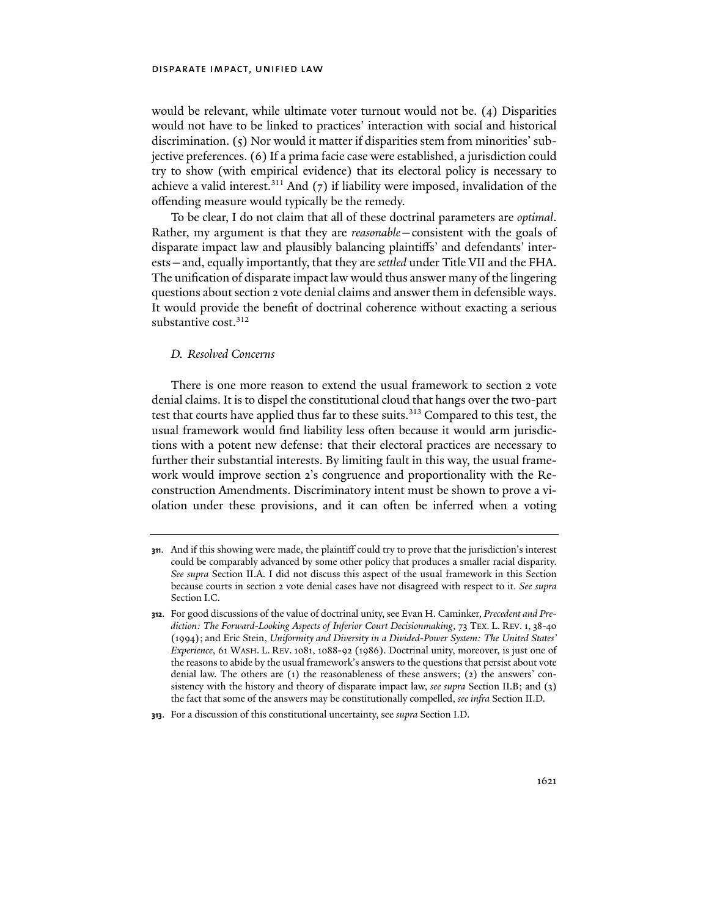would be relevant, while ultimate voter turnout would not be. (4) Disparities would not have to be linked to practices' interaction with social and historical discrimination. (5) Nor would it matter if disparities stem from minorities' subjective preferences. (6) If a prima facie case were established, a jurisdiction could try to show (with empirical evidence) that its electoral policy is necessary to achieve a valid interest.[311] And (7) if liability were imposed, invalidation of the offending measure would typically be the remedy.

To be clear, I do not claim that all of these doctrinal parameters are *optimal*. Rather, my argument is that they are *reasonable*—consistent with the goals of disparate impact law and plausibly balancing plaintiffs' and defendants' interests—and, equally importantly, that they are *settled* under Title VII and the FHA. The unification of disparate impact law would thus answer many of the lingering questions about section 2 vote denial claims and answer them in defensible ways. It would provide the benefit of doctrinal coherence without exacting a serious substantive cost.[312]

### *D. Resolved Concerns*

There is one more reason to extend the usual framework to section 2 vote denial claims. It is to dispel the constitutional cloud that hangs over the two-part test that courts have applied thus far to these suits.[313] Compared to this test, the usual framework would find liability less often because it would arm jurisdictions with a potent new defense: that their electoral practices are necessary to further their substantial interests. By limiting fault in this way, the usual framework would improve section 2's congruence and proportionality with the Reconstruction Amendments. Discriminatory intent must be shown to prove a violation under these provisions, and it can often be inferred when a voting

---

**311.** And if this showing were made, the plaintiff could try to prove that the jurisdiction's interest could be comparably advanced by some other policy that produces a smaller racial disparity. *See supra* Section II.A. I did not discuss this aspect of the usual framework in this Section because courts in section 2 vote denial cases have not disagreed with respect to it. *See supra* Section I.C.

**312.** For good discussions of the value of doctrinal unity, see Evan H. Caminker, *Precedent and Prediction: The Forward-Looking Aspects of Inferior Court Decisionmaking*, 73 TEX. L. REV. 1, 38-40 (1994); and Eric Stein, *Uniformity and Diversity in a Divided-Power System: The United States' Experience*, 61 WASH. L. REV. 1081, 1088-92 (1986). Doctrinal unity, moreover, is just one of the reasons to abide by the usual framework's answers to the questions that persist about vote denial law. The others are (1) the reasonableness of these answers; (2) the answers' consistency with the history and theory of disparate impact law, *see supra* Section II.B; and (3) the fact that some of the answers may be constitutionally compelled, *see infra* Section II.D.

**313.** For a discussion of this constitutional uncertainty, see *supra* Section I.D.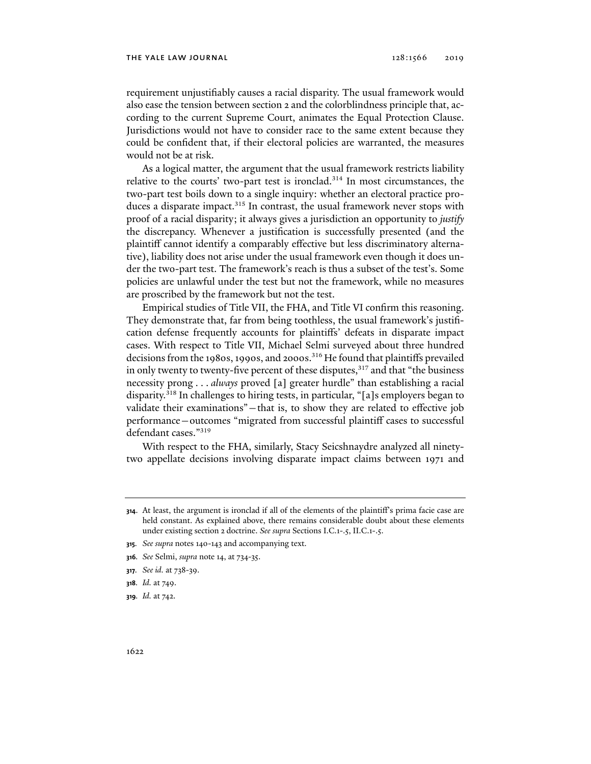requirement unjustifiably causes a racial disparity. The usual framework would also ease the tension between section 2 and the colorblindness principle that, according to the current Supreme Court, animates the Equal Protection Clause. Jurisdictions would not have to consider race to the same extent because they could be confident that, if their electoral policies are warranted, the measures would not be at risk.

As a logical matter, the argument that the usual framework restricts liability relative to the courts' two-part test is ironclad.[314] In most circumstances, the two-part test boils down to a single inquiry: whether an electoral practice produces a disparate impact.[315] In contrast, the usual framework never stops with proof of a racial disparity; it always gives a jurisdiction an opportunity to *justify* the discrepancy. Whenever a justification is successfully presented (and the plaintiff cannot identify a comparably effective but less discriminatory alternative), liability does not arise under the usual framework even though it does under the two-part test. The framework's reach is thus a subset of the test's. Some policies are unlawful under the test but not the framework, while no measures are proscribed by the framework but not the test.

Empirical studies of Title VII, the FHA, and Title VI confirm this reasoning. They demonstrate that, far from being toothless, the usual framework's justification defense frequently accounts for plaintiffs' defeats in disparate impact cases. With respect to Title VII, Michael Selmi surveyed about three hundred decisions from the 1980s, 1990s, and 2000s.[316] He found that plaintiffs prevailed in only twenty to twenty-five percent of these disputes,[317] and that "the business necessity prong . . . *always* proved [a] greater hurdle" than establishing a racial disparity.[318] In challenges to hiring tests, in particular, "[a]s employers began to validate their examinations"—that is, to show they are related to effective job performance—outcomes "migrated from successful plaintiff cases to successful defendant cases."[319]

With respect to the FHA, similarly, Stacy Seicshnaydre analyzed all ninety-two appellate decisions involving disparate impact claims between 1971 and

---

**314**. At least, the argument is ironclad if all of the elements of the plaintiff's prima facie case are held constant. As explained above, there remains considerable doubt about these elements under existing section 2 doctrine. *See supra* Sections I.C.1-.5, II.C.1-.5.

**315**. *See supra* notes 140-143 and accompanying text.

**316**. *See* Selmi, *supra* note 14, at 734-35.

**317**. *See id.* at 738-39.

**318**. *Id.* at 749.

**319**. *Id.* at 742.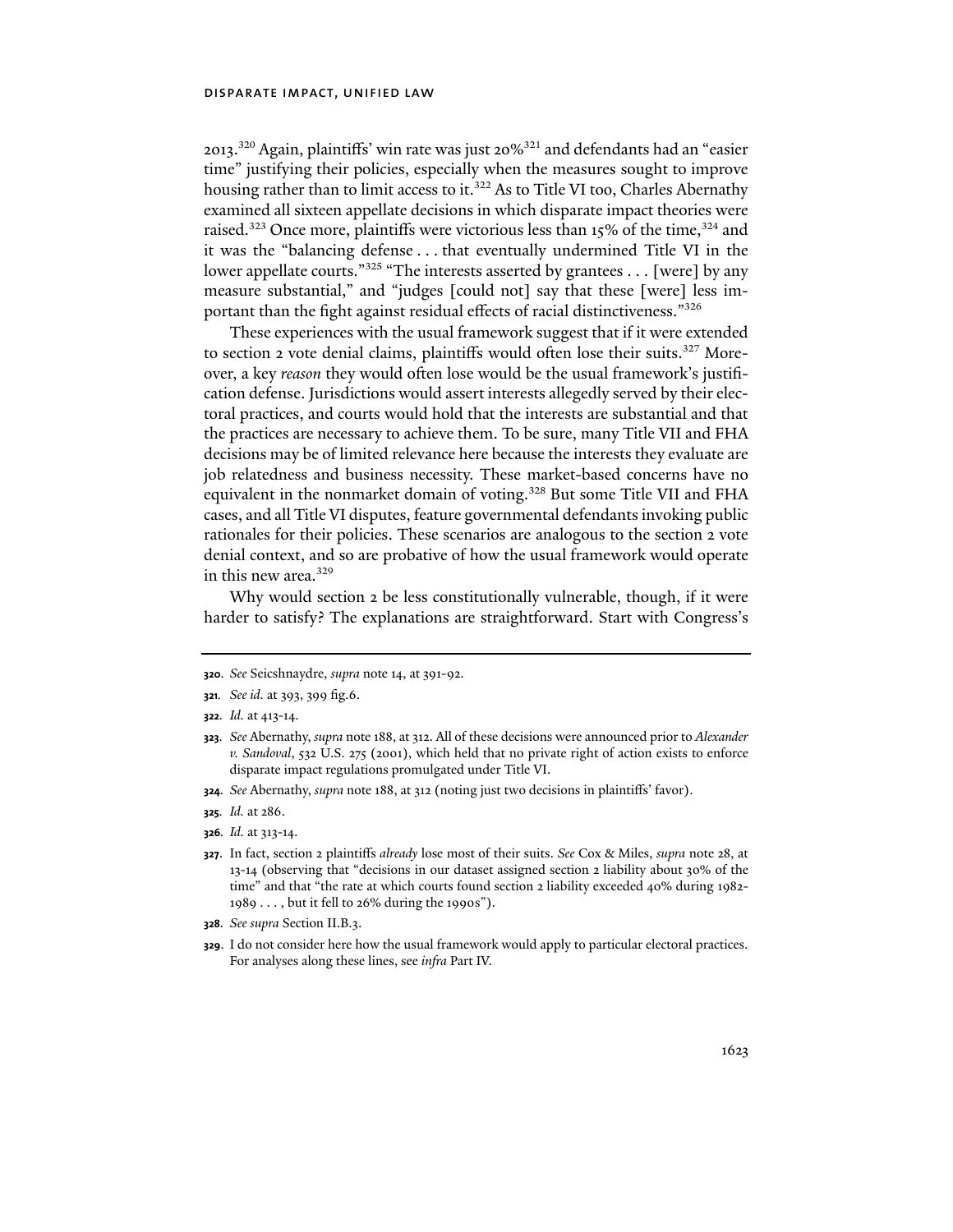2013.[320] Again, plaintiffs' win rate was just 20%[321] and defendants had an "easier time" justifying their policies, especially when the measures sought to improve housing rather than to limit access to it.[322] As to Title VI too, Charles Abernathy examined all sixteen appellate decisions in which disparate impact theories were raised.[323] Once more, plaintiffs were victorious less than 15% of the time,[324] and it was the "balancing defense . . . that eventually undermined Title VI in the lower appellate courts."[325] "The interests asserted by grantees . . . [were] by any measure substantial," and "judges [could not] say that these [were] less important than the fight against residual effects of racial distinctiveness."[326]

These experiences with the usual framework suggest that if it were extended to section 2 vote denial claims, plaintiffs would often lose their suits.[327] Moreover, a key *reason* they would often lose would be the usual framework's justification defense. Jurisdictions would assert interests allegedly served by their electoral practices, and courts would hold that the interests are substantial and that the practices are necessary to achieve them. To be sure, many Title VII and FHA decisions may be of limited relevance here because the interests they evaluate are job relatedness and business necessity. These market-based concerns have no equivalent in the nonmarket domain of voting.[328] But some Title VII and FHA cases, and all Title VI disputes, feature governmental defendants invoking public rationales for their policies. These scenarios are analogous to the section 2 vote denial context, and so are probative of how the usual framework would operate in this new area.[329]

Why would section 2 be less constitutionally vulnerable, though, if it were harder to satisfy? The explanations are straightforward. Start with Congress's

---

**320.** *See* Seicshnaydre, *supra* note 14, at 391-92.

**321.** *See id.* at 393, 399 fig.6.

**322.** *Id.* at 413-14.

**323.** *See* Abernathy, *supra* note 188, at 312. All of these decisions were announced prior to *Alexander v. Sandoval*, 532 U.S. 275 (2001), which held that no private right of action exists to enforce disparate impact regulations promulgated under Title VI.

**324.** *See* Abernathy, *supra* note 188, at 312 (noting just two decisions in plaintiffs' favor).

**325.** *Id.* at 286.

**326.** *Id.* at 313-14.

**327.** In fact, section 2 plaintiffs *already* lose most of their suits. *See* Cox & Miles, *supra* note 28, at 13-14 (observing that "decisions in our dataset assigned section 2 liability about 30% of the time" and that "the rate at which courts found section 2 liability exceeded 40% during 1982-1989 . . . , but it fell to 26% during the 1990s").

**328.** *See supra* Section II.B.3.

**329.** I do not consider here how the usual framework would apply to particular electoral practices. For analyses along these lines, see *infra* Part IV.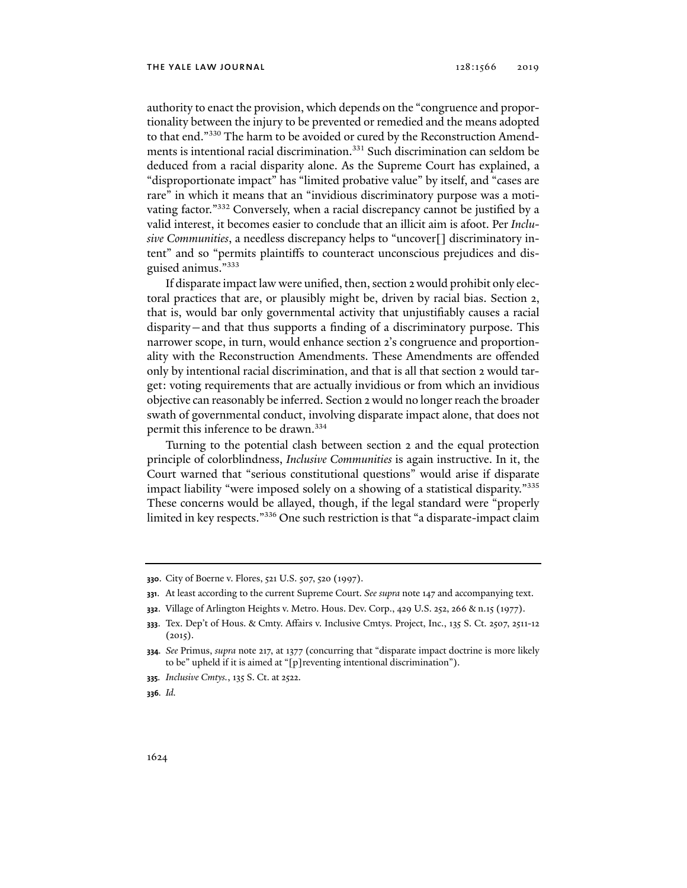authority to enact the provision, which depends on the "congruence and proportionality between the injury to be prevented or remedied and the means adopted to that end."[330] The harm to be avoided or cured by the Reconstruction Amendments is intentional racial discrimination.[331] Such discrimination can seldom be deduced from a racial disparity alone. As the Supreme Court has explained, a "disproportionate impact" has "limited probative value" by itself, and "cases are rare" in which it means that an "invidious discriminatory purpose was a motivating factor."[332] Conversely, when a racial discrepancy cannot be justified by a valid interest, it becomes easier to conclude that an illicit aim is afoot. Per *Inclusive Communities*, a needless discrepancy helps to "uncover[] discriminatory intent" and so "permits plaintiffs to counteract unconscious prejudices and disguised animus."[333]

If disparate impact law were unified, then, section 2 would prohibit only electoral practices that are, or plausibly might be, driven by racial bias. Section 2, that is, would bar only governmental activity that unjustifiably causes a racial disparity—and that thus supports a finding of a discriminatory purpose. This narrower scope, in turn, would enhance section 2's congruence and proportionality with the Reconstruction Amendments. These Amendments are offended only by intentional racial discrimination, and that is all that section 2 would target: voting requirements that are actually invidious or from which an invidious objective can reasonably be inferred. Section 2 would no longer reach the broader swath of governmental conduct, involving disparate impact alone, that does not permit this inference to be drawn.[334]

Turning to the potential clash between section 2 and the equal protection principle of colorblindness, *Inclusive Communities* is again instructive. In it, the Court warned that "serious constitutional questions" would arise if disparate impact liability "were imposed solely on a showing of a statistical disparity."[335] These concerns would be allayed, though, if the legal standard were "properly limited in key respects."[336] One such restriction is that "a disparate-impact claim

---

**330**. City of Boerne v. Flores, 521 U.S. 507, 520 (1997).

**331**. At least according to the current Supreme Court. *See supra* note 147 and accompanying text.

**332**. Village of Arlington Heights v. Metro. Hous. Dev. Corp., 429 U.S. 252, 266 & n.15 (1977).

**333**. Tex. Dep't of Hous. & Cmty. Affairs v. Inclusive Cmtys. Project, Inc., 135 S. Ct. 2507, 2511-12 (2015).

**334**. *See* Primus, *supra* note 217, at 1377 (concurring that "disparate impact doctrine is more likely to be" upheld if it is aimed at "[p]reventing intentional discrimination").

**335**. *Inclusive Cmtys.*, 135 S. Ct. at 2522.

**336**. *Id.*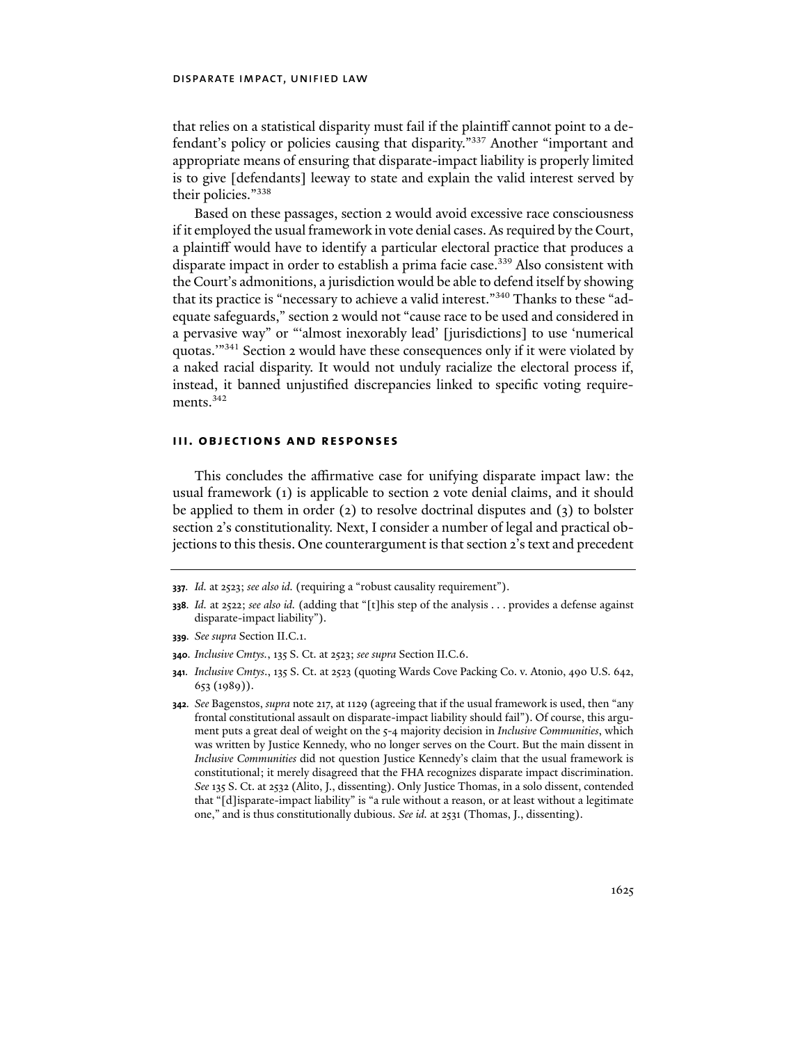that relies on a statistical disparity must fail if the plaintiff cannot point to a defendant's policy or policies causing that disparity."[337] Another "important and appropriate means of ensuring that disparate-impact liability is properly limited is to give [defendants] leeway to state and explain the valid interest served by their policies."[338]

Based on these passages, section 2 would avoid excessive race consciousness if it employed the usual framework in vote denial cases. As required by the Court, a plaintiff would have to identify a particular electoral practice that produces a disparate impact in order to establish a prima facie case.[339] Also consistent with the Court's admonitions, a jurisdiction would be able to defend itself by showing that its practice is "necessary to achieve a valid interest."[340] Thanks to these "adequate safeguards," section 2 would not "cause race to be used and considered in a pervasive way" or "'almost inexorably lead' [jurisdictions] to use 'numerical quotas.'"[341] Section 2 would have these consequences only if it were violated by a naked racial disparity. It would not unduly racialize the electoral process if, instead, it banned unjustified discrepancies linked to specific voting requirements.[342]

## III. OBJECTIONS AND RESPONSES

This concludes the affirmative case for unifying disparate impact law: the usual framework (1) is applicable to section 2 vote denial claims, and it should be applied to them in order (2) to resolve doctrinal disputes and (3) to bolster section 2's constitutionality. Next, I consider a number of legal and practical objections to this thesis. One counterargument is that section 2's text and precedent

---

337. *Id.* at 2523; *see also id.* (requiring a "robust causality requirement").

338. *Id.* at 2522; *see also id.* (adding that "[t]his step of the analysis . . . provides a defense against disparate-impact liability").

339. *See supra* Section II.C.1.

340. *Inclusive Cmtys.*, 135 S. Ct. at 2523; *see supra* Section II.C.6.

341. *Inclusive Cmtys.*, 135 S. Ct. at 2523 (quoting Wards Cove Packing Co. v. Atonio, 490 U.S. 642, 653 (1989)).

342. *See* Bagenstos, *supra* note 217, at 1129 (agreeing that if the usual framework is used, then "any frontal constitutional assault on disparate-impact liability should fail"). Of course, this argument puts a great deal of weight on the 5-4 majority decision in *Inclusive Communities*, which was written by Justice Kennedy, who no longer serves on the Court. But the main dissent in *Inclusive Communities* did not question Justice Kennedy's claim that the usual framework is constitutional; it merely disagreed that the FHA recognizes disparate impact discrimination. *See* 135 S. Ct. at 2532 (Alito, J., dissenting). Only Justice Thomas, in a solo dissent, contended that "[d]isparate-impact liability" is "a rule without a reason, or at least without a legitimate one," and is thus constitutionally dubious. *See id.* at 2531 (Thomas, J., dissenting).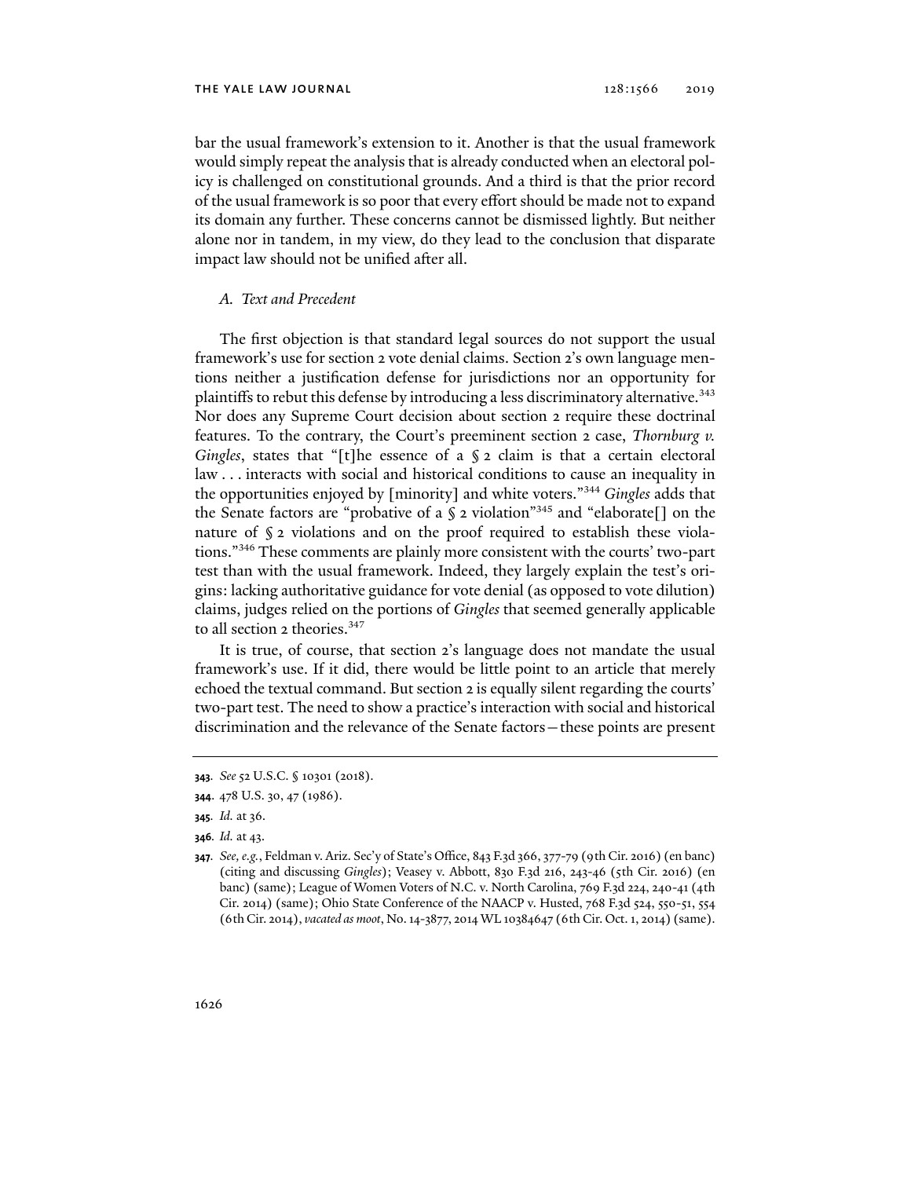bar the usual framework's extension to it. Another is that the usual framework would simply repeat the analysis that is already conducted when an electoral policy is challenged on constitutional grounds. And a third is that the prior record of the usual framework is so poor that every effort should be made not to expand its domain any further. These concerns cannot be dismissed lightly. But neither alone nor in tandem, in my view, do they lead to the conclusion that disparate impact law should not be unified after all.

### *A. Text and Precedent*

The first objection is that standard legal sources do not support the usual framework's use for section 2 vote denial claims. Section 2's own language mentions neither a justification defense for jurisdictions nor an opportunity for plaintiffs to rebut this defense by introducing a less discriminatory alternative.[343] Nor does any Supreme Court decision about section 2 require these doctrinal features. To the contrary, the Court's preeminent section 2 case, *Thornburg v. Gingles*, states that "[t]he essence of a § 2 claim is that a certain electoral law . . . interacts with social and historical conditions to cause an inequality in the opportunities enjoyed by [minority] and white voters."[344] *Gingles* adds that the Senate factors are "probative of a § 2 violation"[345] and "elaborate[] on the nature of § 2 violations and on the proof required to establish these violations."[346] These comments are plainly more consistent with the courts' two-part test than with the usual framework. Indeed, they largely explain the test's origins: lacking authoritative guidance for vote denial (as opposed to vote dilution) claims, judges relied on the portions of *Gingles* that seemed generally applicable to all section 2 theories.[347]

It is true, of course, that section 2's language does not mandate the usual framework's use. If it did, there would be little point to an article that merely echoed the textual command. But section 2 is equally silent regarding the courts' two-part test. The need to show a practice's interaction with social and historical discrimination and the relevance of the Senate factors—these points are present

---

**343**. *See* 52 U.S.C. § 10301 (2018).

**344**. 478 U.S. 30, 47 (1986).

**345**. *Id.* at 36.

**346**. *Id.* at 43.

**347**. *See, e.g.*, Feldman v. Ariz. Sec'y of State's Office, 843 F.3d 366, 377-79 (9th Cir. 2016) (en banc) (citing and discussing *Gingles*); Veasey v. Abbott, 830 F.3d 216, 243-46 (5th Cir. 2016) (en banc) (same); League of Women Voters of N.C. v. North Carolina, 769 F.3d 224, 240-41 (4th Cir. 2014) (same); Ohio State Conference of the NAACP v. Husted, 768 F.3d 524, 550-51, 554 (6th Cir. 2014), *vacated as moot*, No. 14-3877, 2014 WL 10384647 (6th Cir. Oct. 1, 2014) (same).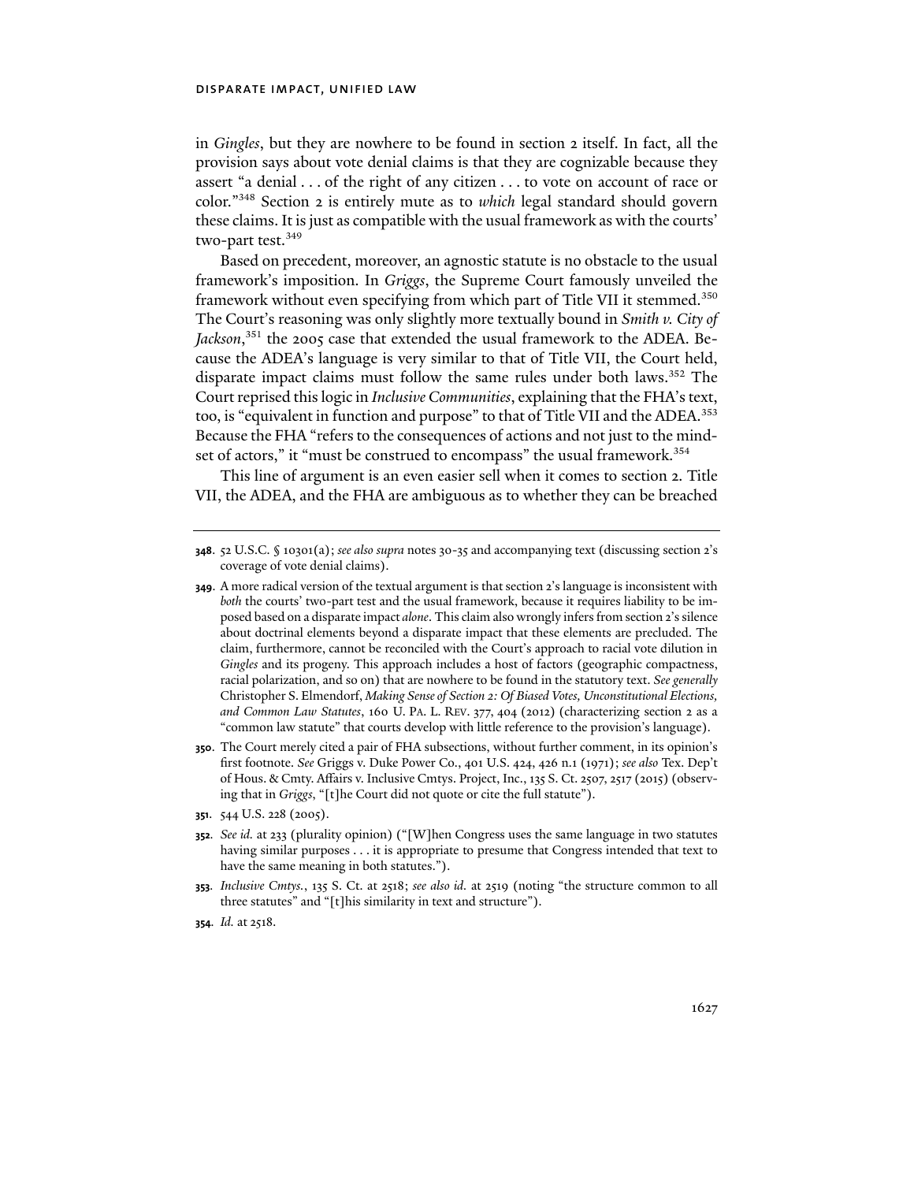in *Gingles*, but they are nowhere to be found in section 2 itself. In fact, all the provision says about vote denial claims is that they are cognizable because they assert "a denial . . . of the right of any citizen . . . to vote on account of race or color."[348] Section 2 is entirely mute as to *which* legal standard should govern these claims. It is just as compatible with the usual framework as with the courts' two-part test.[349]

Based on precedent, moreover, an agnostic statute is no obstacle to the usual framework's imposition. In *Griggs*, the Supreme Court famously unveiled the framework without even specifying from which part of Title VII it stemmed.[350] The Court's reasoning was only slightly more textually bound in *Smith v. City of Jackson*,[351] the 2005 case that extended the usual framework to the ADEA. Because the ADEA's language is very similar to that of Title VII, the Court held, disparate impact claims must follow the same rules under both laws.[352] The Court reprised this logic in *Inclusive Communities*, explaining that the FHA's text, too, is "equivalent in function and purpose" to that of Title VII and the ADEA.[353] Because the FHA "refers to the consequences of actions and not just to the mindset of actors," it "must be construed to encompass" the usual framework.[354]

This line of argument is an even easier sell when it comes to section 2. Title VII, the ADEA, and the FHA are ambiguous as to whether they can be breached

---

**348**. 52 U.S.C. § 10301(a); *see also supra* notes 30-35 and accompanying text (discussing section 2's coverage of vote denial claims).

**349**. A more radical version of the textual argument is that section 2's language is inconsistent with *both* the courts' two-part test and the usual framework, because it requires liability to be imposed based on a disparate impact *alone*. This claim also wrongly infers from section 2's silence about doctrinal elements beyond a disparate impact that these elements are precluded. The claim, furthermore, cannot be reconciled with the Court's approach to racial vote dilution in *Gingles* and its progeny. This approach includes a host of factors (geographic compactness, racial polarization, and so on) that are nowhere to be found in the statutory text. *See generally* Christopher S. Elmendorf, *Making Sense of Section 2: Of Biased Votes, Unconstitutional Elections, and Common Law Statutes*, 160 U. PA. L. REV. 377, 404 (2012) (characterizing section 2 as a "common law statute" that courts develop with little reference to the provision's language).

**350**. The Court merely cited a pair of FHA subsections, without further comment, in its opinion's first footnote. *See* Griggs v. Duke Power Co., 401 U.S. 424, 426 n.1 (1971); *see also* Tex. Dep't of Hous. & Cmty. Affairs v. Inclusive Cmtys. Project, Inc., 135 S. Ct. 2507, 2517 (2015) (observing that in *Griggs*, "[t]he Court did not quote or cite the full statute").

**351**. 544 U.S. 228 (2005).

**352**. *See id.* at 233 (plurality opinion) ("[W]hen Congress uses the same language in two statutes having similar purposes . . . it is appropriate to presume that Congress intended that text to have the same meaning in both statutes.").

**353**. *Inclusive Cmtys.*, 135 S. Ct. at 2518; *see also id.* at 2519 (noting "the structure common to all three statutes" and "[t]his similarity in text and structure").

**354**. *Id.* at 2518.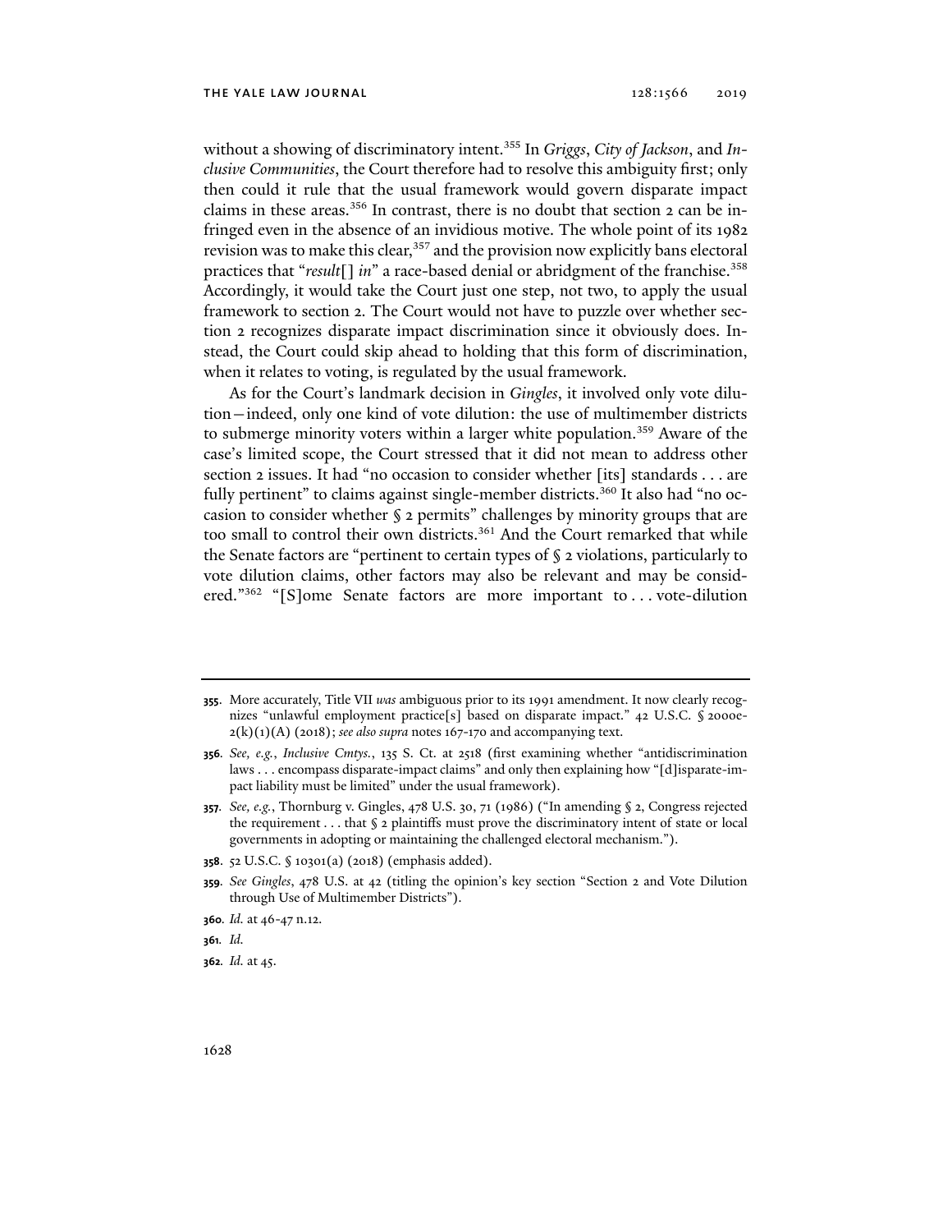without a showing of discriminatory intent.[355] In *Griggs*, *City of Jackson*, and *Inclusive Communities*, the Court therefore had to resolve this ambiguity first; only then could it rule that the usual framework would govern disparate impact claims in these areas.[356] In contrast, there is no doubt that section 2 can be infringed even in the absence of an invidious motive. The whole point of its 1982 revision was to make this clear,[357] and the provision now explicitly bans electoral practices that "*result*[] *in*" a race-based denial or abridgment of the franchise.[358] Accordingly, it would take the Court just one step, not two, to apply the usual framework to section 2. The Court would not have to puzzle over whether section 2 recognizes disparate impact discrimination since it obviously does. Instead, the Court could skip ahead to holding that this form of discrimination, when it relates to voting, is regulated by the usual framework.

As for the Court's landmark decision in *Gingles*, it involved only vote dilution—indeed, only one kind of vote dilution: the use of multimember districts to submerge minority voters within a larger white population.[359] Aware of the case's limited scope, the Court stressed that it did not mean to address other section 2 issues. It had "no occasion to consider whether [its] standards . . . are fully pertinent" to claims against single-member districts.[360] It also had "no occasion to consider whether § 2 permits" challenges by minority groups that are too small to control their own districts.[361] And the Court remarked that while the Senate factors are "pertinent to certain types of § 2 violations, particularly to vote dilution claims, other factors may also be relevant and may be considered."[362] "[S]ome Senate factors are more important to . . . vote-dilution

---

355. More accurately, Title VII *was* ambiguous prior to its 1991 amendment. It now clearly recognizes "unlawful employment practice[s] based on disparate impact." 42 U.S.C. § 2000e-2(k)(1)(A) (2018); *see also supra* notes 167-170 and accompanying text.

356. *See, e.g.*, *Inclusive Cmtys.*, 135 S. Ct. at 2518 (first examining whether "antidiscrimination laws . . . encompass disparate-impact claims" and only then explaining how "[d]isparate-impact liability must be limited" under the usual framework).

357. *See, e.g.*, Thornburg v. Gingles, 478 U.S. 30, 71 (1986) ("In amending § 2, Congress rejected the requirement . . . that § 2 plaintiffs must prove the discriminatory intent of state or local governments in adopting or maintaining the challenged electoral mechanism.").

358. 52 U.S.C. § 10301(a) (2018) (emphasis added).

359. *See Gingles*, 478 U.S. at 42 (titling the opinion's key section "Section 2 and Vote Dilution through Use of Multimember Districts").

360. *Id.* at 46-47 n.12.

361. *Id.*

362. *Id.* at 45.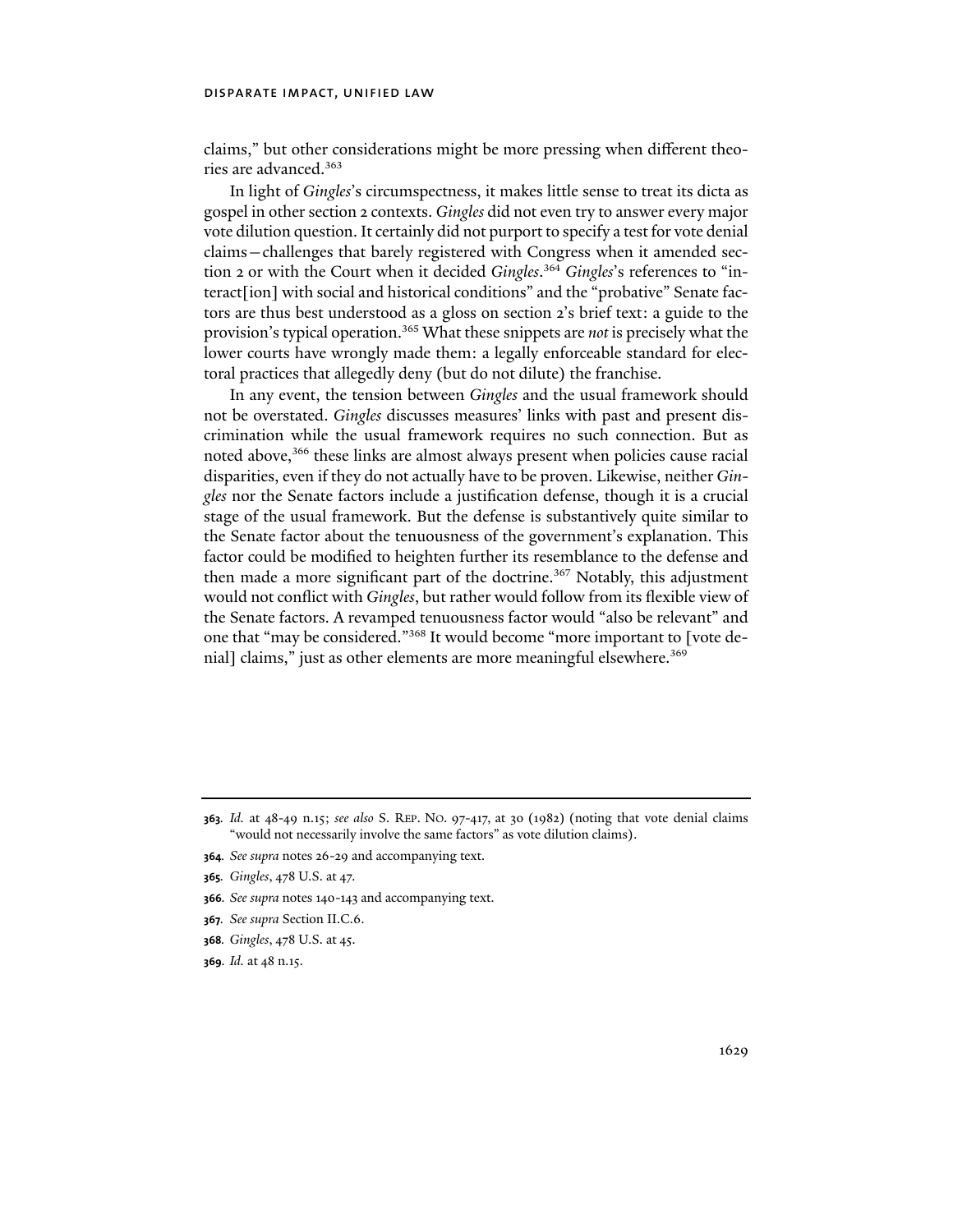claims," but other considerations might be more pressing when different theories are advanced.[363]

In light of *Gingles*'s circumspectness, it makes little sense to treat its dicta as gospel in other section 2 contexts. *Gingles* did not even try to answer every major vote dilution question. It certainly did not purport to specify a test for vote denial claims—challenges that barely registered with Congress when it amended section 2 or with the Court when it decided *Gingles*.[364] *Gingles*'s references to "interact[ion] with social and historical conditions" and the "probative" Senate factors are thus best understood as a gloss on section 2's brief text: a guide to the provision's typical operation.[365] What these snippets are *not* is precisely what the lower courts have wrongly made them: a legally enforceable standard for electoral practices that allegedly deny (but do not dilute) the franchise.

In any event, the tension between *Gingles* and the usual framework should not be overstated. *Gingles* discusses measures' links with past and present discrimination while the usual framework requires no such connection. But as noted above,[366] these links are almost always present when policies cause racial disparities, even if they do not actually have to be proven. Likewise, neither *Gingles* nor the Senate factors include a justification defense, though it is a crucial stage of the usual framework. But the defense is substantively quite similar to the Senate factor about the tenuousness of the government's explanation. This factor could be modified to heighten further its resemblance to the defense and then made a more significant part of the doctrine.[367] Notably, this adjustment would not conflict with *Gingles*, but rather would follow from its flexible view of the Senate factors. A revamped tenuousness factor would "also be relevant" and one that "may be considered."[368] It would become "more important to [vote denial] claims," just as other elements are more meaningful elsewhere.[369]

---

**363**. *Id.* at 48-49 n.15; *see also* S. REP. NO. 97-417, at 30 (1982) (noting that vote denial claims "would not necessarily involve the same factors" as vote dilution claims).

**364**. *See supra* notes 26-29 and accompanying text.

**365**. *Gingles*, 478 U.S. at 47.

**366**. *See supra* notes 140-143 and accompanying text.

**367**. *See supra* Section II.C.6.

**368**. *Gingles*, 478 U.S. at 45.

**369**. *Id.* at 48 n.15.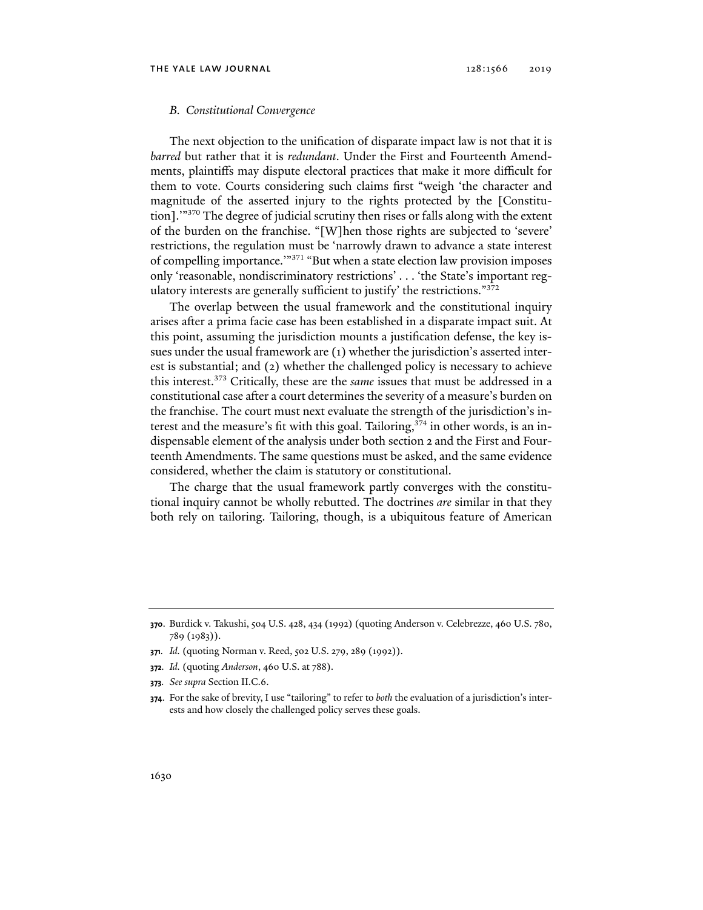### *B. Constitutional Convergence*

The next objection to the unification of disparate impact law is not that it is *barred* but rather that it is *redundant*. Under the First and Fourteenth Amendments, plaintiffs may dispute electoral practices that make it more difficult for them to vote. Courts considering such claims first "weigh 'the character and magnitude of the asserted injury to the rights protected by the [Constitution].'"[370] The degree of judicial scrutiny then rises or falls along with the extent of the burden on the franchise. "[W]hen those rights are subjected to 'severe' restrictions, the regulation must be 'narrowly drawn to advance a state interest of compelling importance.'"[371] "But when a state election law provision imposes only 'reasonable, nondiscriminatory restrictions' . . . 'the State's important regulatory interests are generally sufficient to justify' the restrictions."[372]

The overlap between the usual framework and the constitutional inquiry arises after a prima facie case has been established in a disparate impact suit. At this point, assuming the jurisdiction mounts a justification defense, the key issues under the usual framework are (1) whether the jurisdiction's asserted interest is substantial; and (2) whether the challenged policy is necessary to achieve this interest.[373] Critically, these are the *same* issues that must be addressed in a constitutional case after a court determines the severity of a measure's burden on the franchise. The court must next evaluate the strength of the jurisdiction's interest and the measure's fit with this goal. Tailoring,[374] in other words, is an indispensable element of the analysis under both section 2 and the First and Fourteenth Amendments. The same questions must be asked, and the same evidence considered, whether the claim is statutory or constitutional.

The charge that the usual framework partly converges with the constitutional inquiry cannot be wholly rebutted. The doctrines *are* similar in that they both rely on tailoring. Tailoring, though, is a ubiquitous feature of American

---

**370**. Burdick v. Takushi, 504 U.S. 428, 434 (1992) (quoting Anderson v. Celebrezze, 460 U.S. 780, 789 (1983)).

**371**. *Id.* (quoting Norman v. Reed, 502 U.S. 279, 289 (1992)).

**372**. *Id.* (quoting *Anderson*, 460 U.S. at 788).

**373**. *See supra* Section II.C.6.

**374**. For the sake of brevity, I use "tailoring" to refer to *both* the evaluation of a jurisdiction's interests and how closely the challenged policy serves these goals.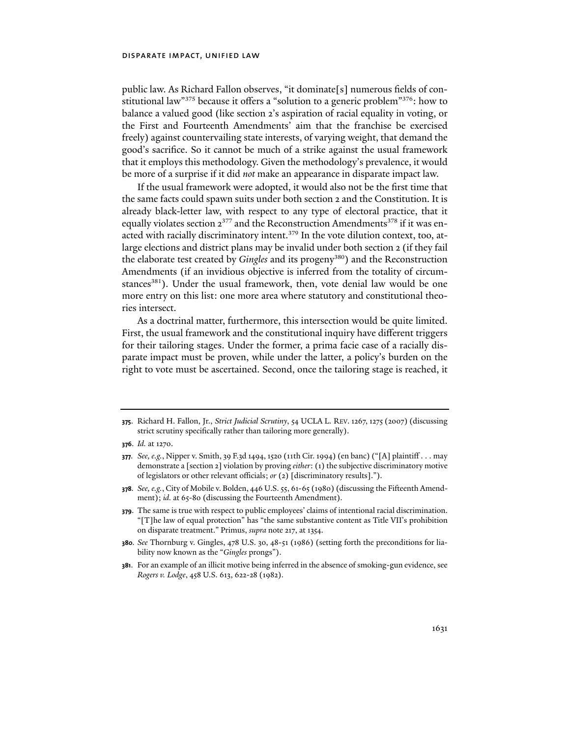public law. As Richard Fallon observes, "it dominate[s] numerous fields of constitutional law"[375] because it offers a "solution to a generic problem"[376]: how to balance a valued good (like section 2's aspiration of racial equality in voting, or the First and Fourteenth Amendments' aim that the franchise be exercised freely) against countervailing state interests, of varying weight, that demand the good's sacrifice. So it cannot be much of a strike against the usual framework that it employs this methodology. Given the methodology's prevalence, it would be more of a surprise if it did *not* make an appearance in disparate impact law.

If the usual framework were adopted, it would also not be the first time that the same facts could spawn suits under both section 2 and the Constitution. It is already black-letter law, with respect to any type of electoral practice, that it equally violates section 2[377] and the Reconstruction Amendments[378] if it was enacted with racially discriminatory intent.[379] In the vote dilution context, too, at-large elections and district plans may be invalid under both section 2 (if they fail the elaborate test created by *Gingles* and its progeny[380]) and the Reconstruction Amendments (if an invidious objective is inferred from the totality of circumstances[381]). Under the usual framework, then, vote denial law would be one more entry on this list: one more area where statutory and constitutional theories intersect.

As a doctrinal matter, furthermore, this intersection would be quite limited. First, the usual framework and the constitutional inquiry have different triggers for their tailoring stages. Under the former, a prima facie case of a racially disparate impact must be proven, while under the latter, a policy's burden on the right to vote must be ascertained. Second, once the tailoring stage is reached, it

---

**375.** Richard H. Fallon, Jr., *Strict Judicial Scrutiny*, 54 UCLA L. REV. 1267, 1275 (2007) (discussing strict scrutiny specifically rather than tailoring more generally).

**376.** *Id.* at 1270.

**377.** *See, e.g.*, Nipper v. Smith, 39 F.3d 1494, 1520 (11th Cir. 1994) (en banc) ("[A] plaintiff . . . may demonstrate a [section 2] violation by proving *either*: (1) the subjective discriminatory motive of legislators or other relevant officials; *or* (2) [discriminatory results].").

**378.** *See, e.g.*, City of Mobile v. Bolden, 446 U.S. 55, 61-65 (1980) (discussing the Fifteenth Amendment); *id.* at 65-80 (discussing the Fourteenth Amendment).

**379.** The same is true with respect to public employees' claims of intentional racial discrimination. "[T]he law of equal protection" has "the same substantive content as Title VII's prohibition on disparate treatment." Primus, *supra* note 217, at 1354.

**380.** *See* Thornburg v. Gingles, 478 U.S. 30, 48-51 (1986) (setting forth the preconditions for liability now known as the "*Gingles* prongs").

**381.** For an example of an illicit motive being inferred in the absence of smoking-gun evidence, see *Rogers v. Lodge*, 458 U.S. 613, 622-28 (1982).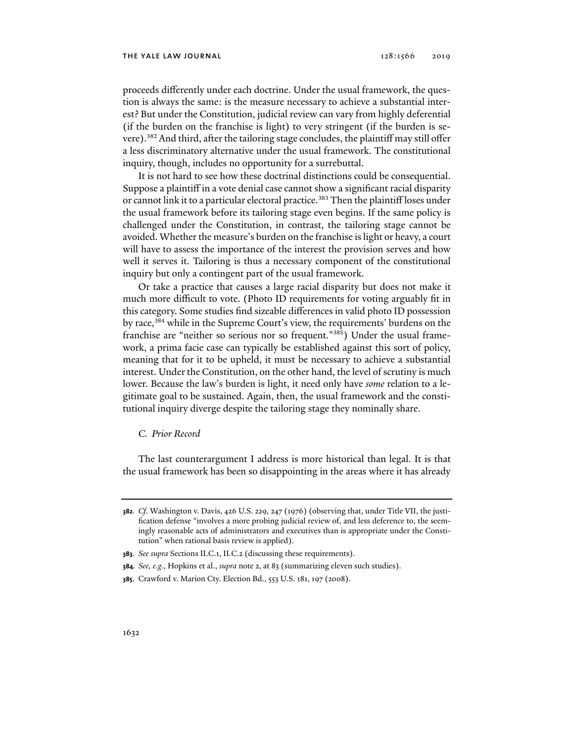proceeds differently under each doctrine. Under the usual framework, the question is always the same: is the measure necessary to achieve a substantial interest? But under the Constitution, judicial review can vary from highly deferential (if the burden on the franchise is light) to very stringent (if the burden is severe).[382] And third, after the tailoring stage concludes, the plaintiff may still offer a less discriminatory alternative under the usual framework. The constitutional inquiry, though, includes no opportunity for a surrebuttal.

It is not hard to see how these doctrinal distinctions could be consequential. Suppose a plaintiff in a vote denial case cannot show a significant racial disparity or cannot link it to a particular electoral practice.[383] Then the plaintiff loses under the usual framework before its tailoring stage even begins. If the same policy is challenged under the Constitution, in contrast, the tailoring stage cannot be avoided. Whether the measure's burden on the franchise is light or heavy, a court will have to assess the importance of the interest the provision serves and how well it serves it. Tailoring is thus a necessary component of the constitutional inquiry but only a contingent part of the usual framework.

Or take a practice that causes a large racial disparity but does not make it much more difficult to vote. (Photo ID requirements for voting arguably fit in this category. Some studies find sizeable differences in valid photo ID possession by race,[384] while in the Supreme Court's view, the requirements' burdens on the franchise are "neither so serious nor so frequent."[385]) Under the usual framework, a prima facie case can typically be established against this sort of policy, meaning that for it to be upheld, it must be necessary to achieve a substantial interest. Under the Constitution, on the other hand, the level of scrutiny is much lower. Because the law's burden is light, it need only have *some* relation to a legitimate goal to be sustained. Again, then, the usual framework and the constitutional inquiry diverge despite the tailoring stage they nominally share.

### *C. Prior Record*

The last counterargument I address is more historical than legal. It is that the usual framework has been so disappointing in the areas where it has already

---

**382.** *Cf.* Washington v. Davis, 426 U.S. 229, 247 (1976) (observing that, under Title VII, the justification defense "involves a more probing judicial review of, and less deference to, the seemingly reasonable acts of administrators and executives than is appropriate under the Constitution" when rational basis review is applied).

**383.** *See supra* Sections II.C.1, II.C.2 (discussing these requirements).

**384.** *See, e.g.*, Hopkins et al., *supra* note 2, at 83 (summarizing eleven such studies).

**385.** Crawford v. Marion Cty. Election Bd., 553 U.S. 181, 197 (2008).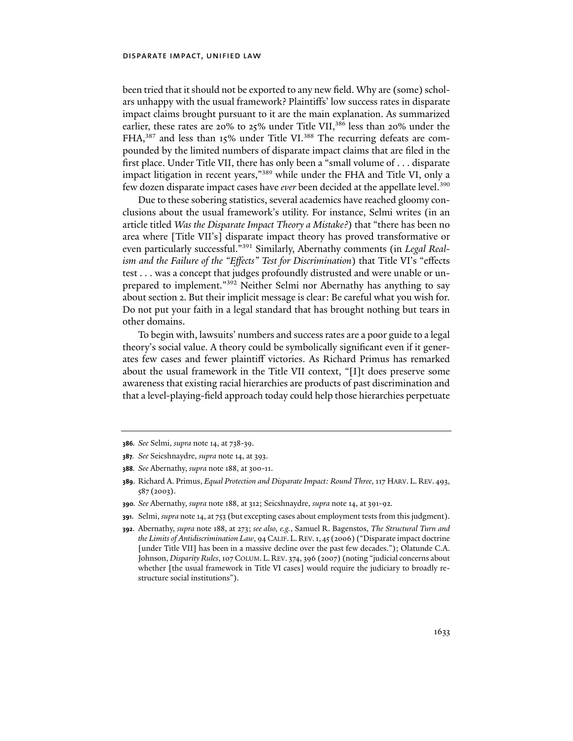been tried that it should not be exported to any new field. Why are (some) scholars unhappy with the usual framework? Plaintiffs' low success rates in disparate impact claims brought pursuant to it are the main explanation. As summarized earlier, these rates are 20% to 25% under Title VII,[386] less than 20% under the FHA,[387] and less than 15% under Title VI.[388] The recurring defeats are compounded by the limited numbers of disparate impact claims that are filed in the first place. Under Title VII, there has only been a "small volume of . . . disparate impact litigation in recent years,"[389] while under the FHA and Title VI, only a few dozen disparate impact cases have *ever* been decided at the appellate level.[390]

Due to these sobering statistics, several academics have reached gloomy conclusions about the usual framework's utility. For instance, Selmi writes (in an article titled *Was the Disparate Impact Theory a Mistake?*) that "there has been no area where [Title VII's] disparate impact theory has proved transformative or even particularly successful."[391] Similarly, Abernathy comments (in *Legal Realism and the Failure of the "Effects" Test for Discrimination*) that Title VI's "effects test . . . was a concept that judges profoundly distrusted and were unable or unprepared to implement."[392] Neither Selmi nor Abernathy has anything to say about section 2. But their implicit message is clear: Be careful what you wish for. Do not put your faith in a legal standard that has brought nothing but tears in other domains.

To begin with, lawsuits' numbers and success rates are a poor guide to a legal theory's social value. A theory could be symbolically significant even if it generates few cases and fewer plaintiff victories. As Richard Primus has remarked about the usual framework in the Title VII context, "[I]t does preserve some awareness that existing racial hierarchies are products of past discrimination and that a level-playing-field approach today could help those hierarchies perpetuate

---

**386**. *See* Selmi, *supra* note 14, at 738-39.

**387**. *See* Seicshnaydre, *supra* note 14, at 393.

**388**. *See* Abernathy, *supra* note 188, at 300-11.

**389**. Richard A. Primus, *Equal Protection and Disparate Impact: Round Three*, 117 HARV. L. REV. 493, 587 (2003).

**390**. *See* Abernathy, *supra* note 188, at 312; Seicshnaydre, *supra* note 14, at 391-92.

**391**. Selmi, *supra* note 14, at 753 (but excepting cases about employment tests from this judgment).

**392**. Abernathy, *supra* note 188, at 273; *see also, e.g.*, Samuel R. Bagenstos, *The Structural Turn and the Limits of Antidiscrimination Law*, 94 CALIF. L. REV. 1, 45 (2006) ("Disparate impact doctrine [under Title VII] has been in a massive decline over the past few decades."); Olatunde C.A. Johnson, *Disparity Rules*, 107 COLUM. L. REV. 374, 396 (2007) (noting "judicial concerns about whether [the usual framework in Title VI cases] would require the judiciary to broadly restructure social institutions").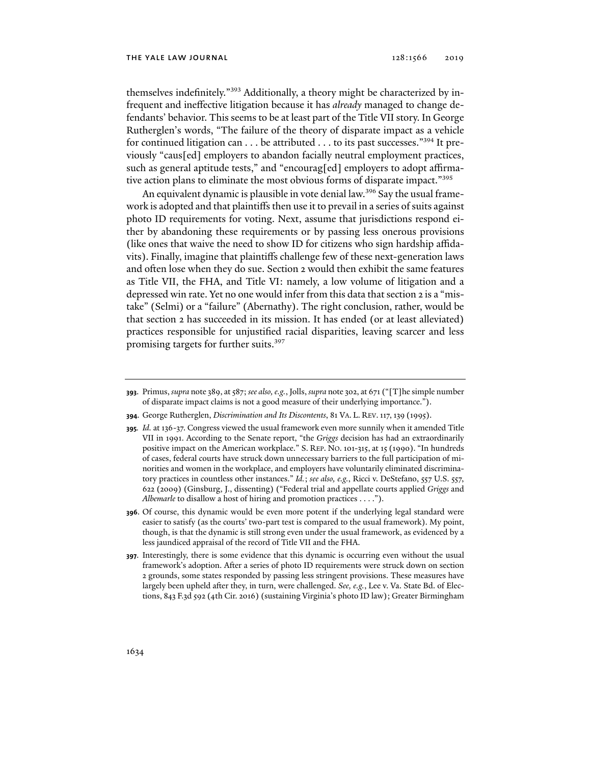themselves indefinitely."[393] Additionally, a theory might be characterized by infrequent and ineffective litigation because it has *already* managed to change defendants' behavior. This seems to be at least part of the Title VII story. In George Rutherglen's words, "The failure of the theory of disparate impact as a vehicle for continued litigation can . . . be attributed . . . to its past successes."[394] It previously "caus[ed] employers to abandon facially neutral employment practices, such as general aptitude tests," and "encourag[ed] employers to adopt affirmative action plans to eliminate the most obvious forms of disparate impact."[395]

An equivalent dynamic is plausible in vote denial law.[396] Say the usual framework is adopted and that plaintiffs then use it to prevail in a series of suits against photo ID requirements for voting. Next, assume that jurisdictions respond either by abandoning these requirements or by passing less onerous provisions (like ones that waive the need to show ID for citizens who sign hardship affidavits). Finally, imagine that plaintiffs challenge few of these next-generation laws and often lose when they do sue. Section 2 would then exhibit the same features as Title VII, the FHA, and Title VI: namely, a low volume of litigation and a depressed win rate. Yet no one would infer from this data that section 2 is a "mistake" (Selmi) or a "failure" (Abernathy). The right conclusion, rather, would be that section 2 has succeeded in its mission. It has ended (or at least alleviated) practices responsible for unjustified racial disparities, leaving scarcer and less promising targets for further suits.[397]

---

**393.** Primus, *supra* note 389, at 587; *see also, e.g.*, Jolls, *supra* note 302, at 671 ("[T]he simple number of disparate impact claims is not a good measure of their underlying importance.").

**394.** George Rutherglen, *Discrimination and Its Discontents*, 81 VA. L. REV. 117, 139 (1995).

**395.** *Id.* at 136-37. Congress viewed the usual framework even more sunnily when it amended Title VII in 1991. According to the Senate report, "the *Griggs* decision has had an extraordinarily positive impact on the American workplace." S. REP. NO. 101-315, at 15 (1990). "In hundreds of cases, federal courts have struck down unnecessary barriers to the full participation of minorities and women in the workplace, and employers have voluntarily eliminated discriminatory practices in countless other instances." *Id.*; *see also, e.g.*, Ricci v. DeStefano, 557 U.S. 557, 622 (2009) (Ginsburg, J., dissenting) ("Federal trial and appellate courts applied *Griggs* and *Albemarle* to disallow a host of hiring and promotion practices . . . .").

**396.** Of course, this dynamic would be even more potent if the underlying legal standard were easier to satisfy (as the courts' two-part test is compared to the usual framework). My point, though, is that the dynamic is still strong even under the usual framework, as evidenced by a less jaundiced appraisal of the record of Title VII and the FHA.

**397.** Interestingly, there is some evidence that this dynamic is occurring even without the usual framework's adoption. After a series of photo ID requirements were struck down on section 2 grounds, some states responded by passing less stringent provisions. These measures have largely been upheld after they, in turn, were challenged. *See, e.g.*, Lee v. Va. State Bd. of Elections, 843 F.3d 592 (4th Cir. 2016) (sustaining Virginia's photo ID law); Greater Birmingham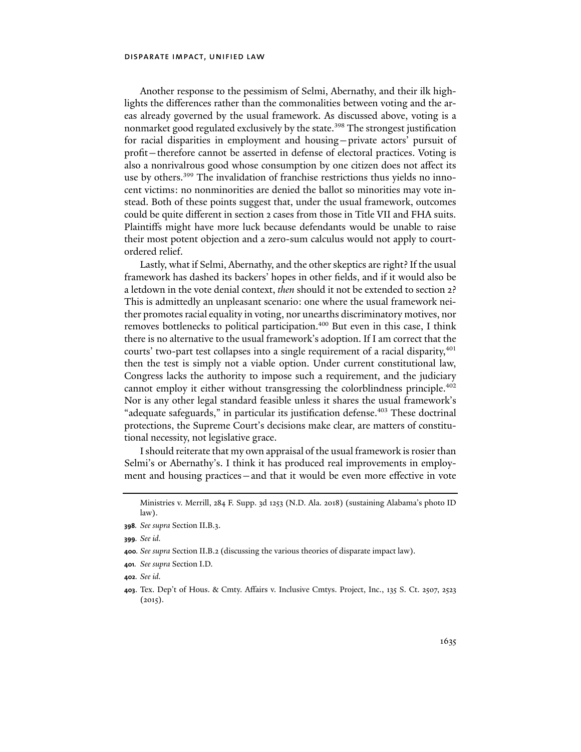Another response to the pessimism of Selmi, Abernathy, and their ilk highlights the differences rather than the commonalities between voting and the areas already governed by the usual framework. As discussed above, voting is a nonmarket good regulated exclusively by the state.[398] The strongest justification for racial disparities in employment and housing—private actors' pursuit of profit—therefore cannot be asserted in defense of electoral practices. Voting is also a nonrivalrous good whose consumption by one citizen does not affect its use by others.[399] The invalidation of franchise restrictions thus yields no innocent victims: no nonminorities are denied the ballot so minorities may vote instead. Both of these points suggest that, under the usual framework, outcomes could be quite different in section 2 cases from those in Title VII and FHA suits. Plaintiffs might have more luck because defendants would be unable to raise their most potent objection and a zero-sum calculus would not apply to court-ordered relief.

Lastly, what if Selmi, Abernathy, and the other skeptics are right? If the usual framework has dashed its backers' hopes in other fields, and if it would also be a letdown in the vote denial context, *then* should it not be extended to section 2? This is admittedly an unpleasant scenario: one where the usual framework neither promotes racial equality in voting, nor unearths discriminatory motives, nor removes bottlenecks to political participation.[400] But even in this case, I think there is no alternative to the usual framework's adoption. If I am correct that the courts' two-part test collapses into a single requirement of a racial disparity,[401] then the test is simply not a viable option. Under current constitutional law, Congress lacks the authority to impose such a requirement, and the judiciary cannot employ it either without transgressing the colorblindness principle.[402] Nor is any other legal standard feasible unless it shares the usual framework's "adequate safeguards," in particular its justification defense.[403] These doctrinal protections, the Supreme Court's decisions make clear, are matters of constitutional necessity, not legislative grace.

I should reiterate that my own appraisal of the usual framework is rosier than Selmi's or Abernathy's. I think it has produced real improvements in employment and housing practices—and that it would be even more effective in vote

Ministries v. Merrill, 284 F. Supp. 3d 1253 (N.D. Ala. 2018) (sustaining Alabama's photo ID law).

**398.** *See supra* Section II.B.3.

**399.** *See id.*

**400.** *See supra* Section II.B.2 (discussing the various theories of disparate impact law).

**401.** *See supra* Section I.D.

**402.** *See id.*

**403.** Tex. Dep't of Hous. & Cmty. Affairs v. Inclusive Cmtys. Project, Inc., 135 S. Ct. 2507, 2523 (2015).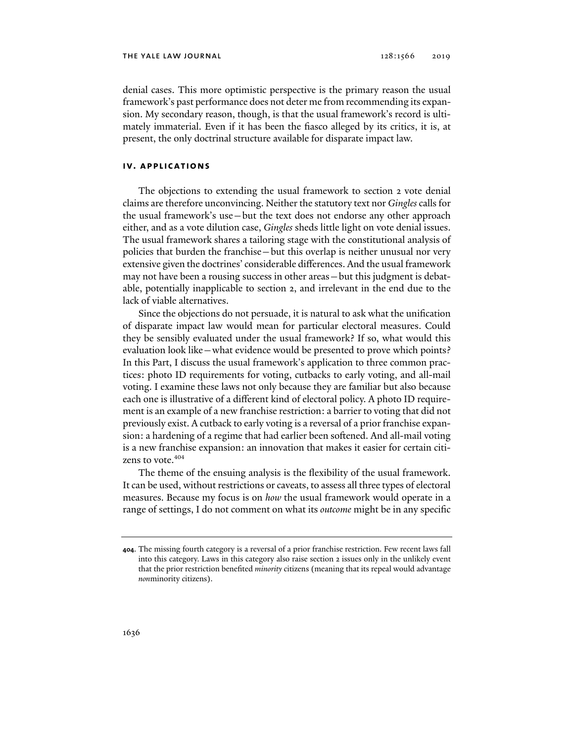denial cases. This more optimistic perspective is the primary reason the usual framework's past performance does not deter me from recommending its expansion. My secondary reason, though, is that the usual framework's record is ultimately immaterial. Even if it has been the fiasco alleged by its critics, it is, at present, the only doctrinal structure available for disparate impact law.

## IV. APPLICATIONS

The objections to extending the usual framework to section 2 vote denial claims are therefore unconvincing. Neither the statutory text nor *Gingles* calls for the usual framework's use—but the text does not endorse any other approach either, and as a vote dilution case, *Gingles* sheds little light on vote denial issues. The usual framework shares a tailoring stage with the constitutional analysis of policies that burden the franchise—but this overlap is neither unusual nor very extensive given the doctrines' considerable differences. And the usual framework may not have been a rousing success in other areas—but this judgment is debatable, potentially inapplicable to section 2, and irrelevant in the end due to the lack of viable alternatives.

Since the objections do not persuade, it is natural to ask what the unification of disparate impact law would mean for particular electoral measures. Could they be sensibly evaluated under the usual framework? If so, what would this evaluation look like—what evidence would be presented to prove which points? In this Part, I discuss the usual framework's application to three common practices: photo ID requirements for voting, cutbacks to early voting, and all-mail voting. I examine these laws not only because they are familiar but also because each one is illustrative of a different kind of electoral policy. A photo ID requirement is an example of a new franchise restriction: a barrier to voting that did not previously exist. A cutback to early voting is a reversal of a prior franchise expansion: a hardening of a regime that had earlier been softened. And all-mail voting is a new franchise expansion: an innovation that makes it easier for certain citizens to vote.[404]

The theme of the ensuing analysis is the flexibility of the usual framework. It can be used, without restrictions or caveats, to assess all three types of electoral measures. Because my focus is on *how* the usual framework would operate in a range of settings, I do not comment on what its *outcome* might be in any specific

---

**404**. The missing fourth category is a reversal of a prior franchise restriction. Few recent laws fall into this category. Laws in this category also raise section 2 issues only in the unlikely event that the prior restriction benefited *minority* citizens (meaning that its repeal would advantage *non*minority citizens).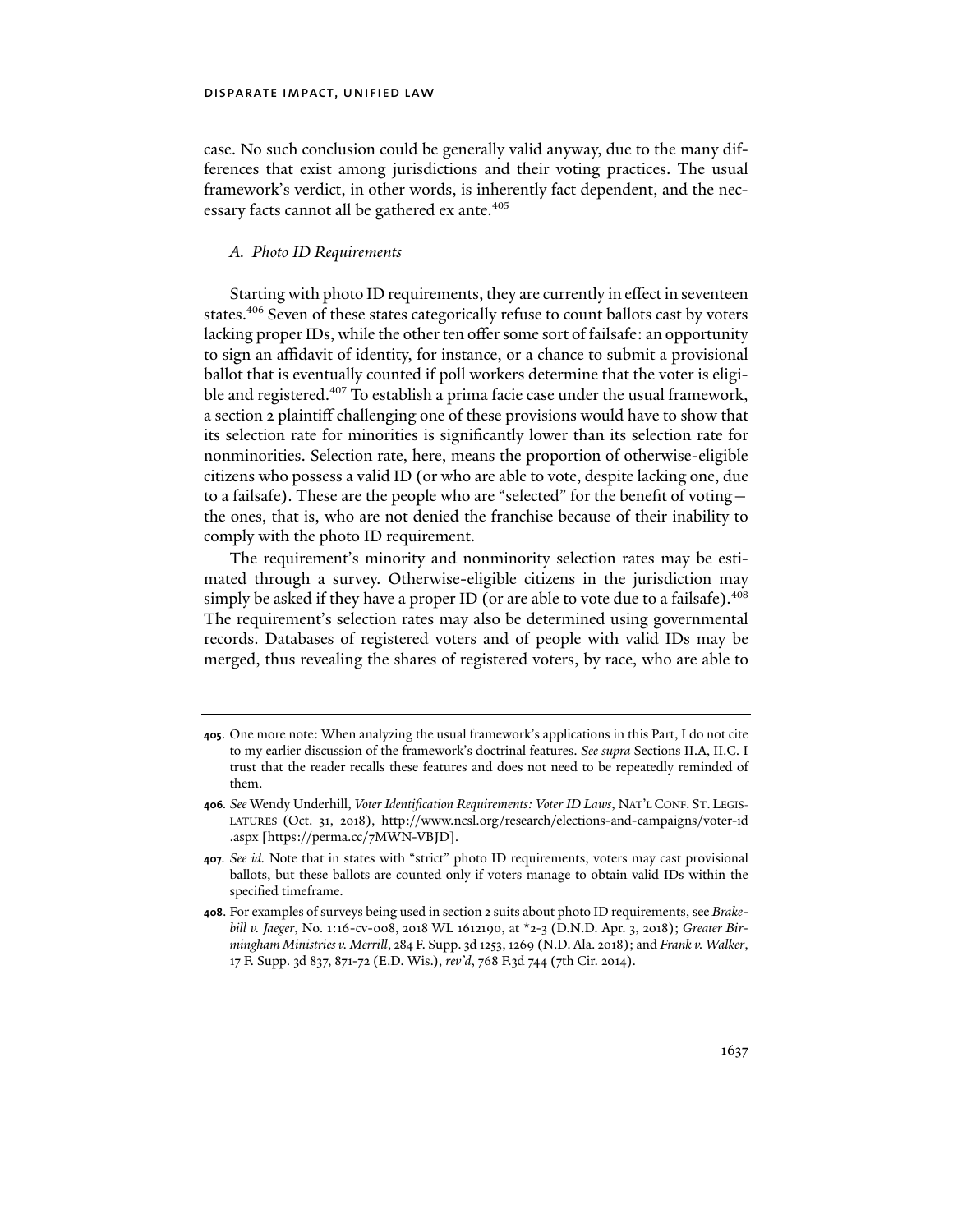case. No such conclusion could be generally valid anyway, due to the many differences that exist among jurisdictions and their voting practices. The usual framework's verdict, in other words, is inherently fact dependent, and the necessary facts cannot all be gathered ex ante.[405]

### *A. Photo ID Requirements*

Starting with photo ID requirements, they are currently in effect in seventeen states.[406] Seven of these states categorically refuse to count ballots cast by voters lacking proper IDs, while the other ten offer some sort of failsafe: an opportunity to sign an affidavit of identity, for instance, or a chance to submit a provisional ballot that is eventually counted if poll workers determine that the voter is eligible and registered.[407] To establish a prima facie case under the usual framework, a section 2 plaintiff challenging one of these provisions would have to show that its selection rate for minorities is significantly lower than its selection rate for nonminorities. Selection rate, here, means the proportion of otherwise-eligible citizens who possess a valid ID (or who are able to vote, despite lacking one, due to a failsafe). These are the people who are "selected" for the benefit of voting—the ones, that is, who are not denied the franchise because of their inability to comply with the photo ID requirement.

The requirement's minority and nonminority selection rates may be estimated through a survey. Otherwise-eligible citizens in the jurisdiction may simply be asked if they have a proper ID (or are able to vote due to a failsafe).[408] The requirement's selection rates may also be determined using governmental records. Databases of registered voters and of people with valid IDs may be merged, thus revealing the shares of registered voters, by race, who are able to

---

**405.** One more note: When analyzing the usual framework's applications in this Part, I do not cite to my earlier discussion of the framework's doctrinal features. *See supra* Sections II.A, II.C. I trust that the reader recalls these features and does not need to be repeatedly reminded of them.

**406.** *See* Wendy Underhill, *Voter Identification Requirements: Voter ID Laws*, NAT'L CONF. ST. LEGISLATURES (Oct. 31, 2018), http://www.ncsl.org/research/elections-and-campaigns/voter-id.aspx [https://perma.cc/7MWN-VBJD].

**407.** *See id.* Note that in states with "strict" photo ID requirements, voters may cast provisional ballots, but these ballots are counted only if voters manage to obtain valid IDs within the specified timeframe.

**408.** For examples of surveys being used in section 2 suits about photo ID requirements, see *Brakebill v. Jaeger*, No. 1:16-cv-008, 2018 WL 1612190, at *2-3 (D.N.D. Apr. 3, 2018); *Greater Birmingham Ministries v. Merrill*, 284 F. Supp. 3d 1253, 1269 (N.D. Ala. 2018); and *Frank v. Walker*, 17 F. Supp. 3d 837, 871-72 (E.D. Wis.), *rev'd*, 768 F.3d 744 (7th Cir. 2014).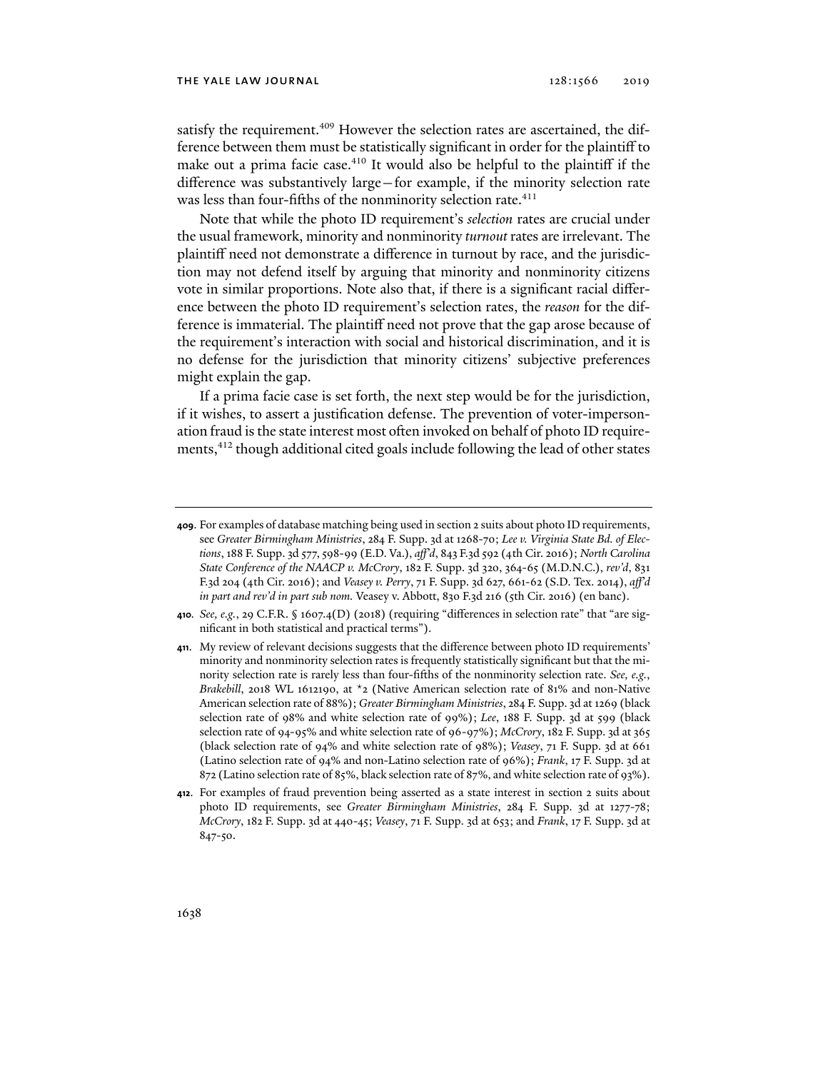satisfy the requirement.[409] However the selection rates are ascertained, the difference between them must be statistically significant in order for the plaintiff to make out a prima facie case.[410] It would also be helpful to the plaintiff if the difference was substantively large—for example, if the minority selection rate was less than four-fifths of the nonminority selection rate.[411]

Note that while the photo ID requirement's *selection* rates are crucial under the usual framework, minority and nonminority *turnout* rates are irrelevant. The plaintiff need not demonstrate a difference in turnout by race, and the jurisdiction may not defend itself by arguing that minority and nonminority citizens vote in similar proportions. Note also that, if there is a significant racial difference between the photo ID requirement's selection rates, the *reason* for the difference is immaterial. The plaintiff need not prove that the gap arose because of the requirement's interaction with social and historical discrimination, and it is no defense for the jurisdiction that minority citizens' subjective preferences might explain the gap.

If a prima facie case is set forth, the next step would be for the jurisdiction, if it wishes, to assert a justification defense. The prevention of voter-impersonation fraud is the state interest most often invoked on behalf of photo ID requirements,[412] though additional cited goals include following the lead of other states

---

**409.** For examples of database matching being used in section 2 suits about photo ID requirements, see *Greater Birmingham Ministries*, 284 F. Supp. 3d at 1268-70; *Lee v. Virginia State Bd. of Elections*, 188 F. Supp. 3d 577, 598-99 (E.D. Va.), *aff'd*, 843 F.3d 592 (4th Cir. 2016); *North Carolina State Conference of the NAACP v. McCrory*, 182 F. Supp. 3d 320, 364-65 (M.D.N.C.), *rev'd*, 831 F.3d 204 (4th Cir. 2016); and *Veasey v. Perry*, 71 F. Supp. 3d 627, 661-62 (S.D. Tex. 2014), *aff'd in part and rev'd in part sub nom.* Veasey v. Abbott, 830 F.3d 216 (5th Cir. 2016) (en banc).

**410.** *See, e.g.*, 29 C.F.R. § 1607.4(D) (2018) (requiring "differences in selection rate" that "are significant in both statistical and practical terms").

**411.** My review of relevant decisions suggests that the difference between photo ID requirements' minority and nonminority selection rates is frequently statistically significant but that the minority selection rate is rarely less than four-fifths of the nonminority selection rate. *See, e.g.*, *Brakebill*, 2018 WL 1612190, at *2 (Native American selection rate of 81% and non-Native American selection rate of 88%); *Greater Birmingham Ministries*, 284 F. Supp. 3d at 1269 (black selection rate of 98% and white selection rate of 99%); *Lee*, 188 F. Supp. 3d at 599 (black selection rate of 94-95% and white selection rate of 96-97%); *McCrory*, 182 F. Supp. 3d at 365 (black selection rate of 94% and white selection rate of 98%); *Veasey*, 71 F. Supp. 3d at 661 (Latino selection rate of 94% and non-Latino selection rate of 96%); *Frank*, 17 F. Supp. 3d at 872 (Latino selection rate of 85%, black selection rate of 87%, and white selection rate of 93%).

**412.** For examples of fraud prevention being asserted as a state interest in section 2 suits about photo ID requirements, see *Greater Birmingham Ministries*, 284 F. Supp. 3d at 1277-78; *McCrory*, 182 F. Supp. 3d at 440-45; *Veasey*, 71 F. Supp. 3d at 653; and *Frank*, 17 F. Supp. 3d at 847-50.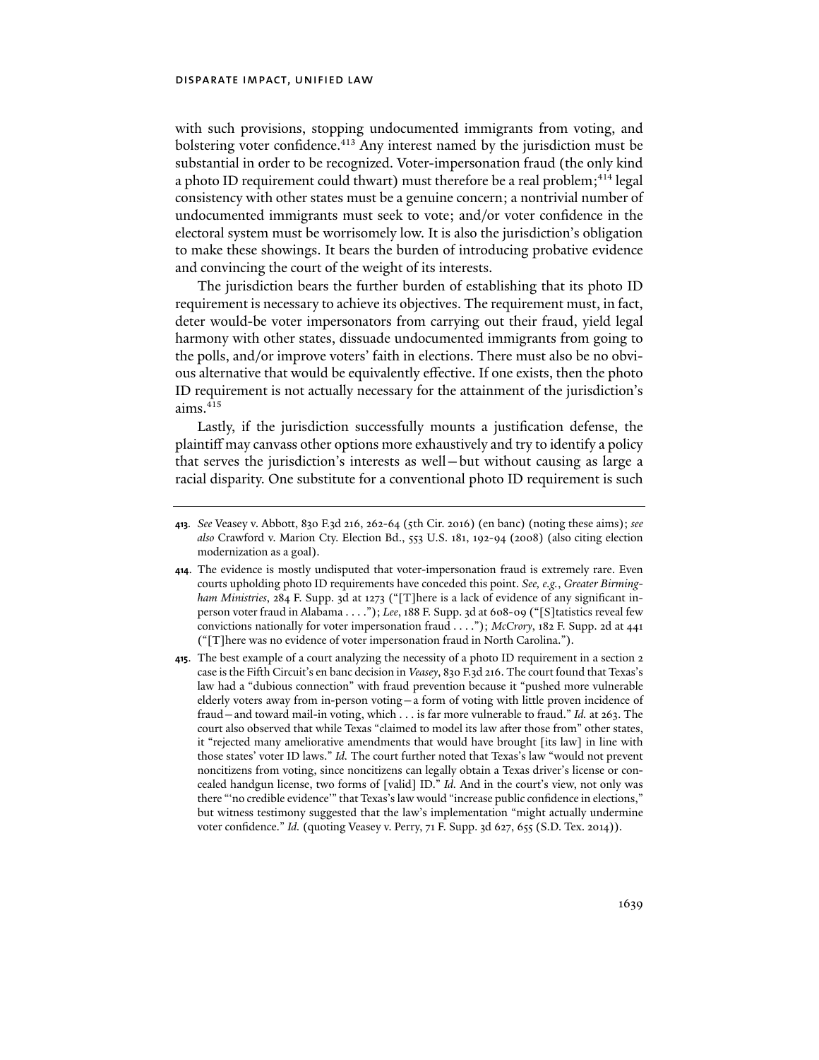with such provisions, stopping undocumented immigrants from voting, and bolstering voter confidence.[413] Any interest named by the jurisdiction must be substantial in order to be recognized. Voter-impersonation fraud (the only kind a photo ID requirement could thwart) must therefore be a real problem;[414] legal consistency with other states must be a genuine concern; a nontrivial number of undocumented immigrants must seek to vote; and/or voter confidence in the electoral system must be worrisomely low. It is also the jurisdiction's obligation to make these showings. It bears the burden of introducing probative evidence and convincing the court of the weight of its interests.

The jurisdiction bears the further burden of establishing that its photo ID requirement is necessary to achieve its objectives. The requirement must, in fact, deter would-be voter impersonators from carrying out their fraud, yield legal harmony with other states, dissuade undocumented immigrants from going to the polls, and/or improve voters' faith in elections. There must also be no obvious alternative that would be equivalently effective. If one exists, then the photo ID requirement is not actually necessary for the attainment of the jurisdiction's aims.[415]

Lastly, if the jurisdiction successfully mounts a justification defense, the plaintiff may canvass other options more exhaustively and try to identify a policy that serves the jurisdiction's interests as well—but without causing as large a racial disparity. One substitute for a conventional photo ID requirement is such

---

**413.** *See* Veasey v. Abbott, 830 F.3d 216, 262-64 (5th Cir. 2016) (en banc) (noting these aims); *see also* Crawford v. Marion Cty. Election Bd., 553 U.S. 181, 192-94 (2008) (also citing election modernization as a goal).

**414.** The evidence is mostly undisputed that voter-impersonation fraud is extremely rare. Even courts upholding photo ID requirements have conceded this point. *See, e.g.*, *Greater Birmingham Ministries*, 284 F. Supp. 3d at 1273 ("[T]here is a lack of evidence of any significant in-person voter fraud in Alabama . . . ."); *Lee*, 188 F. Supp. 3d at 608-09 ("[S]tatistics reveal few convictions nationally for voter impersonation fraud . . . ."); *McCrory*, 182 F. Supp. 2d at 441 ("[T]here was no evidence of voter impersonation fraud in North Carolina.").

**415.** The best example of a court analyzing the necessity of a photo ID requirement in a section 2 case is the Fifth Circuit's en banc decision in *Veasey*, 830 F.3d 216. The court found that Texas's law had a "dubious connection" with fraud prevention because it "pushed more vulnerable elderly voters away from in-person voting—a form of voting with little proven incidence of fraud—and toward mail-in voting, which . . . is far more vulnerable to fraud." *Id.* at 263. The court also observed that while Texas "claimed to model its law after those from" other states, it "rejected many ameliorative amendments that would have brought [its law] in line with those states' voter ID laws." *Id.* The court further noted that Texas's law "would not prevent noncitizens from voting, since noncitizens can legally obtain a Texas driver's license or concealed handgun license, two forms of [valid] ID." *Id.* And in the court's view, not only was there "'no credible evidence'" that Texas's law would "increase public confidence in elections," but witness testimony suggested that the law's implementation "might actually undermine voter confidence." *Id.* (quoting Veasey v. Perry, 71 F. Supp. 3d 627, 655 (S.D. Tex. 2014)).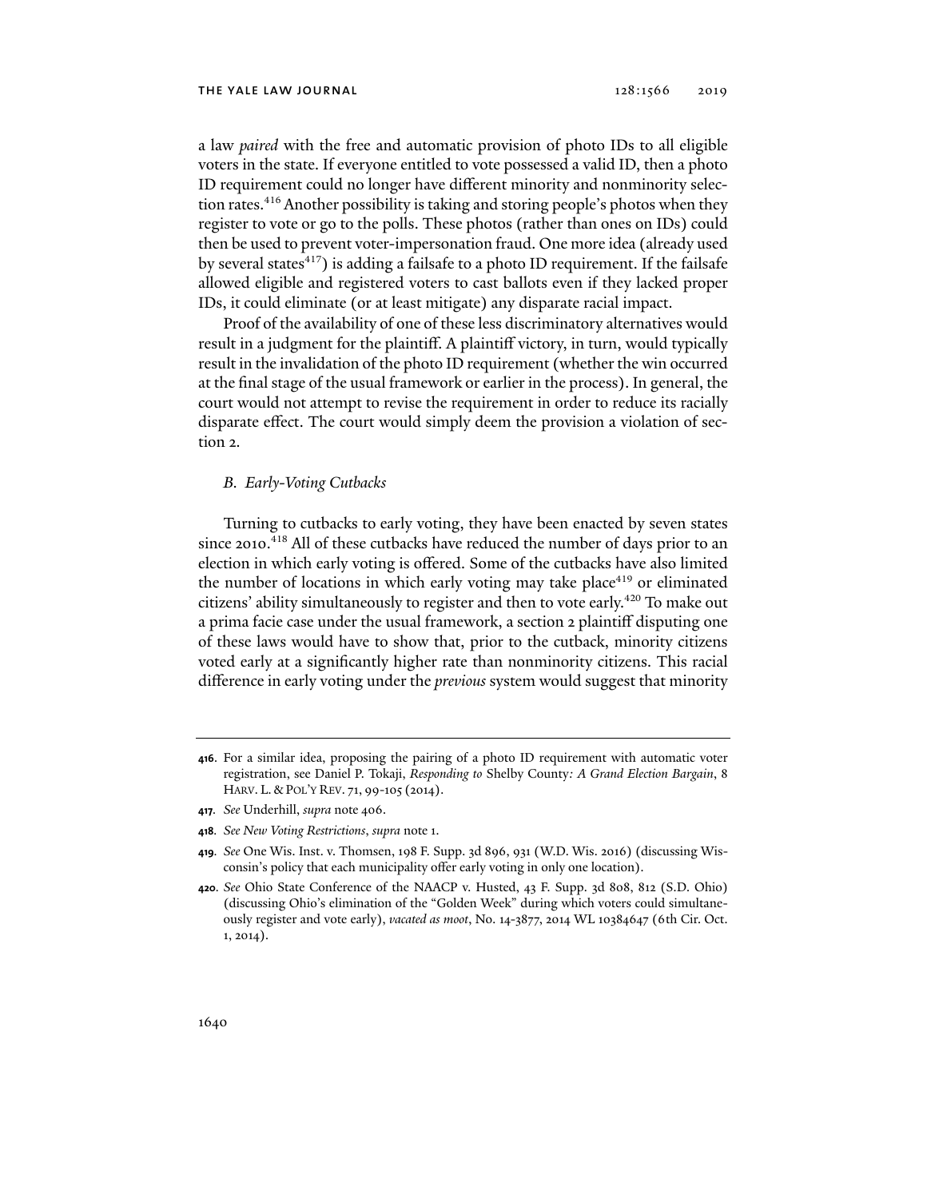a law *paired* with the free and automatic provision of photo IDs to all eligible voters in the state. If everyone entitled to vote possessed a valid ID, then a photo ID requirement could no longer have different minority and nonminority selection rates.[416] Another possibility is taking and storing people's photos when they register to vote or go to the polls. These photos (rather than ones on IDs) could then be used to prevent voter-impersonation fraud. One more idea (already used by several states[417]) is adding a failsafe to a photo ID requirement. If the failsafe allowed eligible and registered voters to cast ballots even if they lacked proper IDs, it could eliminate (or at least mitigate) any disparate racial impact.

Proof of the availability of one of these less discriminatory alternatives would result in a judgment for the plaintiff. A plaintiff victory, in turn, would typically result in the invalidation of the photo ID requirement (whether the win occurred at the final stage of the usual framework or earlier in the process). In general, the court would not attempt to revise the requirement in order to reduce its racially disparate effect. The court would simply deem the provision a violation of section 2.

### *B. Early-Voting Cutbacks*

Turning to cutbacks to early voting, they have been enacted by seven states since 2010.[418] All of these cutbacks have reduced the number of days prior to an election in which early voting is offered. Some of the cutbacks have also limited the number of locations in which early voting may take place[419] or eliminated citizens' ability simultaneously to register and then to vote early.[420] To make out a prima facie case under the usual framework, a section 2 plaintiff disputing one of these laws would have to show that, prior to the cutback, minority citizens voted early at a significantly higher rate than nonminority citizens. This racial difference in early voting under the *previous* system would suggest that minority

---

**416.** For a similar idea, proposing the pairing of a photo ID requirement with automatic voter registration, see Daniel P. Tokaji, *Responding to* Shelby County*: A Grand Election Bargain*, 8 HARV. L. & POL'Y REV. 71, 99-105 (2014).

**417.** *See* Underhill, *supra* note 406.

**418.** *See New Voting Restrictions*, *supra* note 1.

**419.** *See* One Wis. Inst. v. Thomsen, 198 F. Supp. 3d 896, 931 (W.D. Wis. 2016) (discussing Wisconsin's policy that each municipality offer early voting in only one location).

**420.** *See* Ohio State Conference of the NAACP v. Husted, 43 F. Supp. 3d 808, 812 (S.D. Ohio) (discussing Ohio's elimination of the "Golden Week" during which voters could simultaneously register and vote early), *vacated as moot*, No. 14-3877, 2014 WL 10384647 (6th Cir. Oct. 1, 2014).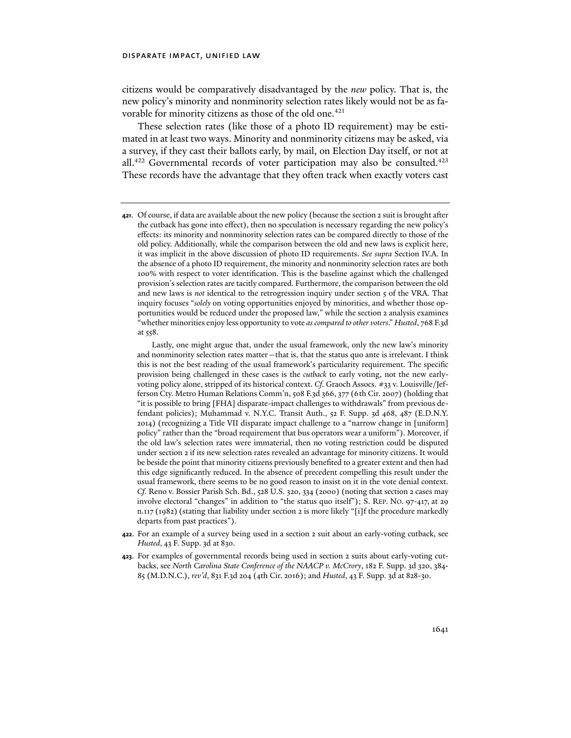citizens would be comparatively disadvantaged by the *new* policy. That is, the new policy's minority and nonminority selection rates likely would not be as favorable for minority citizens as those of the old one.[421]

These selection rates (like those of a photo ID requirement) may be estimated in at least two ways. Minority and nonminority citizens may be asked, via a survey, if they cast their ballots early, by mail, on Election Day itself, or not at all.[422] Governmental records of voter participation may also be consulted.[423] These records have the advantage that they often track when exactly voters cast

---

**421.** Of course, if data are available about the new policy (because the section 2 suit is brought after the cutback has gone into effect), then no speculation is necessary regarding the new policy's effects: its minority and nonminority selection rates can be compared directly to those of the old policy. Additionally, while the comparison between the old and new laws is explicit here, it was implicit in the above discussion of photo ID requirements. *See supra* Section IV.A. In the absence of a photo ID requirement, the minority and nonminority selection rates are both 100% with respect to voter identification. This is the baseline against which the challenged provision's selection rates are tacitly compared. Furthermore, the comparison between the old and new laws is *not* identical to the retrogression inquiry under section 5 of the VRA. That inquiry focuses "*solely* on voting opportunities enjoyed by minorities, and whether those opportunities would be reduced under the proposed law," while the section 2 analysis examines "whether minorities enjoy less opportunity to vote *as compared to other voters*." *Husted*, 768 F.3d at 558.

Lastly, one might argue that, under the usual framework, only the new law's minority and nonminority selection rates matter—that is, that the status quo ante is irrelevant. I think this is not the best reading of the usual framework's particularity requirement. The specific provision being challenged in these cases is the *cutback* to early voting, not the new early-voting policy alone, stripped of its historical context. *Cf.* Graoch Assocs. #33 v. Louisville/Jefferson Cty. Metro Human Relations Comm'n, 508 F.3d 366, 377 (6th Cir. 2007) (holding that "it is possible to bring [FHA] disparate-impact challenges to withdrawals" from previous defendant policies); Muhammad v. N.Y.C. Transit Auth., 52 F. Supp. 3d 468, 487 (E.D.N.Y. 2014) (recognizing a Title VII disparate impact challenge to a "narrow change in [uniform] policy" rather than the "broad requirement that bus operators wear a uniform"). Moreover, if the old law's selection rates were immaterial, then no voting restriction could be disputed under section 2 if its new selection rates revealed an advantage for minority citizens. It would be beside the point that minority citizens previously benefited to a greater extent and then had this edge significantly reduced. In the absence of precedent compelling this result under the usual framework, there seems to be no good reason to insist on it in the vote denial context. *Cf.* Reno v. Bossier Parish Sch. Bd., 528 U.S. 320, 334 (2000) (noting that section 2 cases may involve electoral "changes" in addition to "the status quo itself"); S. Rep. No. 97-417, at 29 n.117 (1982) (stating that liability under section 2 is more likely "[i]f the procedure markedly departs from past practices").

**422.** For an example of a survey being used in a section 2 suit about an early-voting cutback, see *Husted*, 43 F. Supp. 3d at 830.

**423.** For examples of governmental records being used in section 2 suits about early-voting cutbacks, see *North Carolina State Conference of the NAACP v. McCrory*, 182 F. Supp. 3d 320, 384-85 (M.D.N.C.), *rev'd*, 831 F.3d 204 (4th Cir. 2016); and *Husted*, 43 F. Supp. 3d at 828-30.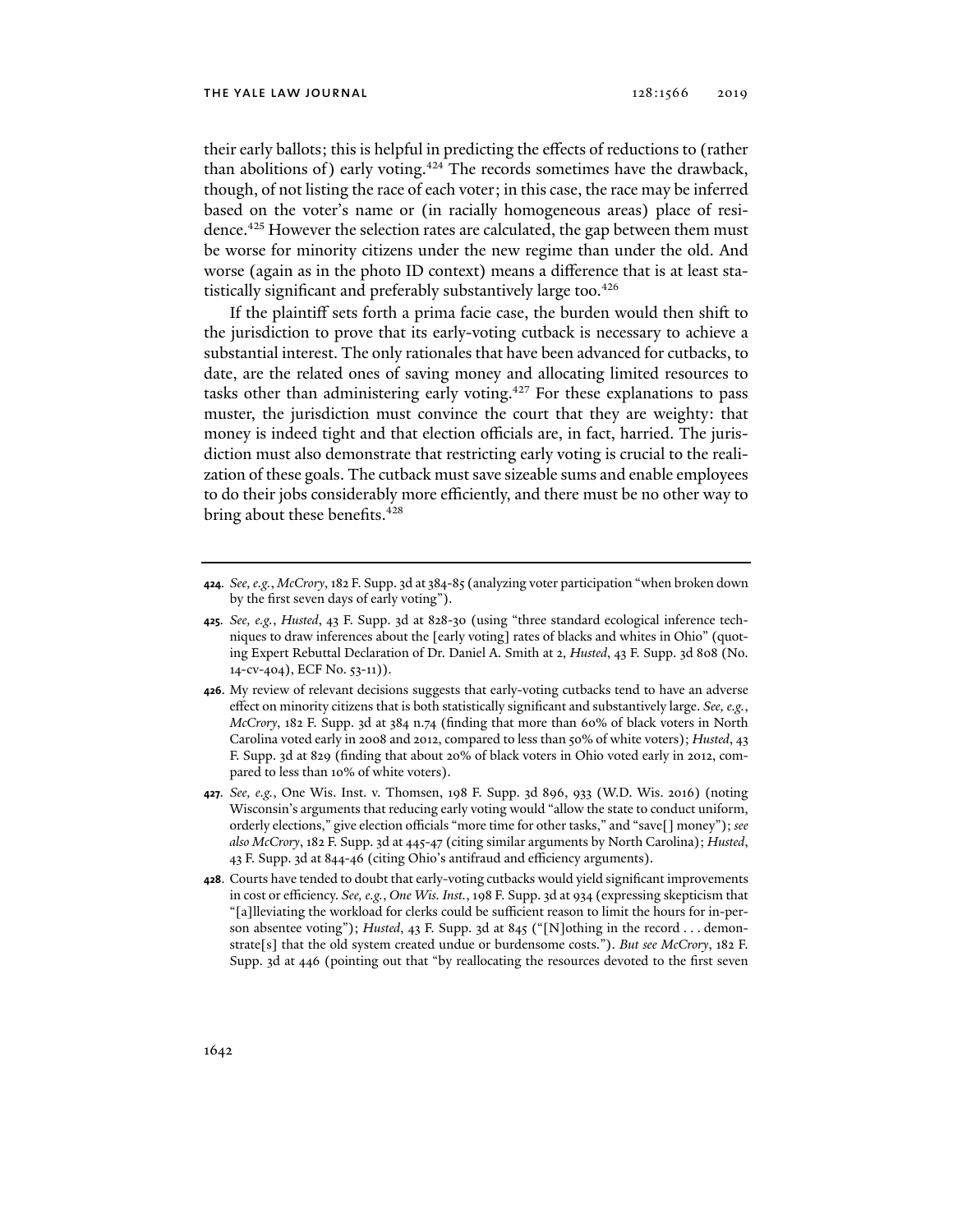their early ballots; this is helpful in predicting the effects of reductions to (rather than abolitions of) early voting.[424] The records sometimes have the drawback, though, of not listing the race of each voter; in this case, the race may be inferred based on the voter's name or (in racially homogeneous areas) place of residence.[425] However the selection rates are calculated, the gap between them must be worse for minority citizens under the new regime than under the old. And worse (again as in the photo ID context) means a difference that is at least statistically significant and preferably substantively large too.[426]

If the plaintiff sets forth a prima facie case, the burden would then shift to the jurisdiction to prove that its early-voting cutback is necessary to achieve a substantial interest. The only rationales that have been advanced for cutbacks, to date, are the related ones of saving money and allocating limited resources to tasks other than administering early voting.[427] For these explanations to pass muster, the jurisdiction must convince the court that they are weighty: that money is indeed tight and that election officials are, in fact, harried. The jurisdiction must also demonstrate that restricting early voting is crucial to the realization of these goals. The cutback must save sizeable sums and enable employees to do their jobs considerably more efficiently, and there must be no other way to bring about these benefits.[428]

---

**424.** *See, e.g.*, *McCrory*, 182 F. Supp. 3d at 384-85 (analyzing voter participation "when broken down by the first seven days of early voting").

**425.** *See, e.g.*, *Husted*, 43 F. Supp. 3d at 828-30 (using "three standard ecological inference techniques to draw inferences about the [early voting] rates of blacks and whites in Ohio" (quoting Expert Rebuttal Declaration of Dr. Daniel A. Smith at 2, *Husted*, 43 F. Supp. 3d 808 (No. 14-cv-404), ECF No. 53-11)).

**426.** My review of relevant decisions suggests that early-voting cutbacks tend to have an adverse effect on minority citizens that is both statistically significant and substantively large. *See, e.g.*, *McCrory*, 182 F. Supp. 3d at 384 n.74 (finding that more than 60% of black voters in North Carolina voted early in 2008 and 2012, compared to less than 50% of white voters); *Husted*, 43 F. Supp. 3d at 829 (finding that about 20% of black voters in Ohio voted early in 2012, compared to less than 10% of white voters).

**427.** *See, e.g.*, One Wis. Inst. v. Thomsen, 198 F. Supp. 3d 896, 933 (W.D. Wis. 2016) (noting Wisconsin's arguments that reducing early voting would "allow the state to conduct uniform, orderly elections," give election officials "more time for other tasks," and "save[] money"); *see also McCrory*, 182 F. Supp. 3d at 445-47 (citing similar arguments by North Carolina); *Husted*, 43 F. Supp. 3d at 844-46 (citing Ohio's antifraud and efficiency arguments).

**428.** Courts have tended to doubt that early-voting cutbacks would yield significant improvements in cost or efficiency. *See, e.g.*, *One Wis. Inst.*, 198 F. Supp. 3d at 934 (expressing skepticism that "[a]lleviating the workload for clerks could be sufficient reason to limit the hours for in-person absentee voting"); *Husted*, 43 F. Supp. 3d at 845 ("[N]othing in the record . . . demonstrate[s] that the old system created undue or burdensome costs."). *But see McCrory*, 182 F. Supp. 3d at 446 (pointing out that "by reallocating the resources devoted to the first seven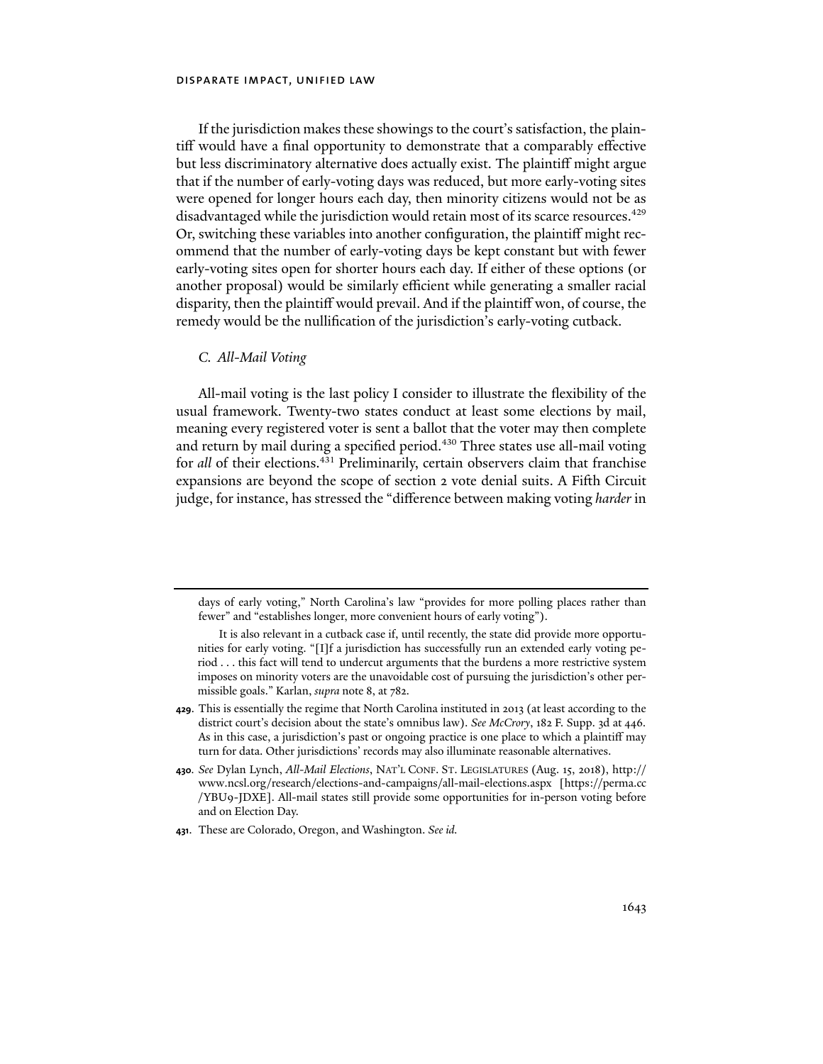If the jurisdiction makes these showings to the court's satisfaction, the plaintiff would have a final opportunity to demonstrate that a comparably effective but less discriminatory alternative does actually exist. The plaintiff might argue that if the number of early-voting days was reduced, but more early-voting sites were opened for longer hours each day, then minority citizens would not be as disadvantaged while the jurisdiction would retain most of its scarce resources.[429] Or, switching these variables into another configuration, the plaintiff might recommend that the number of early-voting days be kept constant but with fewer early-voting sites open for shorter hours each day. If either of these options (or another proposal) would be similarly efficient while generating a smaller racial disparity, then the plaintiff would prevail. And if the plaintiff won, of course, the remedy would be the nullification of the jurisdiction's early-voting cutback.

### *C. All-Mail Voting*

All-mail voting is the last policy I consider to illustrate the flexibility of the usual framework. Twenty-two states conduct at least some elections by mail, meaning every registered voter is sent a ballot that the voter may then complete and return by mail during a specified period.[430] Three states use all-mail voting for *all* of their elections.[431] Preliminarily, certain observers claim that franchise expansions are beyond the scope of section 2 vote denial suits. A Fifth Circuit judge, for instance, has stressed the "difference between making voting *harder* in

---

days of early voting," North Carolina's law "provides for more polling places rather than fewer" and "establishes longer, more convenient hours of early voting").

It is also relevant in a cutback case if, until recently, the state did provide more opportunities for early voting. "[I]f a jurisdiction has successfully run an extended early voting period . . . this fact will tend to undercut arguments that the burdens a more restrictive system imposes on minority voters are the unavoidable cost of pursuing the jurisdiction's other permissible goals." Karlan, *supra* note 8, at 782.

**429**. This is essentially the regime that North Carolina instituted in 2013 (at least according to the district court's decision about the state's omnibus law). *See McCrory*, 182 F. Supp. 3d at 446. As in this case, a jurisdiction's past or ongoing practice is one place to which a plaintiff may turn for data. Other jurisdictions' records may also illuminate reasonable alternatives.

**430**. *See* Dylan Lynch, *All-Mail Elections*, NAT'L CONF. ST. LEGISLATURES (Aug. 15, 2018), http://www.ncsl.org/research/elections-and-campaigns/all-mail-elections.aspx [https://perma.cc/YBU9-JDXE]. All-mail states still provide some opportunities for in-person voting before and on Election Day.

**431**. These are Colorado, Oregon, and Washington. *See id.*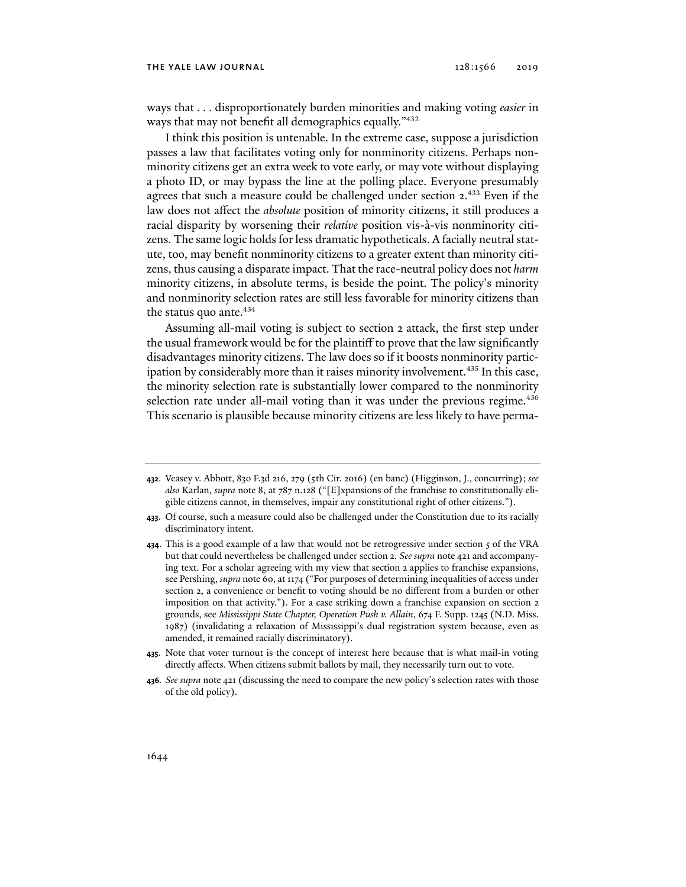ways that . . . disproportionately burden minorities and making voting *easier* in ways that may not benefit all demographics equally."[432]

I think this position is untenable. In the extreme case, suppose a jurisdiction passes a law that facilitates voting only for nonminority citizens. Perhaps nonminority citizens get an extra week to vote early, or may vote without displaying a photo ID, or may bypass the line at the polling place. Everyone presumably agrees that such a measure could be challenged under section 2.[433] Even if the law does not affect the *absolute* position of minority citizens, it still produces a racial disparity by worsening their *relative* position vis-à-vis nonminority citizens. The same logic holds for less dramatic hypotheticals. A facially neutral statute, too, may benefit nonminority citizens to a greater extent than minority citizens, thus causing a disparate impact. That the race-neutral policy does not *harm* minority citizens, in absolute terms, is beside the point. The policy's minority and nonminority selection rates are still less favorable for minority citizens than the status quo ante.[434]

Assuming all-mail voting is subject to section 2 attack, the first step under the usual framework would be for the plaintiff to prove that the law significantly disadvantages minority citizens. The law does so if it boosts nonminority participation by considerably more than it raises minority involvement.[435] In this case, the minority selection rate is substantially lower compared to the nonminority selection rate under all-mail voting than it was under the previous regime.[436] This scenario is plausible because minority citizens are less likely to have perma-

---

**432**. Veasey v. Abbott, 830 F.3d 216, 279 (5th Cir. 2016) (en banc) (Higginson, J., concurring); *see also* Karlan, *supra* note 8, at 787 n.128 ("[E]xpansions of the franchise to constitutionally eligible citizens cannot, in themselves, impair any constitutional right of other citizens.").

**433**. Of course, such a measure could also be challenged under the Constitution due to its racially discriminatory intent.

**434**. This is a good example of a law that would not be retrogressive under section 5 of the VRA but that could nevertheless be challenged under section 2. *See supra* note 421 and accompanying text. For a scholar agreeing with my view that section 2 applies to franchise expansions, see Pershing, *supra* note 60, at 1174 ("For purposes of determining inequalities of access under section 2, a convenience or benefit to voting should be no different from a burden or other imposition on that activity."). For a case striking down a franchise expansion on section 2 grounds, see *Mississippi State Chapter, Operation Push v. Allain*, 674 F. Supp. 1245 (N.D. Miss. 1987) (invalidating a relaxation of Mississippi's dual registration system because, even as amended, it remained racially discriminatory).

**435**. Note that voter turnout is the concept of interest here because that is what mail-in voting directly affects. When citizens submit ballots by mail, they necessarily turn out to vote.

**436**. *See supra* note 421 (discussing the need to compare the new policy's selection rates with those of the old policy).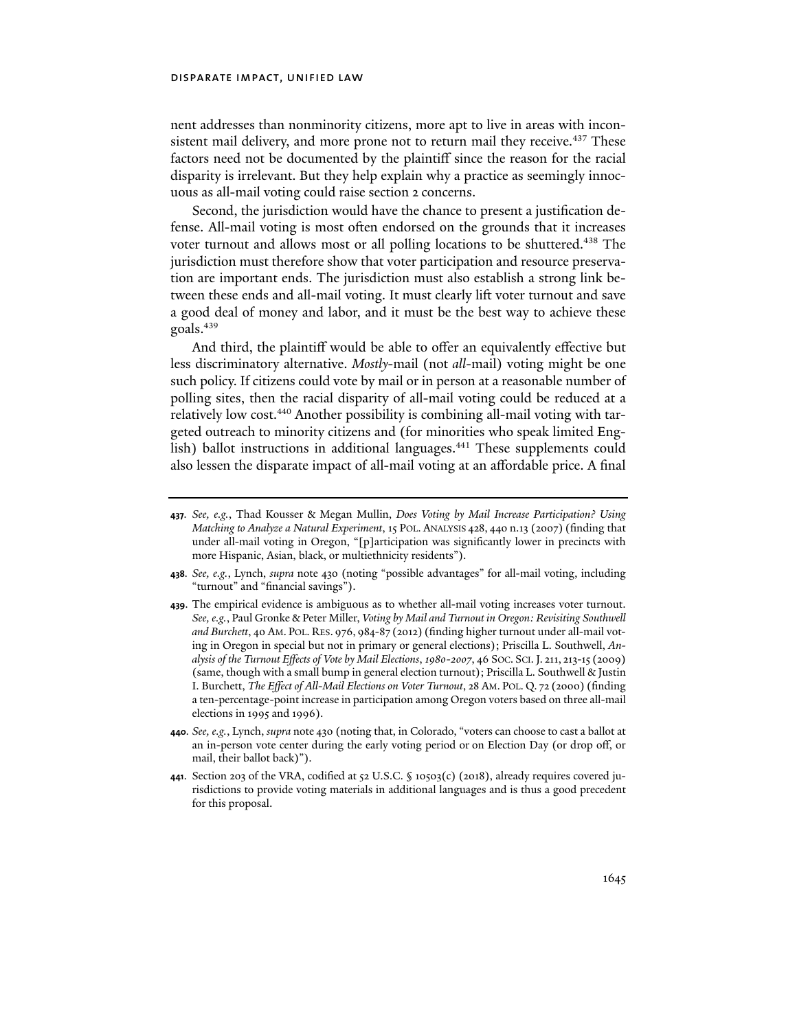nent addresses than nonminority citizens, more apt to live in areas with inconsistent mail delivery, and more prone not to return mail they receive.[437] These factors need not be documented by the plaintiff since the reason for the racial disparity is irrelevant. But they help explain why a practice as seemingly innocuous as all-mail voting could raise section 2 concerns.

Second, the jurisdiction would have the chance to present a justification defense. All-mail voting is most often endorsed on the grounds that it increases voter turnout and allows most or all polling locations to be shuttered.[438] The jurisdiction must therefore show that voter participation and resource preservation are important ends. The jurisdiction must also establish a strong link between these ends and all-mail voting. It must clearly lift voter turnout and save a good deal of money and labor, and it must be the best way to achieve these goals.[439]

And third, the plaintiff would be able to offer an equivalently effective but less discriminatory alternative. *Mostly*-mail (not *all*-mail) voting might be one such policy. If citizens could vote by mail or in person at a reasonable number of polling sites, then the racial disparity of all-mail voting could be reduced at a relatively low cost.[440] Another possibility is combining all-mail voting with targeted outreach to minority citizens and (for minorities who speak limited English) ballot instructions in additional languages.[441] These supplements could also lessen the disparate impact of all-mail voting at an affordable price. A final

---

**437.** *See, e.g.*, Thad Kousser & Megan Mullin, *Does Voting by Mail Increase Participation? Using Matching to Analyze a Natural Experiment*, 15 POL. ANALYSIS 428, 440 n.13 (2007) (finding that under all-mail voting in Oregon, "[p]articipation was significantly lower in precincts with more Hispanic, Asian, black, or multiethnicity residents").

**438.** *See, e.g.*, Lynch, *supra* note 430 (noting "possible advantages" for all-mail voting, including "turnout" and "financial savings").

**439.** The empirical evidence is ambiguous as to whether all-mail voting increases voter turnout. *See, e.g.*, Paul Gronke & Peter Miller, *Voting by Mail and Turnout in Oregon: Revisiting Southwell and Burchett*, 40 AM. POL. RES. 976, 984-87 (2012) (finding higher turnout under all-mail voting in Oregon in special but not in primary or general elections); Priscilla L. Southwell, *Analysis of the Turnout Effects of Vote by Mail Elections, 1980-2007*, 46 SOC. SCI. J. 211, 213-15 (2009) (same, though with a small bump in general election turnout); Priscilla L. Southwell & Justin I. Burchett, *The Effect of All-Mail Elections on Voter Turnout*, 28 AM. POL. Q. 72 (2000) (finding a ten-percentage-point increase in participation among Oregon voters based on three all-mail elections in 1995 and 1996).

**440.** *See, e.g.*, Lynch, *supra* note 430 (noting that, in Colorado, "voters can choose to cast a ballot at an in-person vote center during the early voting period or on Election Day (or drop off, or mail, their ballot back)").

**441.** Section 203 of the VRA, codified at 52 U.S.C. § 10503(c) (2018), already requires covered jurisdictions to provide voting materials in additional languages and is thus a good precedent for this proposal.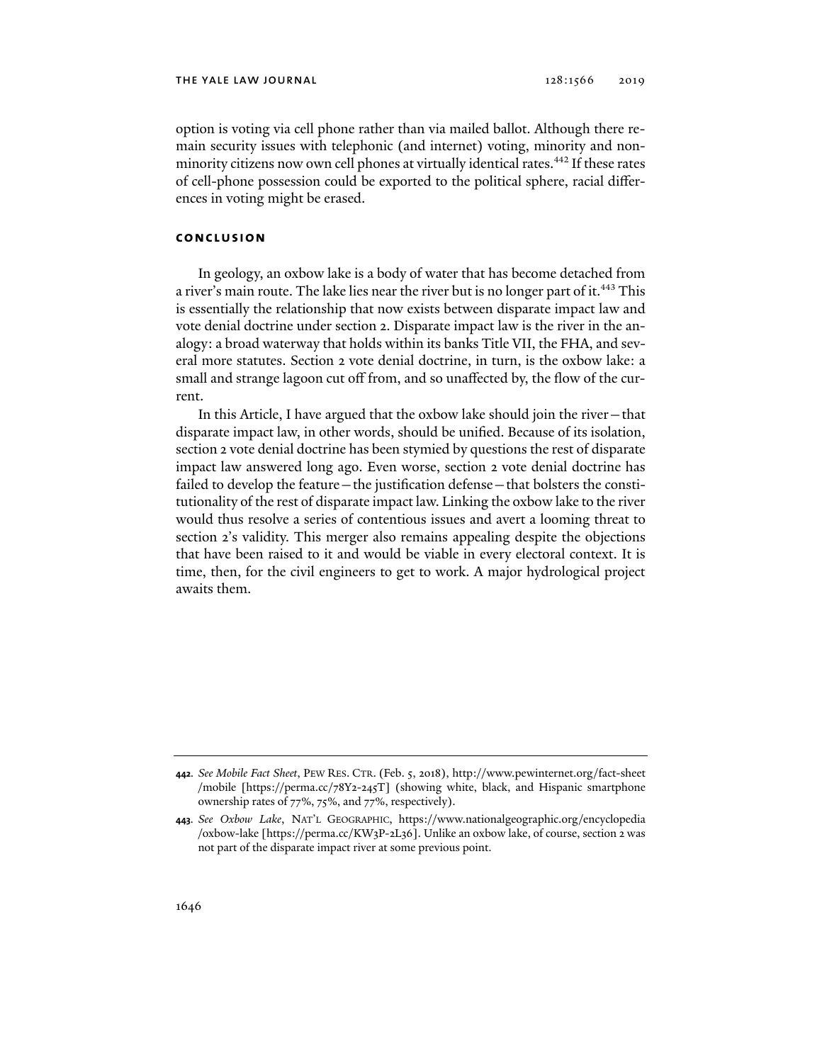option is voting via cell phone rather than via mailed ballot. Although there remain security issues with telephonic (and internet) voting, minority and nonminority citizens now own cell phones at virtually identical rates.[442] If these rates of cell-phone possession could be exported to the political sphere, racial differences in voting might be erased.

## CONCLUSION

In geology, an oxbow lake is a body of water that has become detached from a river's main route. The lake lies near the river but is no longer part of it.[443] This is essentially the relationship that now exists between disparate impact law and vote denial doctrine under section 2. Disparate impact law is the river in the analogy: a broad waterway that holds within its banks Title VII, the FHA, and several more statutes. Section 2 vote denial doctrine, in turn, is the oxbow lake: a small and strange lagoon cut off from, and so unaffected by, the flow of the current.

In this Article, I have argued that the oxbow lake should join the river—that disparate impact law, in other words, should be unified. Because of its isolation, section 2 vote denial doctrine has been stymied by questions the rest of disparate impact law answered long ago. Even worse, section 2 vote denial doctrine has failed to develop the feature—the justification defense—that bolsters the constitutionality of the rest of disparate impact law. Linking the oxbow lake to the river would thus resolve a series of contentious issues and avert a looming threat to section 2's validity. This merger also remains appealing despite the objections that have been raised to it and would be viable in every electoral context. It is time, then, for the civil engineers to get to work. A major hydrological project awaits them.

---

**442.** *See Mobile Fact Sheet*, PEW RES. CTR. (Feb. 5, 2018), http://www.pewinternet.org/fact-sheet/mobile [https://perma.cc/78Y2-245T] (showing white, black, and Hispanic smartphone ownership rates of 77%, 75%, and 77%, respectively).

**443.** *See Oxbow Lake*, NAT'L GEOGRAPHIC, https://www.nationalgeographic.org/encyclopedia/oxbow-lake [https://perma.cc/KW3P-2L36]. Unlike an oxbow lake, of course, section 2 was not part of the disparate impact river at some previous point.